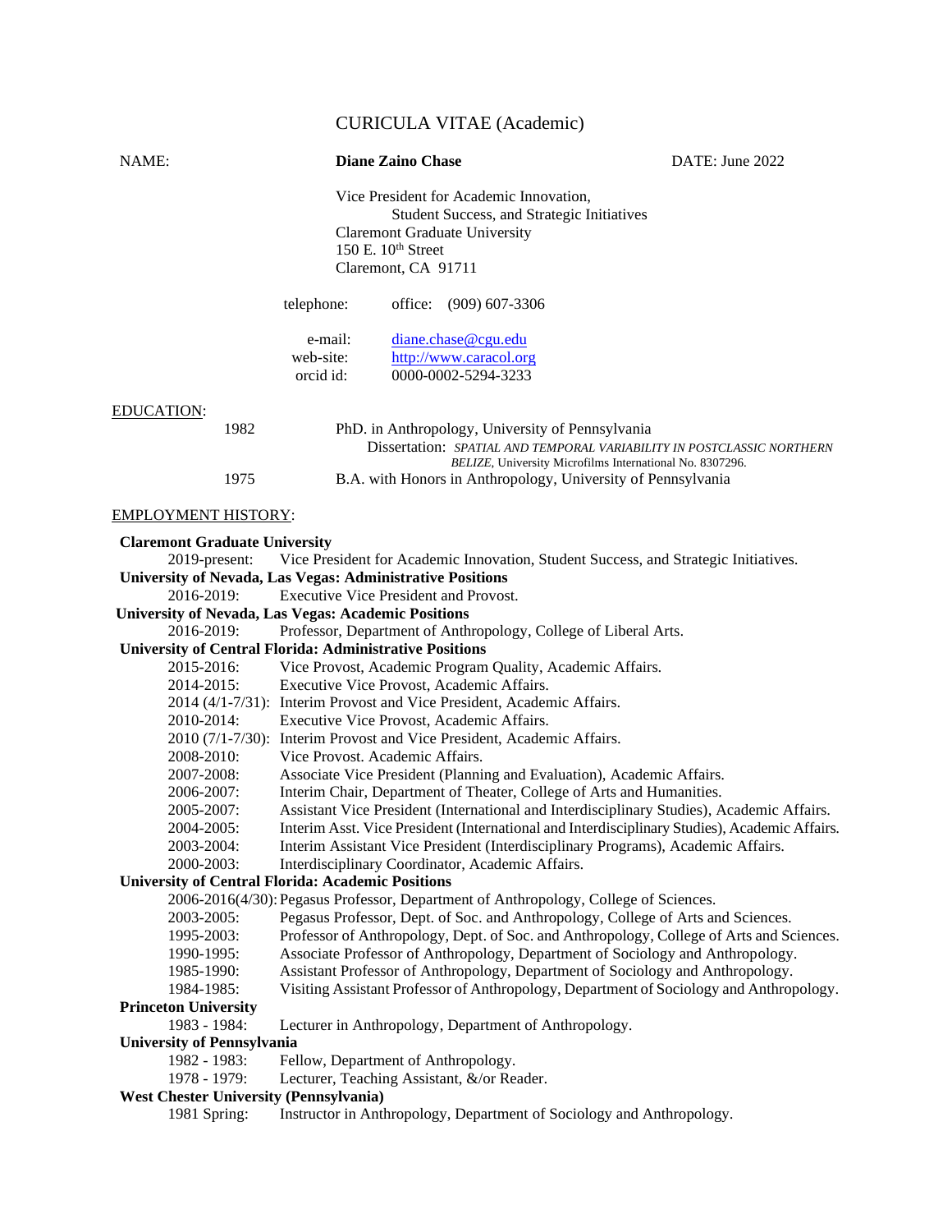# CURICULA VITAE (Academic)

NAME: **Diane Zaino Chase** DATE: June 2022

Vice President for Academic Innovation,
Student Success, and Strategic Initiatives
Claremont Graduate University
150 E. 10th Street
Claremont, CA 91711

telephone: office: (909) 607-3306

e-mail: diane.chase@cgu.edu
web-site: http://www.caracol.org
orcid id: 0000-0002-5294-3233

## EDUCATION:

1982 PhD. in Anthropology, University of Pennsylvania
Dissertation: *SPATIAL AND TEMPORAL VARIABILITY IN POSTCLASSIC NORTHERN BELIZE*, University Microfilms International No. 8307296.

1975 B.A. with Honors in Anthropology, University of Pennsylvania

## EMPLOYMENT HISTORY:

**Claremont Graduate University**

- 2019-present: Vice President for Academic Innovation, Student Success, and Strategic Initiatives.

**University of Nevada, Las Vegas: Administrative Positions**

- 2016-2019: Executive Vice President and Provost.

**University of Nevada, Las Vegas: Academic Positions**

- 2016-2019: Professor, Department of Anthropology, College of Liberal Arts.

**University of Central Florida: Administrative Positions**

- 2015-2016: Vice Provost, Academic Program Quality, Academic Affairs.
- 2014-2015: Executive Vice Provost, Academic Affairs.
- 2014 (4/1-7/31): Interim Provost and Vice President, Academic Affairs.
- 2010-2014: Executive Vice Provost, Academic Affairs.
- 2010 (7/1-7/30): Interim Provost and Vice President, Academic Affairs.
- 2008-2010: Vice Provost. Academic Affairs.
- 2007-2008: Associate Vice President (Planning and Evaluation), Academic Affairs.
- 2006-2007: Interim Chair, Department of Theater, College of Arts and Humanities.
- 2005-2007: Assistant Vice President (International and Interdisciplinary Studies), Academic Affairs.
- 2004-2005: Interim Asst. Vice President (International and Interdisciplinary Studies), Academic Affairs.
- 2003-2004: Interim Assistant Vice President (Interdisciplinary Programs), Academic Affairs.
- 2000-2003: Interdisciplinary Coordinator, Academic Affairs.

**University of Central Florida: Academic Positions**

- 2006-2016(4/30): Pegasus Professor, Department of Anthropology, College of Sciences.
- 2003-2005: Pegasus Professor, Dept. of Soc. and Anthropology, College of Arts and Sciences.
- 1995-2003: Professor of Anthropology, Dept. of Soc. and Anthropology, College of Arts and Sciences.
- 1990-1995: Associate Professor of Anthropology, Department of Sociology and Anthropology.
- 1985-1990: Assistant Professor of Anthropology, Department of Sociology and Anthropology.
- 1984-1985: Visiting Assistant Professor of Anthropology, Department of Sociology and Anthropology.

**Princeton University**

- 1983 - 1984: Lecturer in Anthropology, Department of Anthropology.

**University of Pennsylvania**

- 1982 - 1983: Fellow, Department of Anthropology.
- 1978 - 1979: Lecturer, Teaching Assistant, &/or Reader.

**West Chester University (Pennsylvania)**

- 1981 Spring: Instructor in Anthropology, Department of Sociology and Anthropology.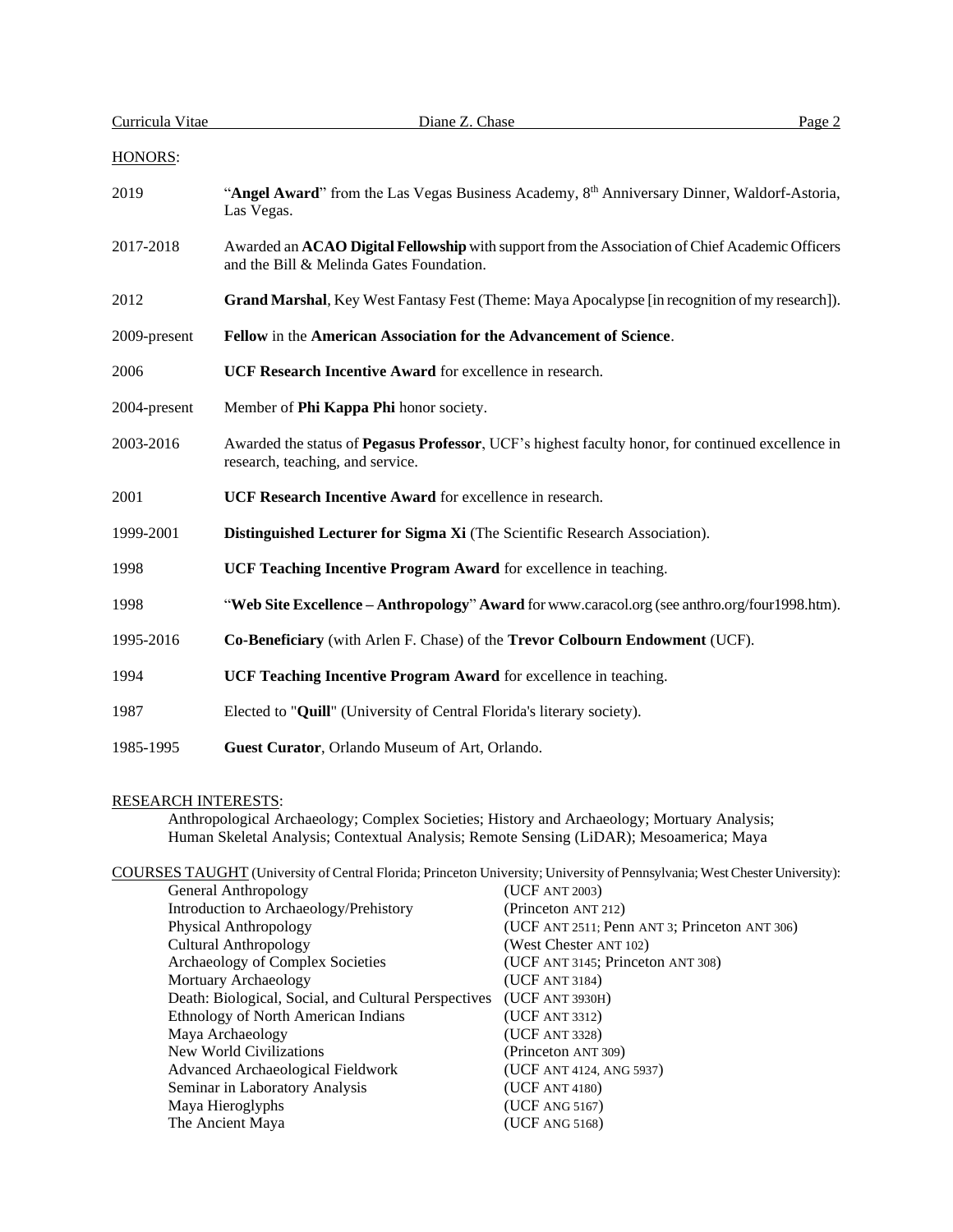## HONORS:

| | |
|---|---|
| 2019 | "**Angel Award**" from the Las Vegas Business Academy, 8th Anniversary Dinner, Waldorf-Astoria, Las Vegas. |
| 2017-2018 | Awarded an **ACAO Digital Fellowship** with support from the Association of Chief Academic Officers and the Bill & Melinda Gates Foundation. |
| 2012 | **Grand Marshal**, Key West Fantasy Fest (Theme: Maya Apocalypse [in recognition of my research]). |
| 2009-present | **Fellow** in the **American Association for the Advancement of Science**. |
| 2006 | **UCF Research Incentive Award** for excellence in research. |
| 2004-present | Member of **Phi Kappa Phi** honor society. |
| 2003-2016 | Awarded the status of **Pegasus Professor**, UCF's highest faculty honor, for continued excellence in research, teaching, and service. |
| 2001 | **UCF Research Incentive Award** for excellence in research. |
| 1999-2001 | **Distinguished Lecturer for Sigma Xi** (The Scientific Research Association). |
| 1998 | **UCF Teaching Incentive Program Award** for excellence in teaching. |
| 1998 | "**Web Site Excellence – Anthropology**" **Award** for www.caracol.org (see anthro.org/four1998.htm). |
| 1995-2016 | **Co-Beneficiary** (with Arlen F. Chase) of the **Trevor Colbourn Endowment** (UCF). |
| 1994 | **UCF Teaching Incentive Program Award** for excellence in teaching. |
| 1987 | Elected to "**Quill**" (University of Central Florida's literary society). |
| 1985-1995 | **Guest Curator**, Orlando Museum of Art, Orlando. |

## RESEARCH INTERESTS:

Anthropological Archaeology; Complex Societies; History and Archaeology; Mortuary Analysis; Human Skeletal Analysis; Contextual Analysis; Remote Sensing (LiDAR); Mesoamerica; Maya

## COURSES TAUGHT (University of Central Florida; Princeton University; University of Pennsylvania; West Chester University):

| | |
|---|---|
| General Anthropology | (UCF ANT 2003) |
| Introduction to Archaeology/Prehistory | (Princeton ANT 212) |
| Physical Anthropology | (UCF ANT 2511; Penn ANT 3; Princeton ANT 306) |
| Cultural Anthropology | (West Chester ANT 102) |
| Archaeology of Complex Societies | (UCF ANT 3145; Princeton ANT 308) |
| Mortuary Archaeology | (UCF ANT 3184) |
| Death: Biological, Social, and Cultural Perspectives | (UCF ANT 3930H) |
| Ethnology of North American Indians | (UCF ANT 3312) |
| Maya Archaeology | (UCF ANT 3328) |
| New World Civilizations | (Princeton ANT 309) |
| Advanced Archaeological Fieldwork | (UCF ANT 4124, ANG 5937) |
| Seminar in Laboratory Analysis | (UCF ANT 4180) |
| Maya Hieroglyphs | (UCF ANG 5167) |
| The Ancient Maya | (UCF ANG 5168) |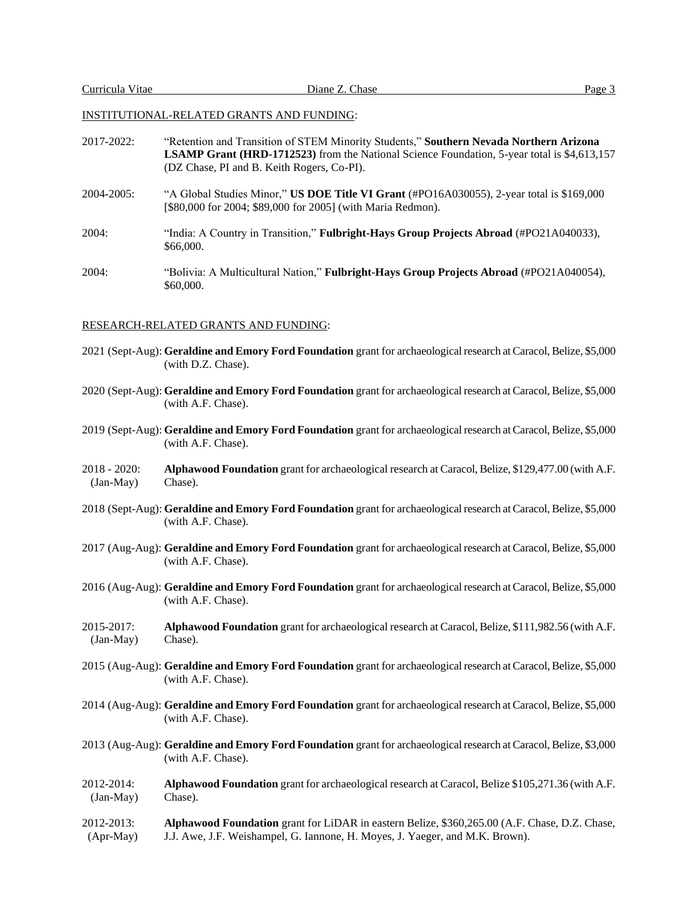## INSTITUTIONAL-RELATED GRANTS AND FUNDING:

2017-2022: "Retention and Transition of STEM Minority Students," **Southern Nevada Northern Arizona LSAMP Grant (HRD-1712523)** from the National Science Foundation, 5-year total is $4,613,157 (DZ Chase, PI and B. Keith Rogers, Co-PI).

2004-2005: "A Global Studies Minor," **US DOE Title VI Grant** (#PO16A030055), 2-year total is $169,000 [$80,000 for 2004; $89,000 for 2005] (with Maria Redmon).

2004: "India: A Country in Transition," **Fulbright-Hays Group Projects Abroad** (#PO21A040033), $66,000.

2004: "Bolivia: A Multicultural Nation," **Fulbright-Hays Group Projects Abroad** (#PO21A040054), $60,000.

## RESEARCH-RELATED GRANTS AND FUNDING:

2021 (Sept-Aug): **Geraldine and Emory Ford Foundation** grant for archaeological research at Caracol, Belize, $5,000 (with D.Z. Chase).

2020 (Sept-Aug): **Geraldine and Emory Ford Foundation** grant for archaeological research at Caracol, Belize, $5,000 (with A.F. Chase).

2019 (Sept-Aug): **Geraldine and Emory Ford Foundation** grant for archaeological research at Caracol, Belize, $5,000 (with A.F. Chase).

2018 - 2020: (Jan-May) **Alphawood Foundation** grant for archaeological research at Caracol, Belize, $129,477.00 (with A.F. Chase).

2018 (Sept-Aug): **Geraldine and Emory Ford Foundation** grant for archaeological research at Caracol, Belize, $5,000 (with A.F. Chase).

2017 (Aug-Aug): **Geraldine and Emory Ford Foundation** grant for archaeological research at Caracol, Belize, $5,000 (with A.F. Chase).

2016 (Aug-Aug): **Geraldine and Emory Ford Foundation** grant for archaeological research at Caracol, Belize, $5,000 (with A.F. Chase).

2015-2017: (Jan-May) **Alphawood Foundation** grant for archaeological research at Caracol, Belize, $111,982.56 (with A.F. Chase).

2015 (Aug-Aug): **Geraldine and Emory Ford Foundation** grant for archaeological research at Caracol, Belize, $5,000 (with A.F. Chase).

2014 (Aug-Aug): **Geraldine and Emory Ford Foundation** grant for archaeological research at Caracol, Belize, $5,000 (with A.F. Chase).

2013 (Aug-Aug): **Geraldine and Emory Ford Foundation** grant for archaeological research at Caracol, Belize, $3,000 (with A.F. Chase).

2012-2014: (Jan-May) **Alphawood Foundation** grant for archaeological research at Caracol, Belize $105,271.36 (with A.F. Chase).

2012-2013: (Apr-May) **Alphawood Foundation** grant for LiDAR in eastern Belize, $360,265.00 (A.F. Chase, D.Z. Chase, J.J. Awe, J.F. Weishampel, G. Iannone, H. Moyes, J. Yaeger, and M.K. Brown).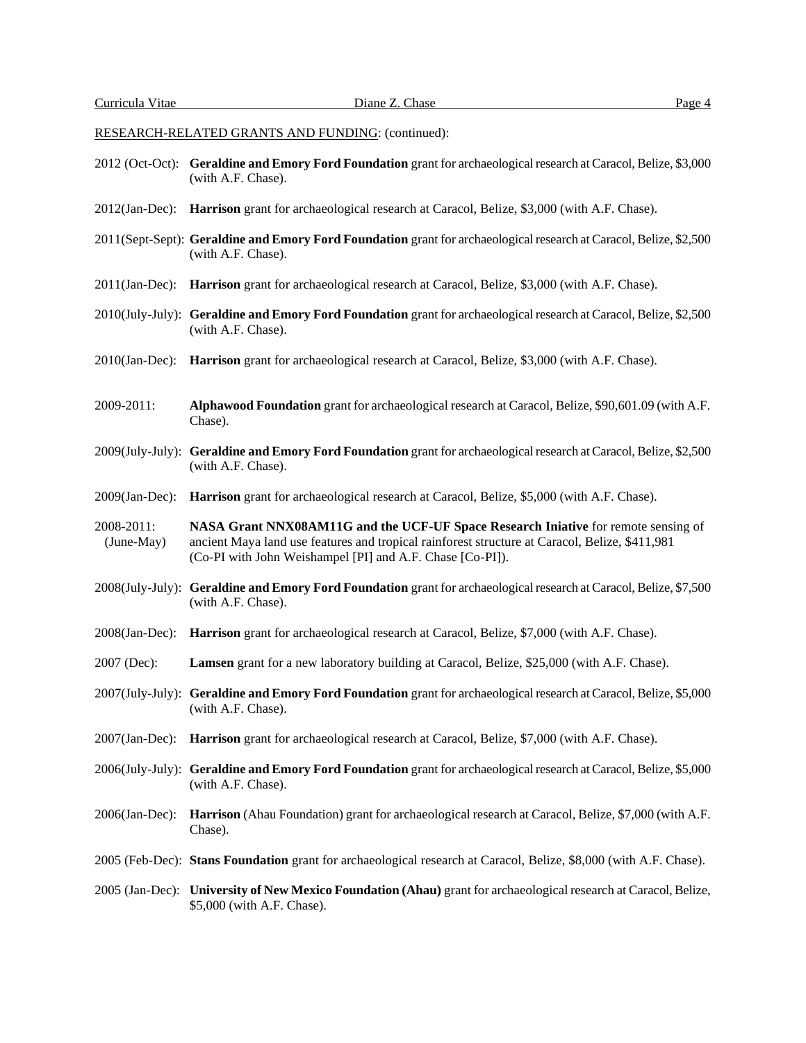RESEARCH-RELATED GRANTS AND FUNDING: (continued):

2012 (Oct-Oct): **Geraldine and Emory Ford Foundation** grant for archaeological research at Caracol, Belize, $3,000 (with A.F. Chase).

2012(Jan-Dec): **Harrison** grant for archaeological research at Caracol, Belize, $3,000 (with A.F. Chase).

2011(Sept-Sept): **Geraldine and Emory Ford Foundation** grant for archaeological research at Caracol, Belize, $2,500 (with A.F. Chase).

2011(Jan-Dec): **Harrison** grant for archaeological research at Caracol, Belize, $3,000 (with A.F. Chase).

2010(July-July): **Geraldine and Emory Ford Foundation** grant for archaeological research at Caracol, Belize, $2,500 (with A.F. Chase).

2010(Jan-Dec): **Harrison** grant for archaeological research at Caracol, Belize, $3,000 (with A.F. Chase).

2009-2011: **Alphawood Foundation** grant for archaeological research at Caracol, Belize, $90,601.09 (with A.F. Chase).

2009(July-July): **Geraldine and Emory Ford Foundation** grant for archaeological research at Caracol, Belize, $2,500 (with A.F. Chase).

2009(Jan-Dec): **Harrison** grant for archaeological research at Caracol, Belize, $5,000 (with A.F. Chase).

2008-2011: (June-May) **NASA Grant NNX08AM11G and the UCF-UF Space Research Iniative** for remote sensing of ancient Maya land use features and tropical rainforest structure at Caracol, Belize, $411,981 (Co-PI with John Weishampel [PI] and A.F. Chase [Co-PI]).

2008(July-July): **Geraldine and Emory Ford Foundation** grant for archaeological research at Caracol, Belize, $7,500 (with A.F. Chase).

2008(Jan-Dec): **Harrison** grant for archaeological research at Caracol, Belize, $7,000 (with A.F. Chase).

2007 (Dec): **Lamsen** grant for a new laboratory building at Caracol, Belize, $25,000 (with A.F. Chase).

2007(July-July): **Geraldine and Emory Ford Foundation** grant for archaeological research at Caracol, Belize, $5,000 (with A.F. Chase).

2007(Jan-Dec): **Harrison** grant for archaeological research at Caracol, Belize, $7,000 (with A.F. Chase).

2006(July-July): **Geraldine and Emory Ford Foundation** grant for archaeological research at Caracol, Belize, $5,000 (with A.F. Chase).

2006(Jan-Dec): **Harrison** (Ahau Foundation) grant for archaeological research at Caracol, Belize, $7,000 (with A.F. Chase).

2005 (Feb-Dec): **Stans Foundation** grant for archaeological research at Caracol, Belize, $8,000 (with A.F. Chase).

2005 (Jan-Dec): **University of New Mexico Foundation (Ahau)** grant for archaeological research at Caracol, Belize, $5,000 (with A.F. Chase).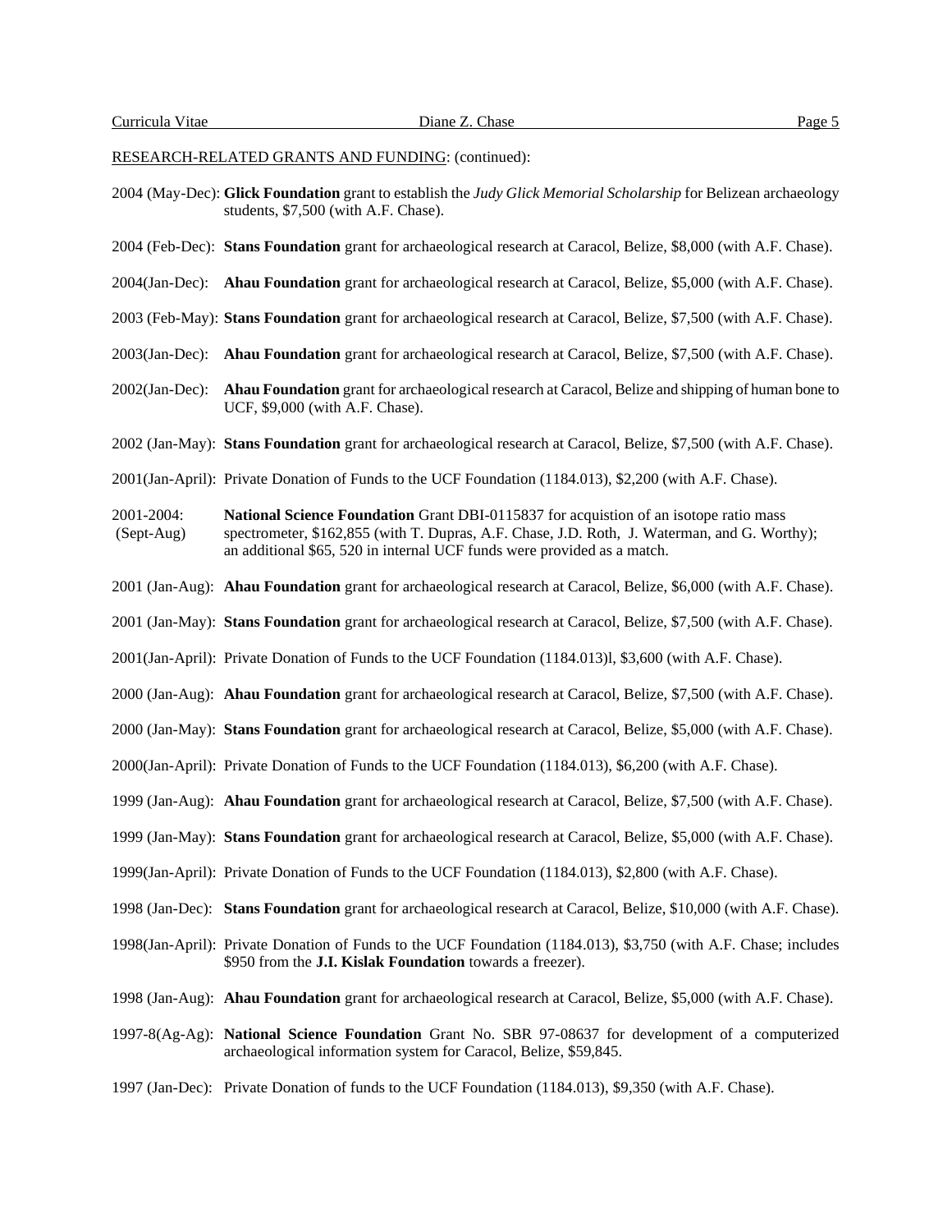RESEARCH-RELATED GRANTS AND FUNDING: (continued):

2004 (May-Dec): **Glick Foundation** grant to establish the *Judy Glick Memorial Scholarship* for Belizean archaeology students, $7,500 (with A.F. Chase).

2004 (Feb-Dec): **Stans Foundation** grant for archaeological research at Caracol, Belize, $8,000 (with A.F. Chase).

2004(Jan-Dec): **Ahau Foundation** grant for archaeological research at Caracol, Belize, $5,000 (with A.F. Chase).

2003 (Feb-May): **Stans Foundation** grant for archaeological research at Caracol, Belize, $7,500 (with A.F. Chase).

2003(Jan-Dec): **Ahau Foundation** grant for archaeological research at Caracol, Belize, $7,500 (with A.F. Chase).

2002(Jan-Dec): **Ahau Foundation** grant for archaeological research at Caracol, Belize and shipping of human bone to UCF, $9,000 (with A.F. Chase).

2002 (Jan-May): **Stans Foundation** grant for archaeological research at Caracol, Belize, $7,500 (with A.F. Chase).

2001(Jan-April): Private Donation of Funds to the UCF Foundation (1184.013), $2,200 (with A.F. Chase).

2001-2004: (Sept-Aug) **National Science Foundation** Grant DBI-0115837 for acquistion of an isotope ratio mass spectrometer, $162,855 (with T. Dupras, A.F. Chase, J.D. Roth, J. Waterman, and G. Worthy); an additional $65, 520 in internal UCF funds were provided as a match.

2001 (Jan-Aug): **Ahau Foundation** grant for archaeological research at Caracol, Belize, $6,000 (with A.F. Chase).

2001 (Jan-May): **Stans Foundation** grant for archaeological research at Caracol, Belize, $7,500 (with A.F. Chase).

2001(Jan-April): Private Donation of Funds to the UCF Foundation (1184.013)l, $3,600 (with A.F. Chase).

2000 (Jan-Aug): **Ahau Foundation** grant for archaeological research at Caracol, Belize, $7,500 (with A.F. Chase).

2000 (Jan-May): **Stans Foundation** grant for archaeological research at Caracol, Belize, $5,000 (with A.F. Chase).

2000(Jan-April): Private Donation of Funds to the UCF Foundation (1184.013), $6,200 (with A.F. Chase).

1999 (Jan-Aug): **Ahau Foundation** grant for archaeological research at Caracol, Belize, $7,500 (with A.F. Chase).

1999 (Jan-May): **Stans Foundation** grant for archaeological research at Caracol, Belize, $5,000 (with A.F. Chase).

1999(Jan-April): Private Donation of Funds to the UCF Foundation (1184.013), $2,800 (with A.F. Chase).

1998 (Jan-Dec): **Stans Foundation** grant for archaeological research at Caracol, Belize, $10,000 (with A.F. Chase).

1998(Jan-April): Private Donation of Funds to the UCF Foundation (1184.013), $3,750 (with A.F. Chase; includes $950 from the **J.I. Kislak Foundation** towards a freezer).

1998 (Jan-Aug): **Ahau Foundation** grant for archaeological research at Caracol, Belize, $5,000 (with A.F. Chase).

1997-8(Ag-Ag): **National Science Foundation** Grant No. SBR 97-08637 for development of a computerized archaeological information system for Caracol, Belize, $59,845.

1997 (Jan-Dec): Private Donation of funds to the UCF Foundation (1184.013), $9,350 (with A.F. Chase).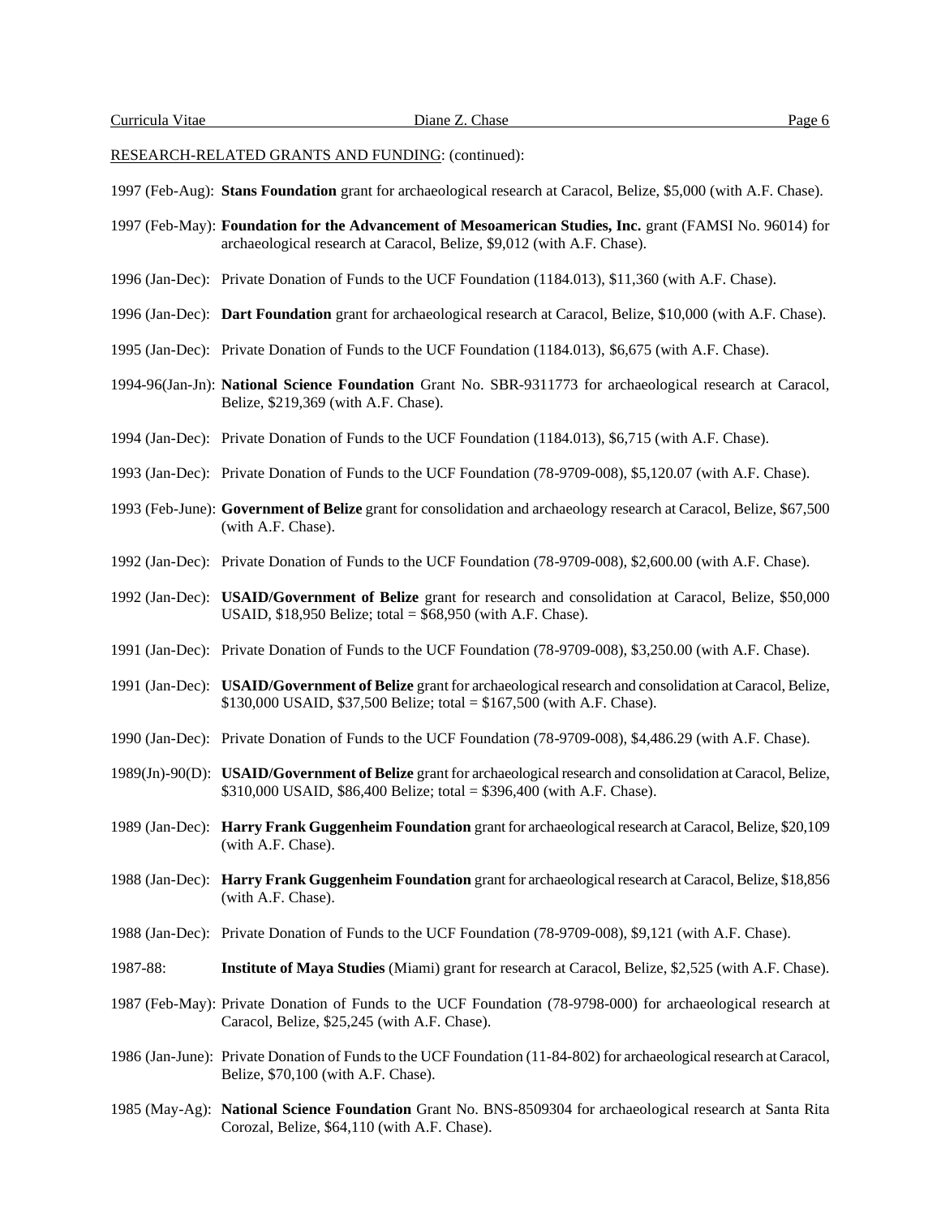RESEARCH-RELATED GRANTS AND FUNDING: (continued):

1997 (Feb-Aug): **Stans Foundation** grant for archaeological research at Caracol, Belize, $5,000 (with A.F. Chase).

1997 (Feb-May): **Foundation for the Advancement of Mesoamerican Studies, Inc.** grant (FAMSI No. 96014) for archaeological research at Caracol, Belize, $9,012 (with A.F. Chase).

1996 (Jan-Dec): Private Donation of Funds to the UCF Foundation (1184.013), $11,360 (with A.F. Chase).

1996 (Jan-Dec): **Dart Foundation** grant for archaeological research at Caracol, Belize, $10,000 (with A.F. Chase).

1995 (Jan-Dec): Private Donation of Funds to the UCF Foundation (1184.013), $6,675 (with A.F. Chase).

1994-96(Jan-Jn): **National Science Foundation** Grant No. SBR-9311773 for archaeological research at Caracol, Belize, $219,369 (with A.F. Chase).

1994 (Jan-Dec): Private Donation of Funds to the UCF Foundation (1184.013), $6,715 (with A.F. Chase).

1993 (Jan-Dec): Private Donation of Funds to the UCF Foundation (78-9709-008), $5,120.07 (with A.F. Chase).

1993 (Feb-June): **Government of Belize** grant for consolidation and archaeology research at Caracol, Belize, $67,500 (with A.F. Chase).

1992 (Jan-Dec): Private Donation of Funds to the UCF Foundation (78-9709-008), $2,600.00 (with A.F. Chase).

1992 (Jan-Dec): **USAID/Government of Belize** grant for research and consolidation at Caracol, Belize, $50,000 USAID, $18,950 Belize; total = $68,950 (with A.F. Chase).

1991 (Jan-Dec): Private Donation of Funds to the UCF Foundation (78-9709-008), $3,250.00 (with A.F. Chase).

1991 (Jan-Dec): **USAID/Government of Belize** grant for archaeological research and consolidation at Caracol, Belize, $130,000 USAID, $37,500 Belize; total = $167,500 (with A.F. Chase).

1990 (Jan-Dec): Private Donation of Funds to the UCF Foundation (78-9709-008), $4,486.29 (with A.F. Chase).

1989(Jn)-90(D): **USAID/Government of Belize** grant for archaeological research and consolidation at Caracol, Belize, $310,000 USAID, $86,400 Belize; total = $396,400 (with A.F. Chase).

1989 (Jan-Dec): **Harry Frank Guggenheim Foundation** grant for archaeological research at Caracol, Belize, $20,109 (with A.F. Chase).

1988 (Jan-Dec): **Harry Frank Guggenheim Foundation** grant for archaeological research at Caracol, Belize, $18,856 (with A.F. Chase).

1988 (Jan-Dec): Private Donation of Funds to the UCF Foundation (78-9709-008), $9,121 (with A.F. Chase).

1987-88: **Institute of Maya Studies** (Miami) grant for research at Caracol, Belize, $2,525 (with A.F. Chase).

1987 (Feb-May): Private Donation of Funds to the UCF Foundation (78-9798-000) for archaeological research at Caracol, Belize, $25,245 (with A.F. Chase).

1986 (Jan-June): Private Donation of Funds to the UCF Foundation (11-84-802) for archaeological research at Caracol, Belize, $70,100 (with A.F. Chase).

1985 (May-Ag): **National Science Foundation** Grant No. BNS-8509304 for archaeological research at Santa Rita Corozal, Belize, $64,110 (with A.F. Chase).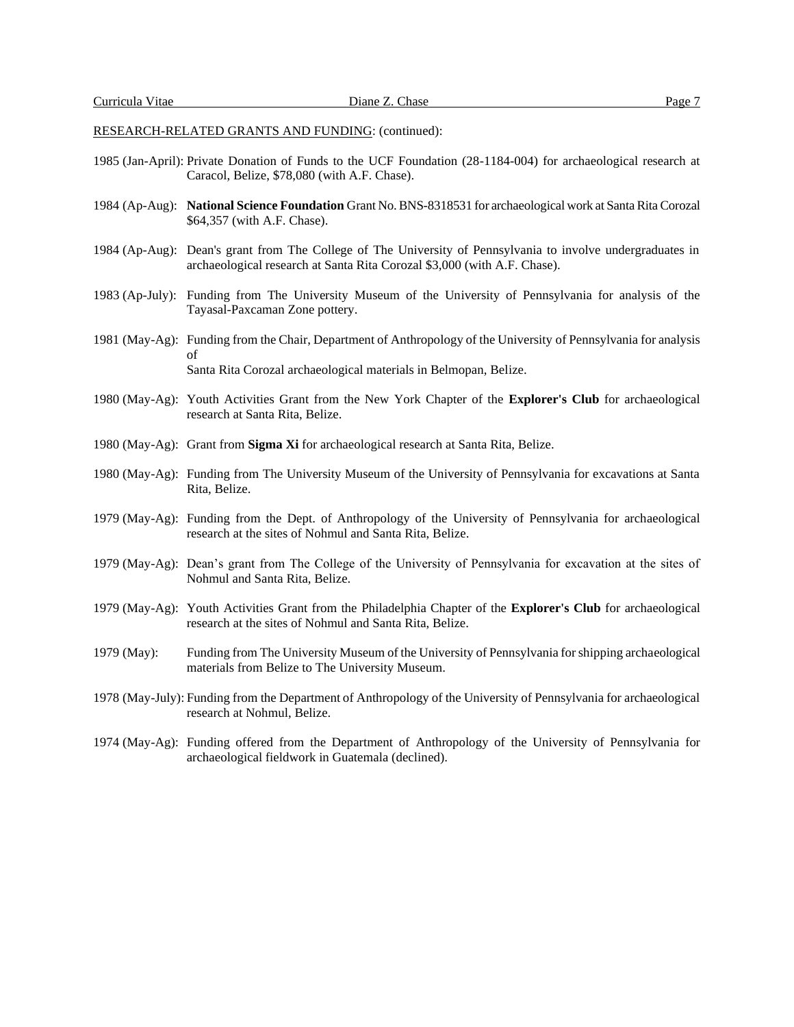RESEARCH-RELATED GRANTS AND FUNDING: (continued):

1985 (Jan-April): Private Donation of Funds to the UCF Foundation (28-1184-004) for archaeological research at Caracol, Belize, $78,080 (with A.F. Chase).

1984 (Ap-Aug): **National Science Foundation** Grant No. BNS-8318531 for archaeological work at Santa Rita Corozal $64,357 (with A.F. Chase).

1984 (Ap-Aug): Dean's grant from The College of The University of Pennsylvania to involve undergraduates in archaeological research at Santa Rita Corozal $3,000 (with A.F. Chase).

1983 (Ap-July): Funding from The University Museum of the University of Pennsylvania for analysis of the Tayasal-Paxcaman Zone pottery.

1981 (May-Ag): Funding from the Chair, Department of Anthropology of the University of Pennsylvania for analysis of Santa Rita Corozal archaeological materials in Belmopan, Belize.

1980 (May-Ag): Youth Activities Grant from the New York Chapter of the **Explorer's Club** for archaeological research at Santa Rita, Belize.

1980 (May-Ag): Grant from **Sigma Xi** for archaeological research at Santa Rita, Belize.

1980 (May-Ag): Funding from The University Museum of the University of Pennsylvania for excavations at Santa Rita, Belize.

1979 (May-Ag): Funding from the Dept. of Anthropology of the University of Pennsylvania for archaeological research at the sites of Nohmul and Santa Rita, Belize.

1979 (May-Ag): Dean's grant from The College of the University of Pennsylvania for excavation at the sites of Nohmul and Santa Rita, Belize.

1979 (May-Ag): Youth Activities Grant from the Philadelphia Chapter of the **Explorer's Club** for archaeological research at the sites of Nohmul and Santa Rita, Belize.

1979 (May): Funding from The University Museum of the University of Pennsylvania for shipping archaeological materials from Belize to The University Museum.

1978 (May-July): Funding from the Department of Anthropology of the University of Pennsylvania for archaeological research at Nohmul, Belize.

1974 (May-Ag): Funding offered from the Department of Anthropology of the University of Pennsylvania for archaeological fieldwork in Guatemala (declined).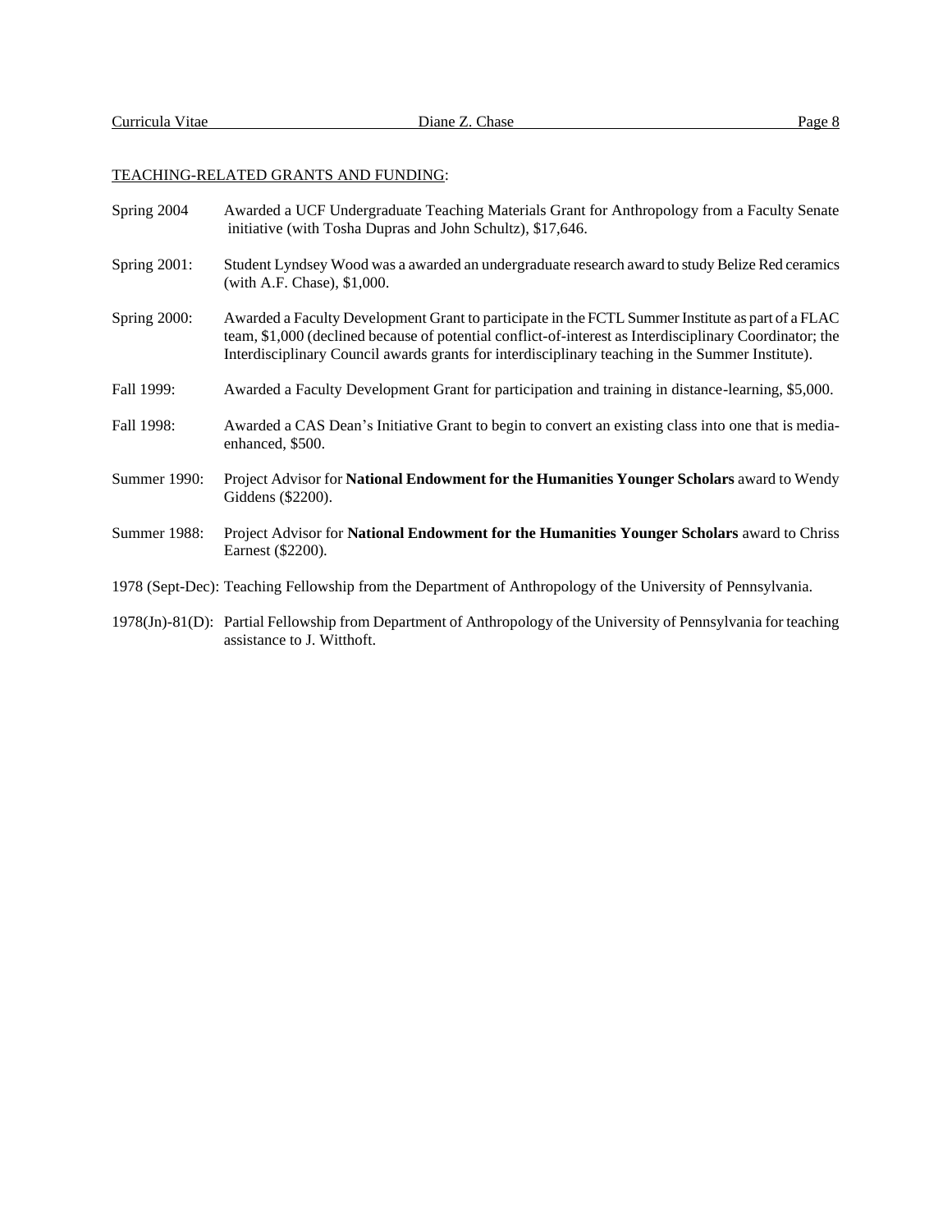TEACHING-RELATED GRANTS AND FUNDING:

Spring 2004 Awarded a UCF Undergraduate Teaching Materials Grant for Anthropology from a Faculty Senate initiative (with Tosha Dupras and John Schultz), $17,646.

Spring 2001: Student Lyndsey Wood was a awarded an undergraduate research award to study Belize Red ceramics (with A.F. Chase), $1,000.

Spring 2000: Awarded a Faculty Development Grant to participate in the FCTL Summer Institute as part of a FLAC team, $1,000 (declined because of potential conflict-of-interest as Interdisciplinary Coordinator; the Interdisciplinary Council awards grants for interdisciplinary teaching in the Summer Institute).

Fall 1999: Awarded a Faculty Development Grant for participation and training in distance-learning, $5,000.

Fall 1998: Awarded a CAS Dean's Initiative Grant to begin to convert an existing class into one that is media-enhanced, $500.

Summer 1990: Project Advisor for **National Endowment for the Humanities Younger Scholars** award to Wendy Giddens ($2200).

Summer 1988: Project Advisor for **National Endowment for the Humanities Younger Scholars** award to Chriss Earnest ($2200).

1978 (Sept-Dec): Teaching Fellowship from the Department of Anthropology of the University of Pennsylvania.

1978(Jn)-81(D): Partial Fellowship from Department of Anthropology of the University of Pennsylvania for teaching assistance to J. Witthoft.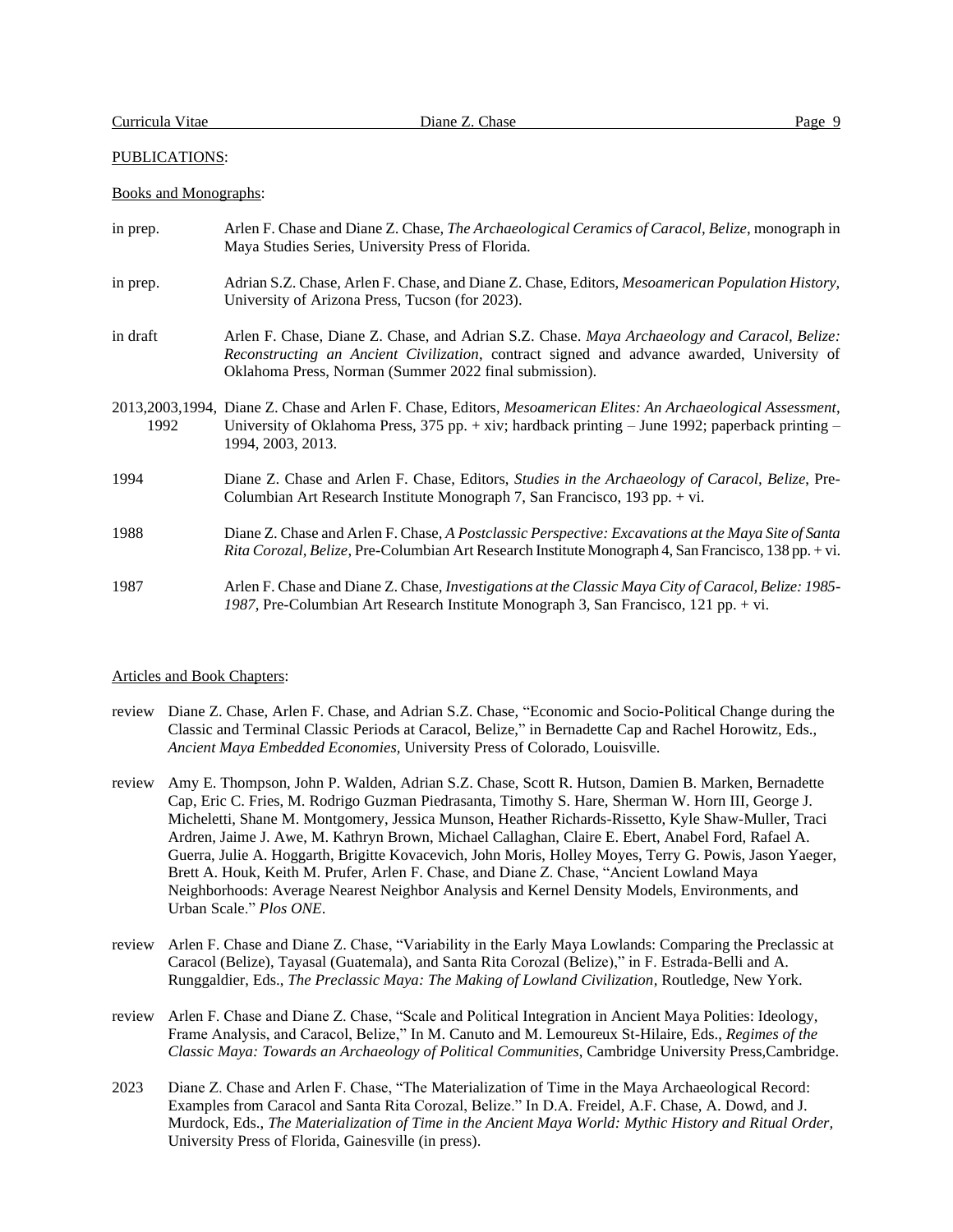## PUBLICATIONS:

### Books and Monographs:

in prep. Arlen F. Chase and Diane Z. Chase, *The Archaeological Ceramics of Caracol, Belize*, monograph in Maya Studies Series, University Press of Florida.

in prep. Adrian S.Z. Chase, Arlen F. Chase, and Diane Z. Chase, Editors, *Mesoamerican Population History*, University of Arizona Press, Tucson (for 2023).

in draft Arlen F. Chase, Diane Z. Chase, and Adrian S.Z. Chase. *Maya Archaeology and Caracol, Belize: Reconstructing an Ancient Civilization*, contract signed and advance awarded, University of Oklahoma Press, Norman (Summer 2022 final submission).

2013,2003,1994, 1992 Diane Z. Chase and Arlen F. Chase, Editors, *Mesoamerican Elites: An Archaeological Assessment*, University of Oklahoma Press, 375 pp. + xiv; hardback printing – June 1992; paperback printing – 1994, 2003, 2013.

1994 Diane Z. Chase and Arlen F. Chase, Editors, *Studies in the Archaeology of Caracol, Belize*, Pre-Columbian Art Research Institute Monograph 7, San Francisco, 193 pp. + vi.

1988 Diane Z. Chase and Arlen F. Chase, *A Postclassic Perspective: Excavations at the Maya Site of Santa Rita Corozal, Belize*, Pre-Columbian Art Research Institute Monograph 4, San Francisco, 138 pp. + vi.

1987 Arlen F. Chase and Diane Z. Chase, *Investigations at the Classic Maya City of Caracol, Belize: 1985-1987*, Pre-Columbian Art Research Institute Monograph 3, San Francisco, 121 pp. + vi.

### Articles and Book Chapters:

review Diane Z. Chase, Arlen F. Chase, and Adrian S.Z. Chase, "Economic and Socio-Political Change during the Classic and Terminal Classic Periods at Caracol, Belize," in Bernadette Cap and Rachel Horowitz, Eds., *Ancient Maya Embedded Economies,* University Press of Colorado, Louisville.

review Amy E. Thompson, John P. Walden, Adrian S.Z. Chase, Scott R. Hutson, Damien B. Marken, Bernadette Cap, Eric C. Fries, M. Rodrigo Guzman Piedrasanta, Timothy S. Hare, Sherman W. Horn III, George J. Micheletti, Shane M. Montgomery, Jessica Munson, Heather Richards-Rissetto, Kyle Shaw-Muller, Traci Ardren, Jaime J. Awe, M. Kathryn Brown, Michael Callaghan, Claire E. Ebert, Anabel Ford, Rafael A. Guerra, Julie A. Hoggarth, Brigitte Kovacevich, John Moris, Holley Moyes, Terry G. Powis, Jason Yaeger, Brett A. Houk, Keith M. Prufer, Arlen F. Chase, and Diane Z. Chase, "Ancient Lowland Maya Neighborhoods: Average Nearest Neighbor Analysis and Kernel Density Models, Environments, and Urban Scale." *Plos ONE*.

review Arlen F. Chase and Diane Z. Chase, "Variability in the Early Maya Lowlands: Comparing the Preclassic at Caracol (Belize), Tayasal (Guatemala), and Santa Rita Corozal (Belize)," in F. Estrada-Belli and A. Runggaldier, Eds., *The Preclassic Maya: The Making of Lowland Civilization*, Routledge, New York.

review Arlen F. Chase and Diane Z. Chase, "Scale and Political Integration in Ancient Maya Polities: Ideology, Frame Analysis, and Caracol, Belize," In M. Canuto and M. Lemoureux St-Hilaire, Eds., *Regimes of the Classic Maya: Towards an Archaeology of Political Communities*, Cambridge University Press,Cambridge.

2023 Diane Z. Chase and Arlen F. Chase, "The Materialization of Time in the Maya Archaeological Record: Examples from Caracol and Santa Rita Corozal, Belize." In D.A. Freidel, A.F. Chase, A. Dowd, and J. Murdock, Eds., *The Materialization of Time in the Ancient Maya World: Mythic History and Ritual Order,* University Press of Florida, Gainesville (in press).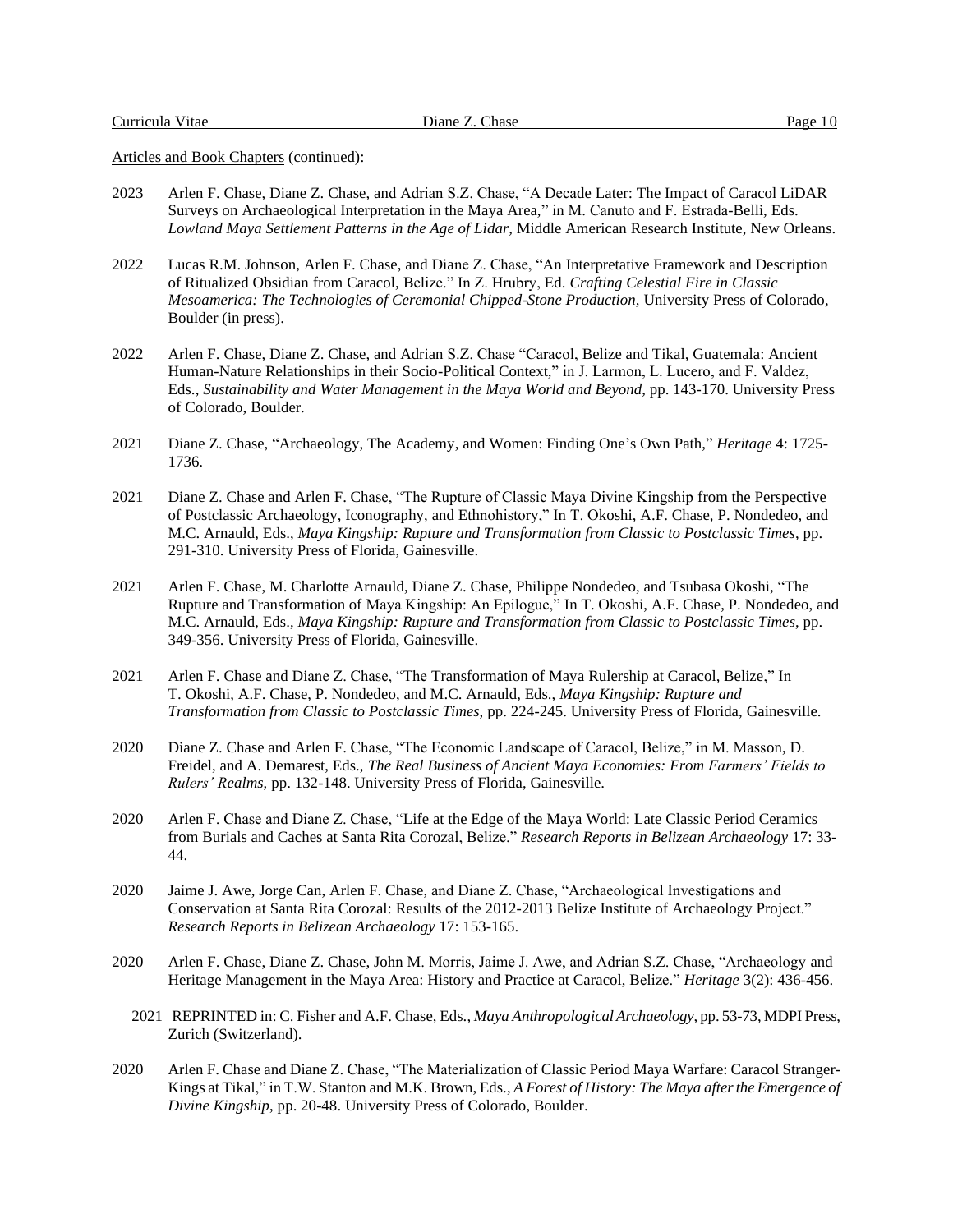Articles and Book Chapters (continued):

2023 Arlen F. Chase, Diane Z. Chase, and Adrian S.Z. Chase, "A Decade Later: The Impact of Caracol LiDAR Surveys on Archaeological Interpretation in the Maya Area," in M. Canuto and F. Estrada-Belli, Eds. *Lowland Maya Settlement Patterns in the Age of Lidar*, Middle American Research Institute, New Orleans.

2022 Lucas R.M. Johnson, Arlen F. Chase, and Diane Z. Chase, "An Interpretative Framework and Description of Ritualized Obsidian from Caracol, Belize." In Z. Hrubry, Ed. *Crafting Celestial Fire in Classic Mesoamerica: The Technologies of Ceremonial Chipped-Stone Production*, University Press of Colorado, Boulder (in press).

2022 Arlen F. Chase, Diane Z. Chase, and Adrian S.Z. Chase "Caracol, Belize and Tikal, Guatemala: Ancient Human-Nature Relationships in their Socio-Political Context," in J. Larmon, L. Lucero, and F. Valdez, Eds., *Sustainability and Water Management in the Maya World and Beyond*, pp. 143-170. University Press of Colorado, Boulder.

2021 Diane Z. Chase, "Archaeology, The Academy, and Women: Finding One's Own Path," *Heritage* 4: 1725-1736.

2021 Diane Z. Chase and Arlen F. Chase, "The Rupture of Classic Maya Divine Kingship from the Perspective of Postclassic Archaeology, Iconography, and Ethnohistory," In T. Okoshi, A.F. Chase, P. Nondedeo, and M.C. Arnauld, Eds., *Maya Kingship: Rupture and Transformation from Classic to Postclassic Times*, pp. 291-310. University Press of Florida, Gainesville.

2021 Arlen F. Chase, M. Charlotte Arnauld, Diane Z. Chase, Philippe Nondedeo, and Tsubasa Okoshi, "The Rupture and Transformation of Maya Kingship: An Epilogue," In T. Okoshi, A.F. Chase, P. Nondedeo, and M.C. Arnauld, Eds., *Maya Kingship: Rupture and Transformation from Classic to Postclassic Times*, pp. 349-356. University Press of Florida, Gainesville.

2021 Arlen F. Chase and Diane Z. Chase, "The Transformation of Maya Rulership at Caracol, Belize," In T. Okoshi, A.F. Chase, P. Nondedeo, and M.C. Arnauld, Eds., *Maya Kingship: Rupture and Transformation from Classic to Postclassic Times*, pp. 224-245. University Press of Florida, Gainesville.

2020 Diane Z. Chase and Arlen F. Chase, "The Economic Landscape of Caracol, Belize," in M. Masson, D. Freidel, and A. Demarest, Eds., *The Real Business of Ancient Maya Economies: From Farmers' Fields to Rulers' Realms*, pp. 132-148. University Press of Florida, Gainesville.

2020 Arlen F. Chase and Diane Z. Chase, "Life at the Edge of the Maya World: Late Classic Period Ceramics from Burials and Caches at Santa Rita Corozal, Belize." *Research Reports in Belizean Archaeology* 17: 33-44.

2020 Jaime J. Awe, Jorge Can, Arlen F. Chase, and Diane Z. Chase, "Archaeological Investigations and Conservation at Santa Rita Corozal: Results of the 2012-2013 Belize Institute of Archaeology Project." *Research Reports in Belizean Archaeology* 17: 153-165.

2020 Arlen F. Chase, Diane Z. Chase, John M. Morris, Jaime J. Awe, and Adrian S.Z. Chase, "Archaeology and Heritage Management in the Maya Area: History and Practice at Caracol, Belize." *Heritage* 3(2): 436-456.

2021 REPRINTED in: C. Fisher and A.F. Chase, Eds., *Maya Anthropological Archaeology*, pp. 53-73, MDPI Press, Zurich (Switzerland).

2020 Arlen F. Chase and Diane Z. Chase, "The Materialization of Classic Period Maya Warfare: Caracol Stranger-Kings at Tikal," in T.W. Stanton and M.K. Brown, Eds., *A Forest of History: The Maya after the Emergence of Divine Kingship*, pp. 20-48. University Press of Colorado, Boulder.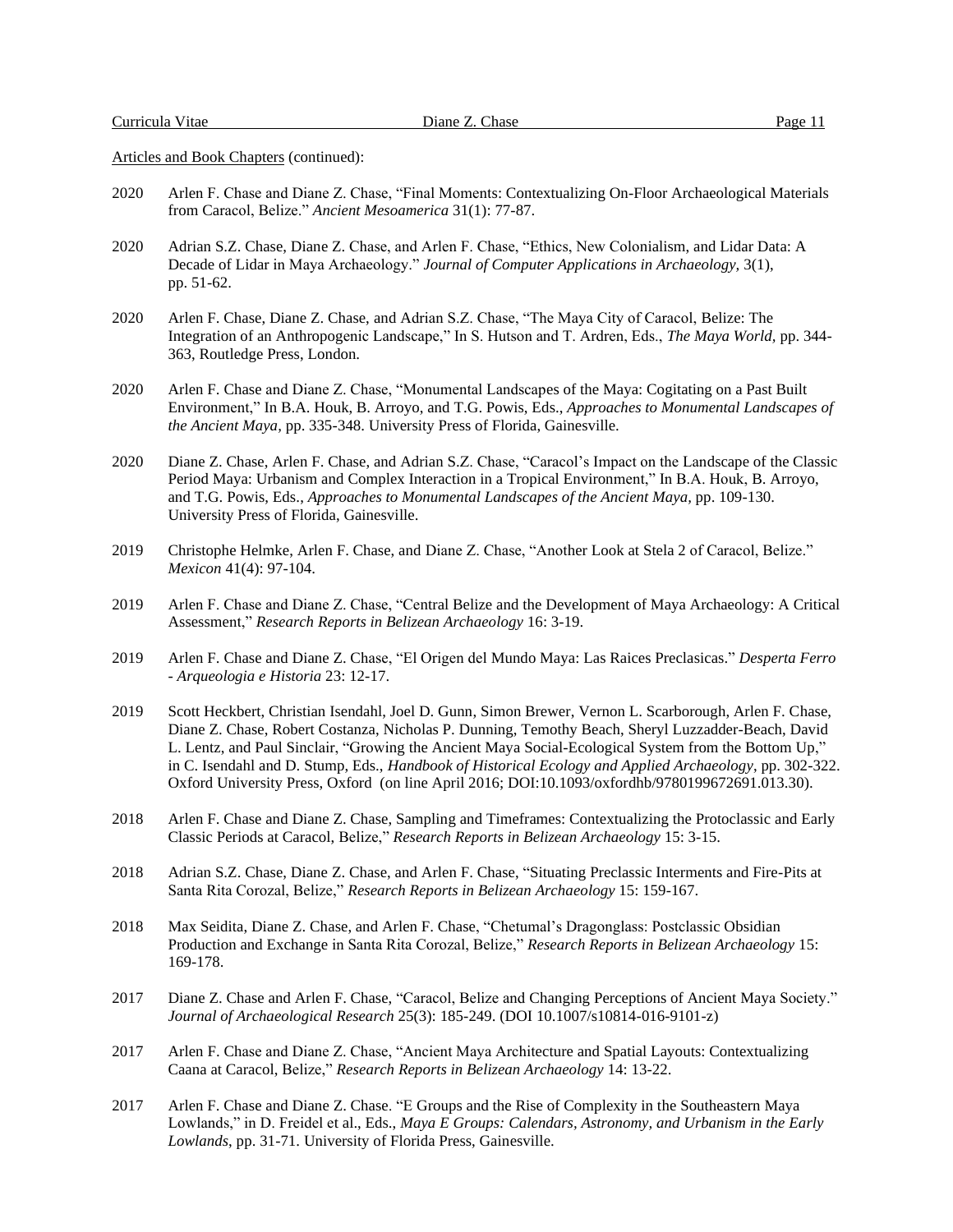Articles and Book Chapters (continued):

2020 Arlen F. Chase and Diane Z. Chase, "Final Moments: Contextualizing On-Floor Archaeological Materials from Caracol, Belize." *Ancient Mesoamerica* 31(1): 77-87.

2020 Adrian S.Z. Chase, Diane Z. Chase, and Arlen F. Chase, "Ethics, New Colonialism, and Lidar Data: A Decade of Lidar in Maya Archaeology." *Journal of Computer Applications in Archaeology,* 3(1), pp. 51-62.

2020 Arlen F. Chase, Diane Z. Chase, and Adrian S.Z. Chase, "The Maya City of Caracol, Belize: The Integration of an Anthropogenic Landscape," In S. Hutson and T. Ardren, Eds., *The Maya World,* pp. 344-363, Routledge Press, London.

2020 Arlen F. Chase and Diane Z. Chase, "Monumental Landscapes of the Maya: Cogitating on a Past Built Environment," In B.A. Houk, B. Arroyo, and T.G. Powis, Eds., *Approaches to Monumental Landscapes of the Ancient Maya,* pp. 335-348. University Press of Florida, Gainesville.

2020 Diane Z. Chase, Arlen F. Chase, and Adrian S.Z. Chase, "Caracol's Impact on the Landscape of the Classic Period Maya: Urbanism and Complex Interaction in a Tropical Environment," In B.A. Houk, B. Arroyo, and T.G. Powis, Eds., *Approaches to Monumental Landscapes of the Ancient Maya,* pp. 109-130. University Press of Florida, Gainesville.

2019 Christophe Helmke, Arlen F. Chase, and Diane Z. Chase, "Another Look at Stela 2 of Caracol, Belize." *Mexicon* 41(4): 97-104.

2019 Arlen F. Chase and Diane Z. Chase, "Central Belize and the Development of Maya Archaeology: A Critical Assessment," *Research Reports in Belizean Archaeology* 16: 3-19.

2019 Arlen F. Chase and Diane Z. Chase, "El Origen del Mundo Maya: Las Raices Preclasicas." *Desperta Ferro - Arqueologia e Historia* 23: 12-17.

2019 Scott Heckbert, Christian Isendahl, Joel D. Gunn, Simon Brewer, Vernon L. Scarborough, Arlen F. Chase, Diane Z. Chase, Robert Costanza, Nicholas P. Dunning, Temothy Beach, Sheryl Luzzadder-Beach, David L. Lentz, and Paul Sinclair, "Growing the Ancient Maya Social-Ecological System from the Bottom Up," in C. Isendahl and D. Stump, Eds., *Handbook of Historical Ecology and Applied Archaeology,* pp. 302-322. Oxford University Press, Oxford (on line April 2016; DOI:10.1093/oxfordhb/9780199672691.013.30).

2018 Arlen F. Chase and Diane Z. Chase, Sampling and Timeframes: Contextualizing the Protoclassic and Early Classic Periods at Caracol, Belize," *Research Reports in Belizean Archaeology* 15: 3-15.

2018 Adrian S.Z. Chase, Diane Z. Chase, and Arlen F. Chase, "Situating Preclassic Interments and Fire-Pits at Santa Rita Corozal, Belize," *Research Reports in Belizean Archaeology* 15: 159-167.

2018 Max Seidita, Diane Z. Chase, and Arlen F. Chase, "Chetumal's Dragonglass: Postclassic Obsidian Production and Exchange in Santa Rita Corozal, Belize," *Research Reports in Belizean Archaeology* 15: 169-178.

2017 Diane Z. Chase and Arlen F. Chase, "Caracol, Belize and Changing Perceptions of Ancient Maya Society." *Journal of Archaeological Research* 25(3): 185-249. (DOI 10.1007/s10814-016-9101-z)

2017 Arlen F. Chase and Diane Z. Chase, "Ancient Maya Architecture and Spatial Layouts: Contextualizing Caana at Caracol, Belize," *Research Reports in Belizean Archaeology* 14: 13-22.

2017 Arlen F. Chase and Diane Z. Chase. "E Groups and the Rise of Complexity in the Southeastern Maya Lowlands," in D. Freidel et al., Eds., *Maya E Groups: Calendars, Astronomy, and Urbanism in the Early Lowlands*, pp. 31-71. University of Florida Press, Gainesville.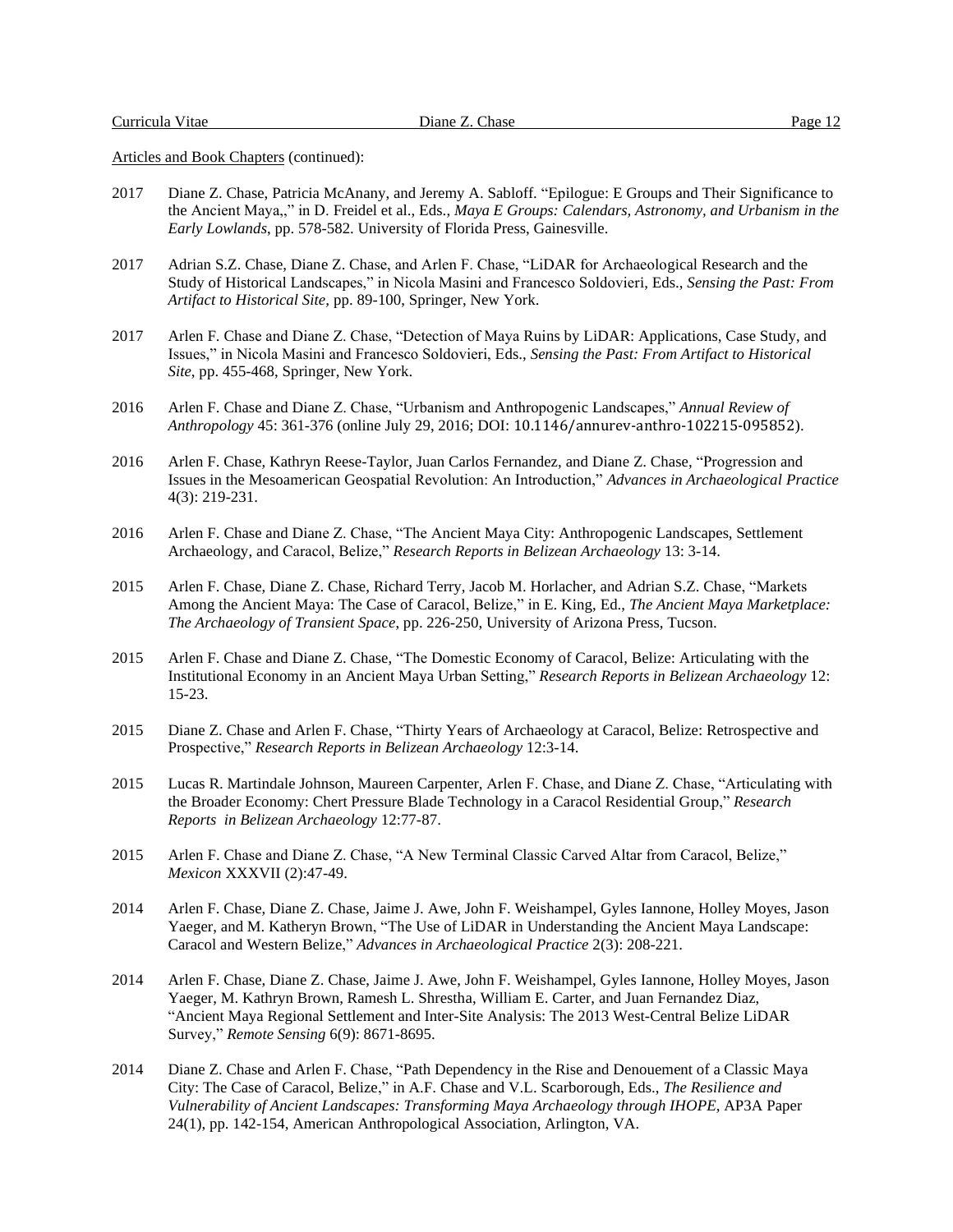Articles and Book Chapters (continued):

2017 Diane Z. Chase, Patricia McAnany, and Jeremy A. Sabloff. "Epilogue: E Groups and Their Significance to the Ancient Maya,," in D. Freidel et al., Eds., *Maya E Groups: Calendars, Astronomy, and Urbanism in the Early Lowlands*, pp. 578-582. University of Florida Press, Gainesville.

2017 Adrian S.Z. Chase, Diane Z. Chase, and Arlen F. Chase, "LiDAR for Archaeological Research and the Study of Historical Landscapes," in Nicola Masini and Francesco Soldovieri, Eds., *Sensing the Past: From Artifact to Historical Site*, pp. 89-100, Springer, New York.

2017 Arlen F. Chase and Diane Z. Chase, "Detection of Maya Ruins by LiDAR: Applications, Case Study, and Issues," in Nicola Masini and Francesco Soldovieri, Eds., *Sensing the Past: From Artifact to Historical Site*, pp. 455-468, Springer, New York.

2016 Arlen F. Chase and Diane Z. Chase, "Urbanism and Anthropogenic Landscapes," *Annual Review of Anthropology* 45: 361-376 (online July 29, 2016; DOI: 10.1146/annurev-anthro-102215-095852).

2016 Arlen F. Chase, Kathryn Reese-Taylor, Juan Carlos Fernandez, and Diane Z. Chase, "Progression and Issues in the Mesoamerican Geospatial Revolution: An Introduction," *Advances in Archaeological Practice* 4(3): 219-231.

2016 Arlen F. Chase and Diane Z. Chase, "The Ancient Maya City: Anthropogenic Landscapes, Settlement Archaeology, and Caracol, Belize," *Research Reports in Belizean Archaeology* 13: 3-14.

2015 Arlen F. Chase, Diane Z. Chase, Richard Terry, Jacob M. Horlacher, and Adrian S.Z. Chase, "Markets Among the Ancient Maya: The Case of Caracol, Belize," in E. King, Ed., *The Ancient Maya Marketplace: The Archaeology of Transient Space*, pp. 226-250, University of Arizona Press, Tucson.

2015 Arlen F. Chase and Diane Z. Chase, "The Domestic Economy of Caracol, Belize: Articulating with the Institutional Economy in an Ancient Maya Urban Setting," *Research Reports in Belizean Archaeology* 12: 15-23.

2015 Diane Z. Chase and Arlen F. Chase, "Thirty Years of Archaeology at Caracol, Belize: Retrospective and Prospective," *Research Reports in Belizean Archaeology* 12:3-14.

2015 Lucas R. Martindale Johnson, Maureen Carpenter, Arlen F. Chase, and Diane Z. Chase, "Articulating with the Broader Economy: Chert Pressure Blade Technology in a Caracol Residential Group," *Research Reports in Belizean Archaeology* 12:77-87.

2015 Arlen F. Chase and Diane Z. Chase, "A New Terminal Classic Carved Altar from Caracol, Belize," *Mexicon* XXXVII (2):47-49.

2014 Arlen F. Chase, Diane Z. Chase, Jaime J. Awe, John F. Weishampel, Gyles Iannone, Holley Moyes, Jason Yaeger, and M. Katheryn Brown, "The Use of LiDAR in Understanding the Ancient Maya Landscape: Caracol and Western Belize," *Advances in Archaeological Practice* 2(3): 208-221.

2014 Arlen F. Chase, Diane Z. Chase, Jaime J. Awe, John F. Weishampel, Gyles Iannone, Holley Moyes, Jason Yaeger, M. Kathryn Brown, Ramesh L. Shrestha, William E. Carter, and Juan Fernandez Diaz, "Ancient Maya Regional Settlement and Inter-Site Analysis: The 2013 West-Central Belize LiDAR Survey," *Remote Sensing* 6(9): 8671-8695.

2014 Diane Z. Chase and Arlen F. Chase, "Path Dependency in the Rise and Denouement of a Classic Maya City: The Case of Caracol, Belize," in A.F. Chase and V.L. Scarborough, Eds., *The Resilience and Vulnerability of Ancient Landscapes: Transforming Maya Archaeology through IHOPE*, AP3A Paper 24(1), pp. 142-154, American Anthropological Association, Arlington, VA.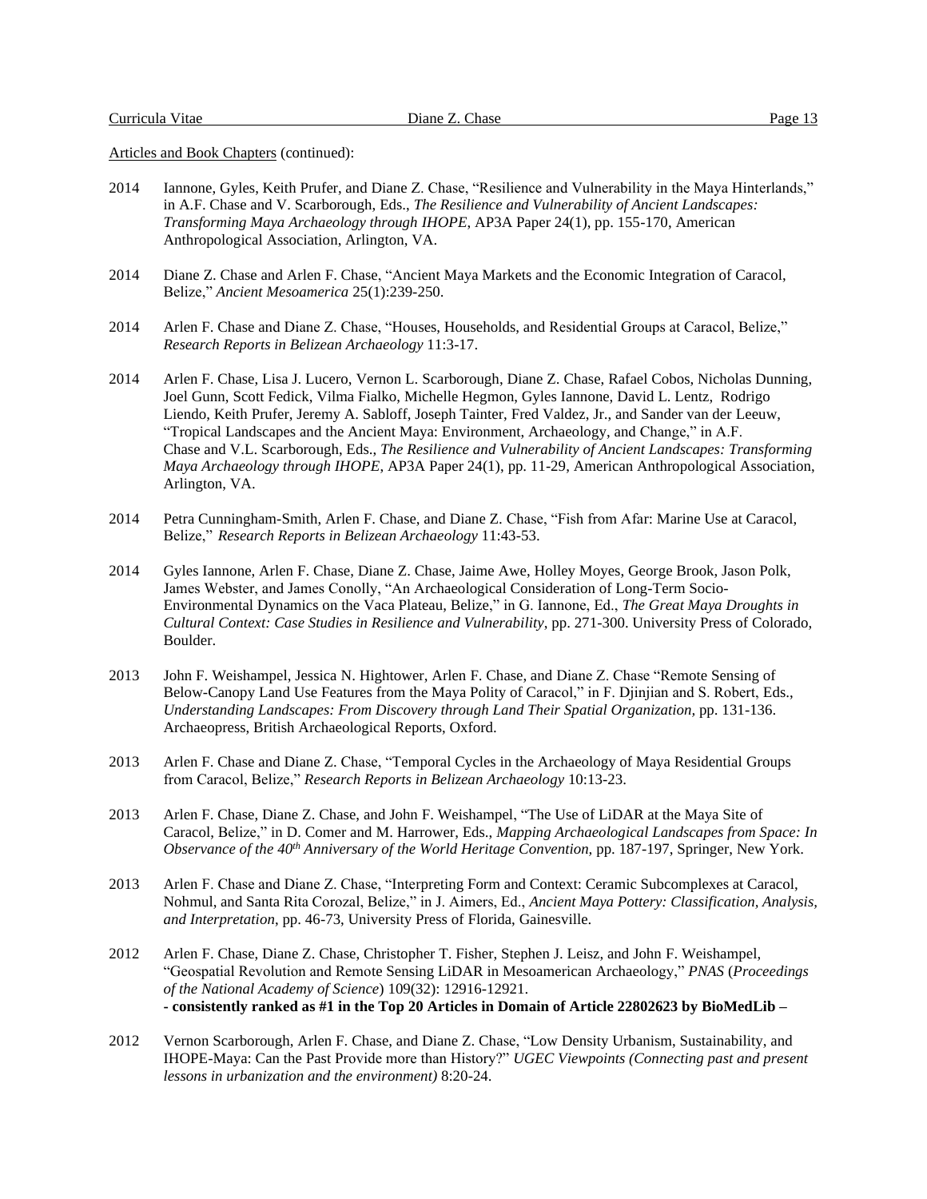Articles and Book Chapters (continued):

2014 Iannone, Gyles, Keith Prufer, and Diane Z. Chase, "Resilience and Vulnerability in the Maya Hinterlands," in A.F. Chase and V. Scarborough, Eds., *The Resilience and Vulnerability of Ancient Landscapes: Transforming Maya Archaeology through IHOPE*, AP3A Paper 24(1), pp. 155-170, American Anthropological Association, Arlington, VA.

2014 Diane Z. Chase and Arlen F. Chase, "Ancient Maya Markets and the Economic Integration of Caracol, Belize," *Ancient Mesoamerica* 25(1):239-250.

2014 Arlen F. Chase and Diane Z. Chase, "Houses, Households, and Residential Groups at Caracol, Belize," *Research Reports in Belizean Archaeology* 11:3-17.

2014 Arlen F. Chase, Lisa J. Lucero, Vernon L. Scarborough, Diane Z. Chase, Rafael Cobos, Nicholas Dunning, Joel Gunn, Scott Fedick, Vilma Fialko, Michelle Hegmon, Gyles Iannone, David L. Lentz, Rodrigo Liendo, Keith Prufer, Jeremy A. Sabloff, Joseph Tainter, Fred Valdez, Jr., and Sander van der Leeuw, "Tropical Landscapes and the Ancient Maya: Environment, Archaeology, and Change," in A.F. Chase and V.L. Scarborough, Eds., *The Resilience and Vulnerability of Ancient Landscapes: Transforming Maya Archaeology through IHOPE*, AP3A Paper 24(1), pp. 11-29, American Anthropological Association, Arlington, VA.

2014 Petra Cunningham-Smith, Arlen F. Chase, and Diane Z. Chase, "Fish from Afar: Marine Use at Caracol, Belize," *Research Reports in Belizean Archaeology* 11:43-53.

2014 Gyles Iannone, Arlen F. Chase, Diane Z. Chase, Jaime Awe, Holley Moyes, George Brook, Jason Polk, James Webster, and James Conolly, "An Archaeological Consideration of Long-Term Socio-Environmental Dynamics on the Vaca Plateau, Belize," in G. Iannone, Ed., *The Great Maya Droughts in Cultural Context: Case Studies in Resilience and Vulnerability*, pp. 271-300. University Press of Colorado, Boulder.

2013 John F. Weishampel, Jessica N. Hightower, Arlen F. Chase, and Diane Z. Chase "Remote Sensing of Below-Canopy Land Use Features from the Maya Polity of Caracol," in F. Djinjian and S. Robert, Eds., *Understanding Landscapes: From Discovery through Land Their Spatial Organization*, pp. 131-136. Archaeopress, British Archaeological Reports, Oxford.

2013 Arlen F. Chase and Diane Z. Chase, "Temporal Cycles in the Archaeology of Maya Residential Groups from Caracol, Belize," *Research Reports in Belizean Archaeology* 10:13-23.

2013 Arlen F. Chase, Diane Z. Chase, and John F. Weishampel, "The Use of LiDAR at the Maya Site of Caracol, Belize," in D. Comer and M. Harrower, Eds., *Mapping Archaeological Landscapes from Space: In Observance of the 40th Anniversary of the World Heritage Convention*, pp. 187-197, Springer, New York.

2013 Arlen F. Chase and Diane Z. Chase, "Interpreting Form and Context: Ceramic Subcomplexes at Caracol, Nohmul, and Santa Rita Corozal, Belize," in J. Aimers, Ed., *Ancient Maya Pottery: Classification, Analysis, and Interpretation*, pp. 46-73, University Press of Florida, Gainesville.

2012 Arlen F. Chase, Diane Z. Chase, Christopher T. Fisher, Stephen J. Leisz, and John F. Weishampel, "Geospatial Revolution and Remote Sensing LiDAR in Mesoamerican Archaeology," *PNAS* (*Proceedings of the National Academy of Science*) 109(32): 12916-12921.
**- consistently ranked as #1 in the Top 20 Articles in Domain of Article 22802623 by BioMedLib –**

2012 Vernon Scarborough, Arlen F. Chase, and Diane Z. Chase, "Low Density Urbanism, Sustainability, and IHOPE-Maya: Can the Past Provide more than History?" *UGEC Viewpoints (Connecting past and present lessons in urbanization and the environment)* 8:20-24.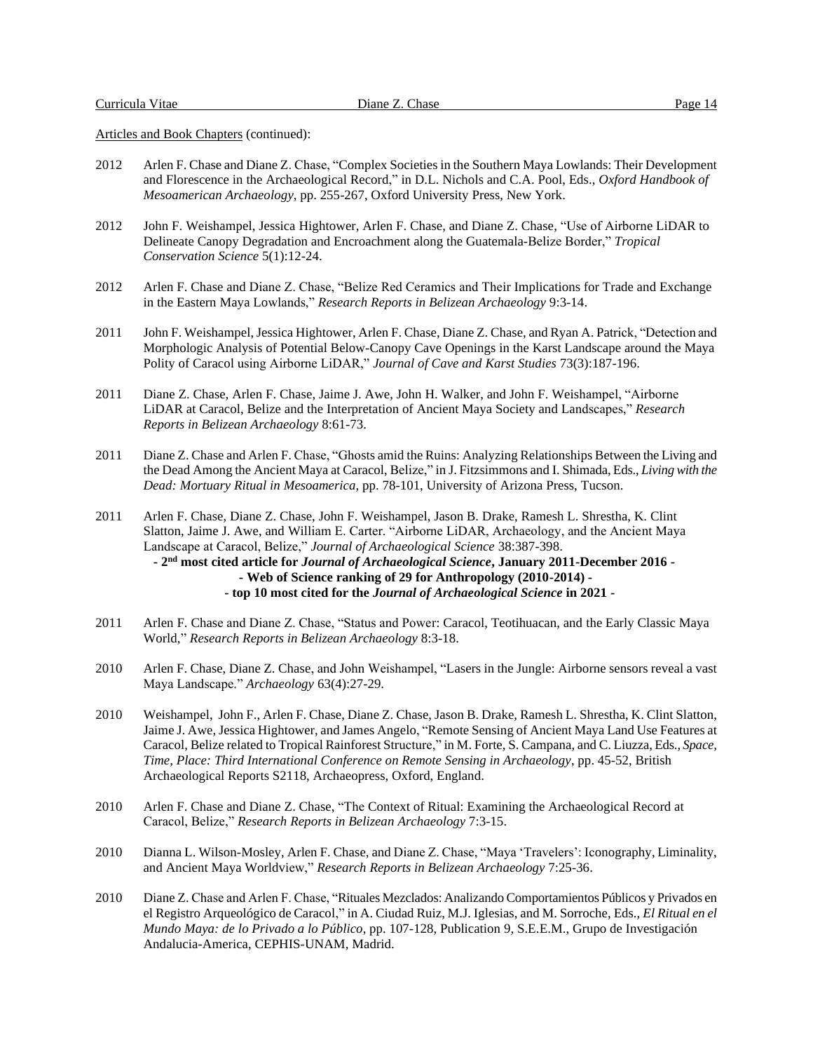Articles and Book Chapters (continued):

2012 Arlen F. Chase and Diane Z. Chase, "Complex Societies in the Southern Maya Lowlands: Their Development and Florescence in the Archaeological Record," in D.L. Nichols and C.A. Pool, Eds., *Oxford Handbook of Mesoamerican Archaeology*, pp. 255-267, Oxford University Press, New York.

2012 John F. Weishampel, Jessica Hightower, Arlen F. Chase, and Diane Z. Chase, "Use of Airborne LiDAR to Delineate Canopy Degradation and Encroachment along the Guatemala-Belize Border," *Tropical Conservation Science* 5(1):12-24.

2012 Arlen F. Chase and Diane Z. Chase, "Belize Red Ceramics and Their Implications for Trade and Exchange in the Eastern Maya Lowlands," *Research Reports in Belizean Archaeology* 9:3-14.

2011 John F. Weishampel, Jessica Hightower, Arlen F. Chase, Diane Z. Chase, and Ryan A. Patrick, "Detection and Morphologic Analysis of Potential Below-Canopy Cave Openings in the Karst Landscape around the Maya Polity of Caracol using Airborne LiDAR," *Journal of Cave and Karst Studies* 73(3):187-196.

2011 Diane Z. Chase, Arlen F. Chase, Jaime J. Awe, John H. Walker, and John F. Weishampel, "Airborne LiDAR at Caracol, Belize and the Interpretation of Ancient Maya Society and Landscapes," *Research Reports in Belizean Archaeology* 8:61-73.

2011 Diane Z. Chase and Arlen F. Chase, "Ghosts amid the Ruins: Analyzing Relationships Between the Living and the Dead Among the Ancient Maya at Caracol, Belize," in J. Fitzsimmons and I. Shimada, Eds., *Living with the Dead: Mortuary Ritual in Mesoamerica*, pp. 78-101, University of Arizona Press, Tucson.

2011 Arlen F. Chase, Diane Z. Chase, John F. Weishampel, Jason B. Drake, Ramesh L. Shrestha, K. Clint Slatton, Jaime J. Awe, and William E. Carter. "Airborne LiDAR, Archaeology, and the Ancient Maya Landscape at Caracol, Belize," *Journal of Archaeological Science* 38:387-398.
**- 2nd most cited article for *Journal of Archaeological Science*, January 2011-December 2016 -**
**- Web of Science ranking of 29 for Anthropology (2010-2014) -**
**- top 10 most cited for the *Journal of Archaeological Science* in 2021 -**

2011 Arlen F. Chase and Diane Z. Chase, "Status and Power: Caracol, Teotihuacan, and the Early Classic Maya World," *Research Reports in Belizean Archaeology* 8:3-18.

2010 Arlen F. Chase, Diane Z. Chase, and John Weishampel, "Lasers in the Jungle: Airborne sensors reveal a vast Maya Landscape." *Archaeology* 63(4):27-29.

2010 Weishampel, John F., Arlen F. Chase, Diane Z. Chase, Jason B. Drake, Ramesh L. Shrestha, K. Clint Slatton, Jaime J. Awe, Jessica Hightower, and James Angelo, "Remote Sensing of Ancient Maya Land Use Features at Caracol, Belize related to Tropical Rainforest Structure," in M. Forte, S. Campana, and C. Liuzza, Eds., *Space, Time, Place: Third International Conference on Remote Sensing in Archaeology*, pp. 45-52, British Archaeological Reports S2118, Archaeopress, Oxford, England.

2010 Arlen F. Chase and Diane Z. Chase, "The Context of Ritual: Examining the Archaeological Record at Caracol, Belize," *Research Reports in Belizean Archaeology* 7:3-15.

2010 Dianna L. Wilson-Mosley, Arlen F. Chase, and Diane Z. Chase, "Maya 'Travelers': Iconography, Liminality, and Ancient Maya Worldview," *Research Reports in Belizean Archaeology* 7:25-36.

2010 Diane Z. Chase and Arlen F. Chase, "Rituales Mezclados: Analizando Comportamientos Públicos y Privados en el Registro Arqueológico de Caracol," in A. Ciudad Ruiz, M.J. Iglesias, and M. Sorroche, Eds., *El Ritual en el Mundo Maya: de lo Privado a lo Público*, pp. 107-128, Publication 9, S.E.E.M., Grupo de Investigación Andalucia-America, CEPHIS-UNAM, Madrid.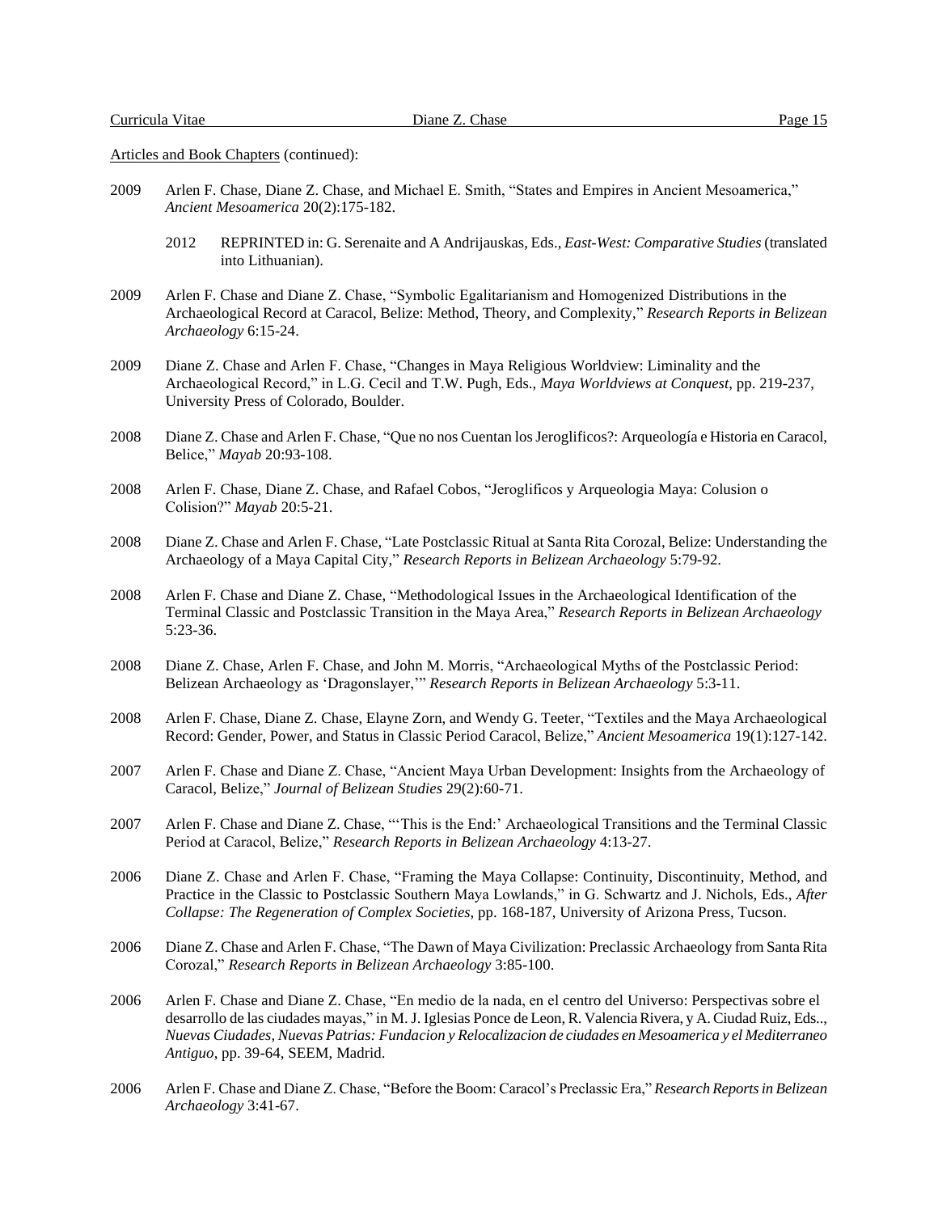Articles and Book Chapters (continued):

2009 Arlen F. Chase, Diane Z. Chase, and Michael E. Smith, "States and Empires in Ancient Mesoamerica," *Ancient Mesoamerica* 20(2):175-182.

> 2012 REPRINTED in: G. Serenaite and A Andrijauskas, Eds., *East-West: Comparative Studies* (translated into Lithuanian).

2009 Arlen F. Chase and Diane Z. Chase, "Symbolic Egalitarianism and Homogenized Distributions in the Archaeological Record at Caracol, Belize: Method, Theory, and Complexity," *Research Reports in Belizean Archaeology* 6:15-24.

2009 Diane Z. Chase and Arlen F. Chase, "Changes in Maya Religious Worldview: Liminality and the Archaeological Record," in L.G. Cecil and T.W. Pugh, Eds., *Maya Worldviews at Conquest*, pp. 219-237, University Press of Colorado, Boulder.

2008 Diane Z. Chase and Arlen F. Chase, "Que no nos Cuentan los Jeroglificos?: Arqueología e Historia en Caracol, Belice," *Mayab* 20:93-108.

2008 Arlen F. Chase, Diane Z. Chase, and Rafael Cobos, "Jeroglificos y Arqueologia Maya: Colusion o Colision?" *Mayab* 20:5-21.

2008 Diane Z. Chase and Arlen F. Chase, "Late Postclassic Ritual at Santa Rita Corozal, Belize: Understanding the Archaeology of a Maya Capital City," *Research Reports in Belizean Archaeology* 5:79-92.

2008 Arlen F. Chase and Diane Z. Chase, "Methodological Issues in the Archaeological Identification of the Terminal Classic and Postclassic Transition in the Maya Area," *Research Reports in Belizean Archaeology* 5:23-36.

2008 Diane Z. Chase, Arlen F. Chase, and John M. Morris, "Archaeological Myths of the Postclassic Period: Belizean Archaeology as 'Dragonslayer,'" *Research Reports in Belizean Archaeology* 5:3-11.

2008 Arlen F. Chase, Diane Z. Chase, Elayne Zorn, and Wendy G. Teeter, "Textiles and the Maya Archaeological Record: Gender, Power, and Status in Classic Period Caracol, Belize," *Ancient Mesoamerica* 19(1):127-142.

2007 Arlen F. Chase and Diane Z. Chase, "Ancient Maya Urban Development: Insights from the Archaeology of Caracol, Belize," *Journal of Belizean Studies* 29(2):60-71.

2007 Arlen F. Chase and Diane Z. Chase, "'This is the End:' Archaeological Transitions and the Terminal Classic Period at Caracol, Belize," *Research Reports in Belizean Archaeology* 4:13-27.

2006 Diane Z. Chase and Arlen F. Chase, "Framing the Maya Collapse: Continuity, Discontinuity, Method, and Practice in the Classic to Postclassic Southern Maya Lowlands," in G. Schwartz and J. Nichols, Eds., *After Collapse: The Regeneration of Complex Societies*, pp. 168-187, University of Arizona Press, Tucson.

2006 Diane Z. Chase and Arlen F. Chase, "The Dawn of Maya Civilization: Preclassic Archaeology from Santa Rita Corozal," *Research Reports in Belizean Archaeology* 3:85-100.

2006 Arlen F. Chase and Diane Z. Chase, "En medio de la nada, en el centro del Universo: Perspectivas sobre el desarrollo de las ciudades mayas," in M. J. Iglesias Ponce de Leon, R. Valencia Rivera, y A. Ciudad Ruiz, Eds.., *Nuevas Ciudades, Nuevas Patrias: Fundacion y Relocalizacion de ciudades en Mesoamerica y el Mediterraneo Antiguo*, pp. 39-64, SEEM, Madrid.

2006 Arlen F. Chase and Diane Z. Chase, "Before the Boom: Caracol's Preclassic Era," *Research Reports in Belizean Archaeology* 3:41-67.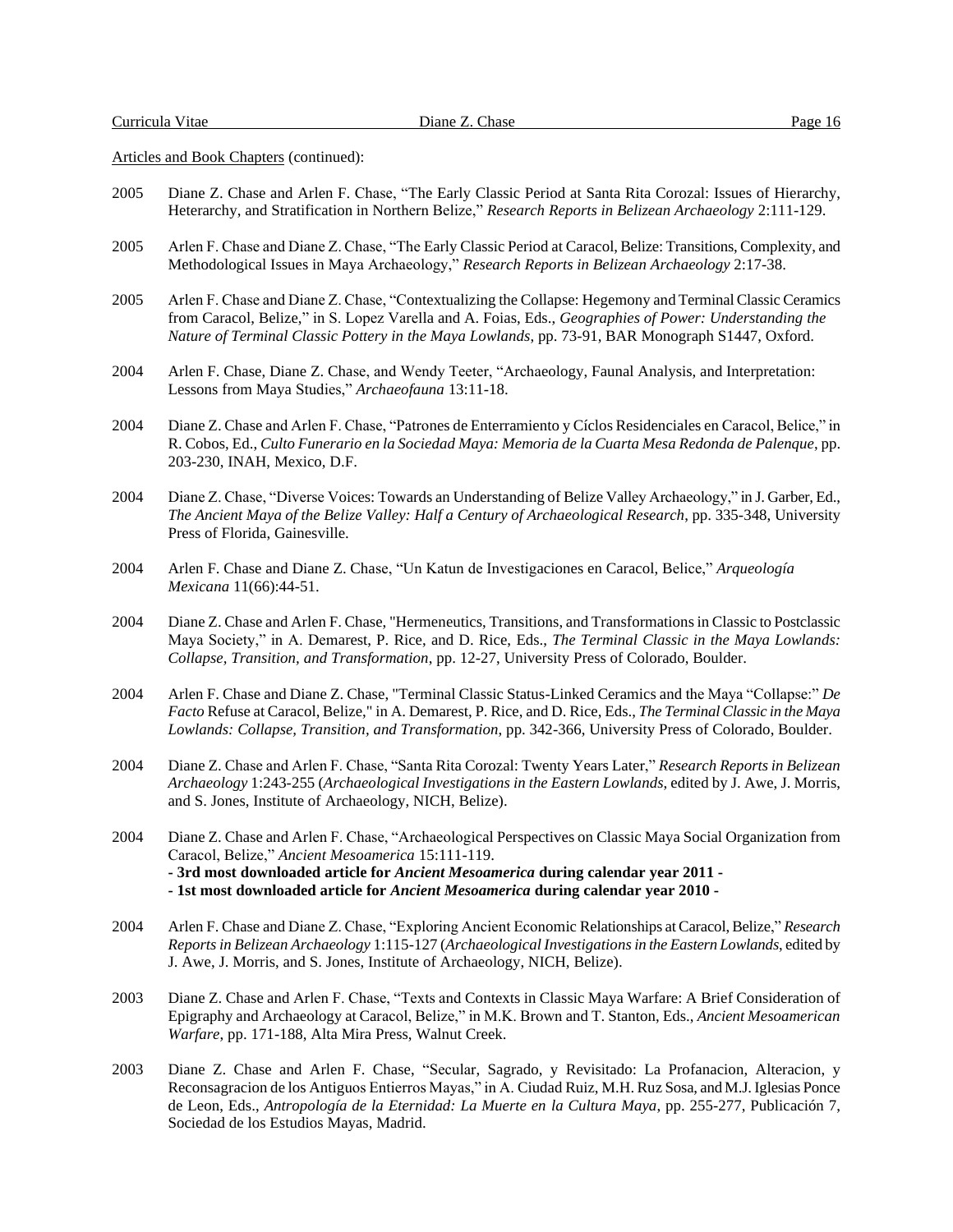Articles and Book Chapters (continued):

2005 Diane Z. Chase and Arlen F. Chase, "The Early Classic Period at Santa Rita Corozal: Issues of Hierarchy, Heterarchy, and Stratification in Northern Belize," *Research Reports in Belizean Archaeology* 2:111-129.

2005 Arlen F. Chase and Diane Z. Chase, "The Early Classic Period at Caracol, Belize: Transitions, Complexity, and Methodological Issues in Maya Archaeology," *Research Reports in Belizean Archaeology* 2:17-38.

2005 Arlen F. Chase and Diane Z. Chase, "Contextualizing the Collapse: Hegemony and Terminal Classic Ceramics from Caracol, Belize," in S. Lopez Varella and A. Foias, Eds., *Geographies of Power: Understanding the Nature of Terminal Classic Pottery in the Maya Lowlands*, pp. 73-91, BAR Monograph S1447, Oxford.

2004 Arlen F. Chase, Diane Z. Chase, and Wendy Teeter, "Archaeology, Faunal Analysis, and Interpretation: Lessons from Maya Studies," *Archaeofauna* 13:11-18.

2004 Diane Z. Chase and Arlen F. Chase, "Patrones de Enterramiento y Cíclos Residenciales en Caracol, Belice," in R. Cobos, Ed., *Culto Funerario en la Sociedad Maya: Memoria de la Cuarta Mesa Redonda de Palenque*, pp. 203-230, INAH, Mexico, D.F.

2004 Diane Z. Chase, "Diverse Voices: Towards an Understanding of Belize Valley Archaeology," in J. Garber, Ed., *The Ancient Maya of the Belize Valley: Half a Century of Archaeological Research*, pp. 335-348, University Press of Florida, Gainesville.

2004 Arlen F. Chase and Diane Z. Chase, "Un Katun de Investigaciones en Caracol, Belice," *Arqueología Mexicana* 11(66):44-51.

2004 Diane Z. Chase and Arlen F. Chase, "Hermeneutics, Transitions, and Transformations in Classic to Postclassic Maya Society," in A. Demarest, P. Rice, and D. Rice, Eds., *The Terminal Classic in the Maya Lowlands: Collapse, Transition, and Transformation*, pp. 12-27, University Press of Colorado, Boulder.

2004 Arlen F. Chase and Diane Z. Chase, "Terminal Classic Status-Linked Ceramics and the Maya "Collapse:" *De Facto* Refuse at Caracol, Belize," in A. Demarest, P. Rice, and D. Rice, Eds., *The Terminal Classic in the Maya Lowlands: Collapse, Transition, and Transformation*, pp. 342-366, University Press of Colorado, Boulder.

2004 Diane Z. Chase and Arlen F. Chase, "Santa Rita Corozal: Twenty Years Later," *Research Reports in Belizean Archaeology* 1:243-255 (*Archaeological Investigations in the Eastern Lowlands*, edited by J. Awe, J. Morris, and S. Jones, Institute of Archaeology, NICH, Belize).

2004 Diane Z. Chase and Arlen F. Chase, "Archaeological Perspectives on Classic Maya Social Organization from Caracol, Belize," *Ancient Mesoamerica* 15:111-119.
**- 3rd most downloaded article for *Ancient Mesoamerica* during calendar year 2011 -**
**- 1st most downloaded article for *Ancient Mesoamerica* during calendar year 2010 -**

2004 Arlen F. Chase and Diane Z. Chase, "Exploring Ancient Economic Relationships at Caracol, Belize," *Research Reports in Belizean Archaeology* 1:115-127 (*Archaeological Investigations in the Eastern Lowlands*, edited by J. Awe, J. Morris, and S. Jones, Institute of Archaeology, NICH, Belize).

2003 Diane Z. Chase and Arlen F. Chase, "Texts and Contexts in Classic Maya Warfare: A Brief Consideration of Epigraphy and Archaeology at Caracol, Belize," in M.K. Brown and T. Stanton, Eds., *Ancient Mesoamerican Warfare*, pp. 171-188, Alta Mira Press, Walnut Creek.

2003 Diane Z. Chase and Arlen F. Chase, "Secular, Sagrado, y Revisitado: La Profanacion, Alteracion, y Reconsagracion de los Antiguos Entierros Mayas," in A. Ciudad Ruiz, M.H. Ruz Sosa, and M.J. Iglesias Ponce de Leon, Eds., *Antropología de la Eternidad: La Muerte en la Cultura Maya*, pp. 255-277, Publicación 7, Sociedad de los Estudios Mayas, Madrid.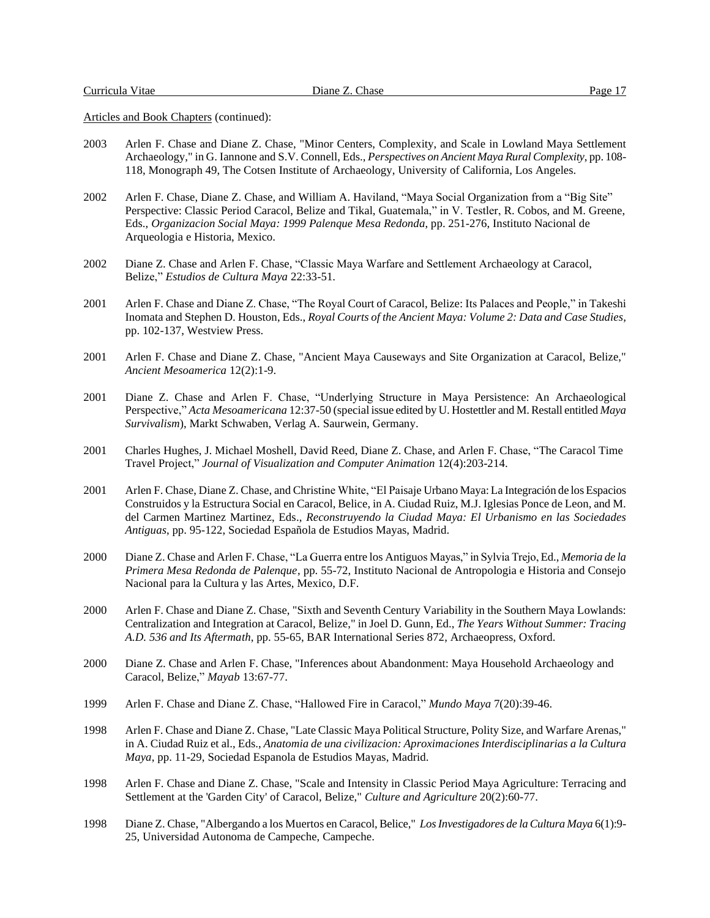Articles and Book Chapters (continued):

2003 Arlen F. Chase and Diane Z. Chase, "Minor Centers, Complexity, and Scale in Lowland Maya Settlement Archaeology," in G. Iannone and S.V. Connell, Eds., *Perspectives on Ancient Maya Rural Complexity*, pp. 108-118, Monograph 49, The Cotsen Institute of Archaeology, University of California, Los Angeles.

2002 Arlen F. Chase, Diane Z. Chase, and William A. Haviland, "Maya Social Organization from a "Big Site" Perspective: Classic Period Caracol, Belize and Tikal, Guatemala," in V. Testler, R. Cobos, and M. Greene, Eds., *Organizacion Social Maya: 1999 Palenque Mesa Redonda*, pp. 251-276, Instituto Nacional de Arqueologia e Historia, Mexico.

2002 Diane Z. Chase and Arlen F. Chase, "Classic Maya Warfare and Settlement Archaeology at Caracol, Belize," *Estudios de Cultura Maya* 22:33-51.

2001 Arlen F. Chase and Diane Z. Chase, "The Royal Court of Caracol, Belize: Its Palaces and People," in Takeshi Inomata and Stephen D. Houston, Eds., *Royal Courts of the Ancient Maya: Volume 2: Data and Case Studies*, pp. 102-137, Westview Press.

2001 Arlen F. Chase and Diane Z. Chase, "Ancient Maya Causeways and Site Organization at Caracol, Belize," *Ancient Mesoamerica* 12(2):1-9.

2001 Diane Z. Chase and Arlen F. Chase, "Underlying Structure in Maya Persistence: An Archaeological Perspective," *Acta Mesoamericana* 12:37-50 (special issue edited by U. Hostettler and M. Restall entitled *Maya Survivalism*), Markt Schwaben, Verlag A. Saurwein, Germany.

2001 Charles Hughes, J. Michael Moshell, David Reed, Diane Z. Chase, and Arlen F. Chase, "The Caracol Time Travel Project," *Journal of Visualization and Computer Animation* 12(4):203-214.

2001 Arlen F. Chase, Diane Z. Chase, and Christine White, "El Paisaje Urbano Maya: La Integración de los Espacios Construidos y la Estructura Social en Caracol, Belice, in A. Ciudad Ruiz, M.J. Iglesias Ponce de Leon, and M. del Carmen Martinez Martinez, Eds., *Reconstruyendo la Ciudad Maya: El Urbanismo en las Sociedades Antiguas*, pp. 95-122, Sociedad Española de Estudios Mayas, Madrid.

2000 Diane Z. Chase and Arlen F. Chase, "La Guerra entre los Antiguos Mayas," in Sylvia Trejo, Ed., *Memoria de la Primera Mesa Redonda de Palenque*, pp. 55-72, Instituto Nacional de Antropologia e Historia and Consejo Nacional para la Cultura y las Artes, Mexico, D.F.

2000 Arlen F. Chase and Diane Z. Chase, "Sixth and Seventh Century Variability in the Southern Maya Lowlands: Centralization and Integration at Caracol, Belize," in Joel D. Gunn, Ed., *The Years Without Summer: Tracing A.D. 536 and Its Aftermath*, pp. 55-65, BAR International Series 872, Archaeopress, Oxford.

2000 Diane Z. Chase and Arlen F. Chase, "Inferences about Abandonment: Maya Household Archaeology and Caracol, Belize," *Mayab* 13:67-77.

1999 Arlen F. Chase and Diane Z. Chase, "Hallowed Fire in Caracol," *Mundo Maya* 7(20):39-46.

1998 Arlen F. Chase and Diane Z. Chase, "Late Classic Maya Political Structure, Polity Size, and Warfare Arenas," in A. Ciudad Ruiz et al., Eds., *Anatomia de una civilizacion: Aproximaciones Interdisciplinarias a la Cultura Maya*, pp. 11-29, Sociedad Espanola de Estudios Mayas, Madrid.

1998 Arlen F. Chase and Diane Z. Chase, "Scale and Intensity in Classic Period Maya Agriculture: Terracing and Settlement at the 'Garden City' of Caracol, Belize," *Culture and Agriculture* 20(2):60-77.

1998 Diane Z. Chase, "Albergando a los Muertos en Caracol, Belice," *Los Investigadores de la Cultura Maya* 6(1):9-25, Universidad Autonoma de Campeche, Campeche.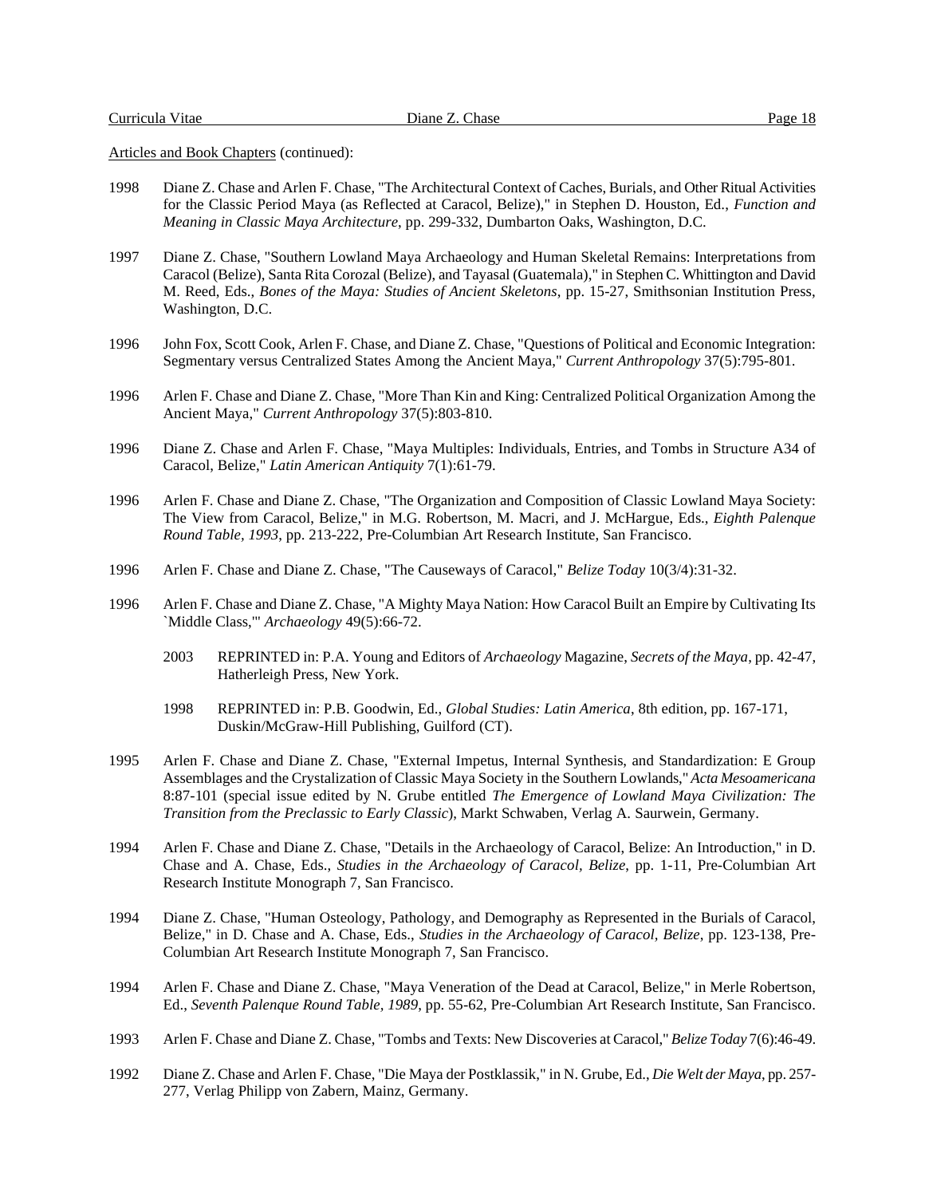Articles and Book Chapters (continued):

1998 Diane Z. Chase and Arlen F. Chase, "The Architectural Context of Caches, Burials, and Other Ritual Activities for the Classic Period Maya (as Reflected at Caracol, Belize)," in Stephen D. Houston, Ed., *Function and Meaning in Classic Maya Architecture*, pp. 299-332, Dumbarton Oaks, Washington, D.C.

1997 Diane Z. Chase, "Southern Lowland Maya Archaeology and Human Skeletal Remains: Interpretations from Caracol (Belize), Santa Rita Corozal (Belize), and Tayasal (Guatemala)," in Stephen C. Whittington and David M. Reed, Eds., *Bones of the Maya: Studies of Ancient Skeletons*, pp. 15-27, Smithsonian Institution Press, Washington, D.C.

1996 John Fox, Scott Cook, Arlen F. Chase, and Diane Z. Chase, "Questions of Political and Economic Integration: Segmentary versus Centralized States Among the Ancient Maya," *Current Anthropology* 37(5):795-801.

1996 Arlen F. Chase and Diane Z. Chase, "More Than Kin and King: Centralized Political Organization Among the Ancient Maya," *Current Anthropology* 37(5):803-810.

1996 Diane Z. Chase and Arlen F. Chase, "Maya Multiples: Individuals, Entries, and Tombs in Structure A34 of Caracol, Belize," *Latin American Antiquity* 7(1):61-79.

1996 Arlen F. Chase and Diane Z. Chase, "The Organization and Composition of Classic Lowland Maya Society: The View from Caracol, Belize," in M.G. Robertson, M. Macri, and J. McHargue, Eds., *Eighth Palenque Round Table, 1993*, pp. 213-222, Pre-Columbian Art Research Institute, San Francisco.

1996 Arlen F. Chase and Diane Z. Chase, "The Causeways of Caracol," *Belize Today* 10(3/4):31-32.

1996 Arlen F. Chase and Diane Z. Chase, "A Mighty Maya Nation: How Caracol Built an Empire by Cultivating Its `Middle Class,'" *Archaeology* 49(5):66-72.

  2003 REPRINTED in: P.A. Young and Editors of *Archaeology* Magazine, *Secrets of the Maya*, pp. 42-47, Hatherleigh Press, New York.

  1998 REPRINTED in: P.B. Goodwin, Ed., *Global Studies: Latin America*, 8th edition, pp. 167-171, Duskin/McGraw-Hill Publishing, Guilford (CT).

1995 Arlen F. Chase and Diane Z. Chase, "External Impetus, Internal Synthesis, and Standardization: E Group Assemblages and the Crystalization of Classic Maya Society in the Southern Lowlands," *Acta Mesoamericana* 8:87-101 (special issue edited by N. Grube entitled *The Emergence of Lowland Maya Civilization: The Transition from the Preclassic to Early Classic*), Markt Schwaben, Verlag A. Saurwein, Germany.

1994 Arlen F. Chase and Diane Z. Chase, "Details in the Archaeology of Caracol, Belize: An Introduction," in D. Chase and A. Chase, Eds., *Studies in the Archaeology of Caracol, Belize*, pp. 1-11, Pre-Columbian Art Research Institute Monograph 7, San Francisco.

1994 Diane Z. Chase, "Human Osteology, Pathology, and Demography as Represented in the Burials of Caracol, Belize," in D. Chase and A. Chase, Eds., *Studies in the Archaeology of Caracol, Belize*, pp. 123-138, Pre-Columbian Art Research Institute Monograph 7, San Francisco.

1994 Arlen F. Chase and Diane Z. Chase, "Maya Veneration of the Dead at Caracol, Belize," in Merle Robertson, Ed., *Seventh Palenque Round Table, 1989*, pp. 55-62, Pre-Columbian Art Research Institute, San Francisco.

1993 Arlen F. Chase and Diane Z. Chase, "Tombs and Texts: New Discoveries at Caracol," *Belize Today* 7(6):46-49.

1992 Diane Z. Chase and Arlen F. Chase, "Die Maya der Postklassik," in N. Grube, Ed., *Die Welt der Maya*, pp. 257-277, Verlag Philipp von Zabern, Mainz, Germany.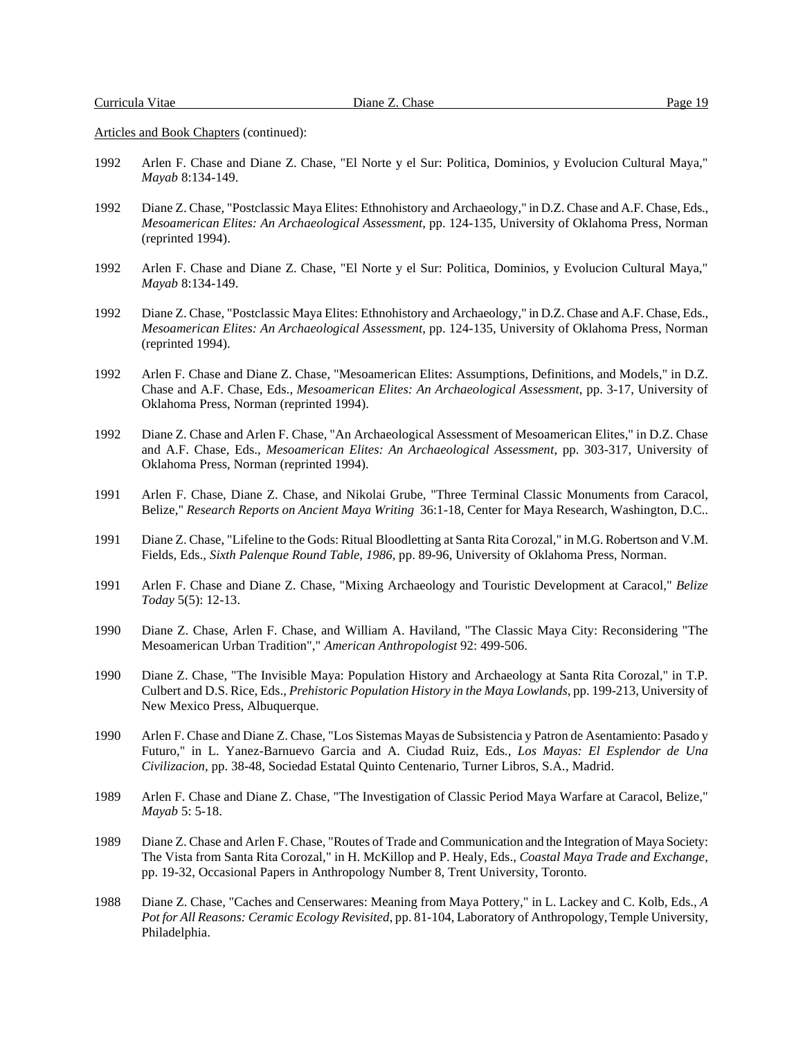Articles and Book Chapters (continued):

1992 Arlen F. Chase and Diane Z. Chase, "El Norte y el Sur: Politica, Dominios, y Evolucion Cultural Maya," *Mayab* 8:134-149.

1992 Diane Z. Chase, "Postclassic Maya Elites: Ethnohistory and Archaeology," in D.Z. Chase and A.F. Chase, Eds., *Mesoamerican Elites: An Archaeological Assessment*, pp. 124-135, University of Oklahoma Press, Norman (reprinted 1994).

1992 Arlen F. Chase and Diane Z. Chase, "El Norte y el Sur: Politica, Dominios, y Evolucion Cultural Maya," *Mayab* 8:134-149.

1992 Diane Z. Chase, "Postclassic Maya Elites: Ethnohistory and Archaeology," in D.Z. Chase and A.F. Chase, Eds., *Mesoamerican Elites: An Archaeological Assessment*, pp. 124-135, University of Oklahoma Press, Norman (reprinted 1994).

1992 Arlen F. Chase and Diane Z. Chase, "Mesoamerican Elites: Assumptions, Definitions, and Models," in D.Z. Chase and A.F. Chase, Eds., *Mesoamerican Elites: An Archaeological Assessment*, pp. 3-17, University of Oklahoma Press, Norman (reprinted 1994).

1992 Diane Z. Chase and Arlen F. Chase, "An Archaeological Assessment of Mesoamerican Elites," in D.Z. Chase and A.F. Chase, Eds., *Mesoamerican Elites: An Archaeological Assessment*, pp. 303-317, University of Oklahoma Press, Norman (reprinted 1994).

1991 Arlen F. Chase, Diane Z. Chase, and Nikolai Grube, "Three Terminal Classic Monuments from Caracol, Belize," *Research Reports on Ancient Maya Writing* 36:1-18, Center for Maya Research, Washington, D.C..

1991 Diane Z. Chase, "Lifeline to the Gods: Ritual Bloodletting at Santa Rita Corozal," in M.G. Robertson and V.M. Fields, Eds., *Sixth Palenque Round Table, 1986*, pp. 89-96, University of Oklahoma Press, Norman.

1991 Arlen F. Chase and Diane Z. Chase, "Mixing Archaeology and Touristic Development at Caracol," *Belize Today* 5(5): 12-13.

1990 Diane Z. Chase, Arlen F. Chase, and William A. Haviland, "The Classic Maya City: Reconsidering "The Mesoamerican Urban Tradition"," *American Anthropologist* 92: 499-506.

1990 Diane Z. Chase, "The Invisible Maya: Population History and Archaeology at Santa Rita Corozal," in T.P. Culbert and D.S. Rice, Eds., *Prehistoric Population History in the Maya Lowlands*, pp. 199-213, University of New Mexico Press, Albuquerque.

1990 Arlen F. Chase and Diane Z. Chase, "Los Sistemas Mayas de Subsistencia y Patron de Asentamiento: Pasado y Futuro," in L. Yanez-Barnuevo Garcia and A. Ciudad Ruiz, Eds., *Los Mayas: El Esplendor de Una Civilizacion*, pp. 38-48, Sociedad Estatal Quinto Centenario, Turner Libros, S.A., Madrid.

1989 Arlen F. Chase and Diane Z. Chase, "The Investigation of Classic Period Maya Warfare at Caracol, Belize," *Mayab* 5: 5-18.

1989 Diane Z. Chase and Arlen F. Chase, "Routes of Trade and Communication and the Integration of Maya Society: The Vista from Santa Rita Corozal," in H. McKillop and P. Healy, Eds., *Coastal Maya Trade and Exchange*, pp. 19-32, Occasional Papers in Anthropology Number 8, Trent University, Toronto.

1988 Diane Z. Chase, "Caches and Censerwares: Meaning from Maya Pottery," in L. Lackey and C. Kolb, Eds., *A Pot for All Reasons: Ceramic Ecology Revisited*, pp. 81-104, Laboratory of Anthropology, Temple University, Philadelphia.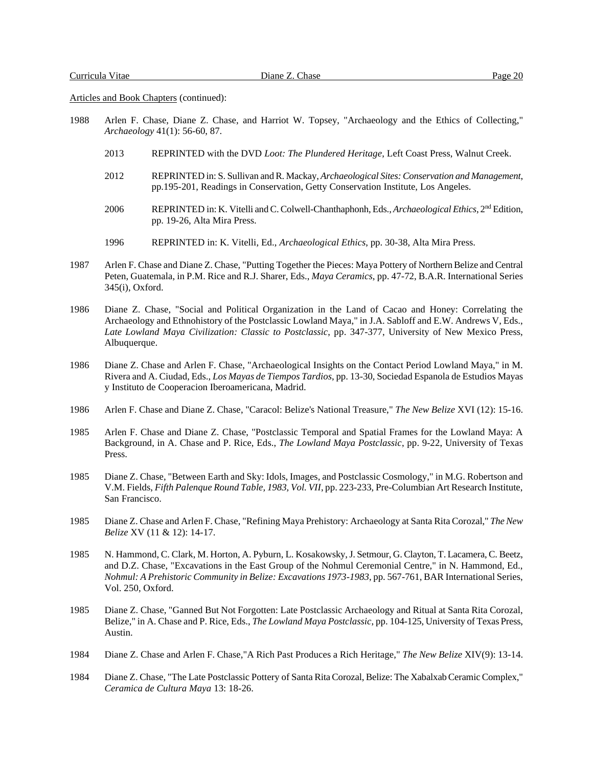Articles and Book Chapters (continued):

1988 Arlen F. Chase, Diane Z. Chase, and Harriot W. Topsey, "Archaeology and the Ethics of Collecting," *Archaeology* 41(1): 56-60, 87.

- 2013 REPRINTED with the DVD *Loot: The Plundered Heritage*, Left Coast Press, Walnut Creek.
- 2012 REPRINTED in: S. Sullivan and R. Mackay, *Archaeological Sites: Conservation and Management*, pp.195-201, Readings in Conservation, Getty Conservation Institute, Los Angeles.
- 2006 REPRINTED in: K. Vitelli and C. Colwell-Chanthaphonh, Eds., *Archaeological Ethics*, 2nd Edition, pp. 19-26, Alta Mira Press.
- 1996 REPRINTED in: K. Vitelli, Ed., *Archaeological Ethics*, pp. 30-38, Alta Mira Press.

1987 Arlen F. Chase and Diane Z. Chase, "Putting Together the Pieces: Maya Pottery of Northern Belize and Central Peten, Guatemala, in P.M. Rice and R.J. Sharer, Eds., *Maya Ceramics*, pp. 47-72, B.A.R. International Series 345(i), Oxford.

1986 Diane Z. Chase, "Social and Political Organization in the Land of Cacao and Honey: Correlating the Archaeology and Ethnohistory of the Postclassic Lowland Maya," in J.A. Sabloff and E.W. Andrews V, Eds., *Late Lowland Maya Civilization: Classic to Postclassic*, pp. 347-377, University of New Mexico Press, Albuquerque.

1986 Diane Z. Chase and Arlen F. Chase, "Archaeological Insights on the Contact Period Lowland Maya," in M. Rivera and A. Ciudad, Eds., *Los Mayas de Tiempos Tardios*, pp. 13-30, Sociedad Espanola de Estudios Mayas y Instituto de Cooperacion Iberoamericana, Madrid.

1986 Arlen F. Chase and Diane Z. Chase, "Caracol: Belize's National Treasure," *The New Belize* XVI (12): 15-16.

1985 Arlen F. Chase and Diane Z. Chase, "Postclassic Temporal and Spatial Frames for the Lowland Maya: A Background, in A. Chase and P. Rice, Eds., *The Lowland Maya Postclassic*, pp. 9-22, University of Texas Press.

1985 Diane Z. Chase, "Between Earth and Sky: Idols, Images, and Postclassic Cosmology," in M.G. Robertson and V.M. Fields, *Fifth Palenque Round Table, 1983, Vol. VII*, pp. 223-233, Pre-Columbian Art Research Institute, San Francisco.

1985 Diane Z. Chase and Arlen F. Chase, "Refining Maya Prehistory: Archaeology at Santa Rita Corozal," *The New Belize* XV (11 & 12): 14-17.

1985 N. Hammond, C. Clark, M. Horton, A. Pyburn, L. Kosakowsky, J. Setmour, G. Clayton, T. Lacamera, C. Beetz, and D.Z. Chase, "Excavations in the East Group of the Nohmul Ceremonial Centre," in N. Hammond, Ed., *Nohmul: A Prehistoric Community in Belize: Excavations 1973-1983*, pp. 567-761, BAR International Series, Vol. 250, Oxford.

1985 Diane Z. Chase, "Ganned But Not Forgotten: Late Postclassic Archaeology and Ritual at Santa Rita Corozal, Belize," in A. Chase and P. Rice, Eds., *The Lowland Maya Postclassic*, pp. 104-125, University of Texas Press, Austin.

1984 Diane Z. Chase and Arlen F. Chase,"A Rich Past Produces a Rich Heritage," *The New Belize* XIV(9): 13-14.

1984 Diane Z. Chase, "The Late Postclassic Pottery of Santa Rita Corozal, Belize: The Xabalxab Ceramic Complex," *Ceramica de Cultura Maya* 13: 18-26.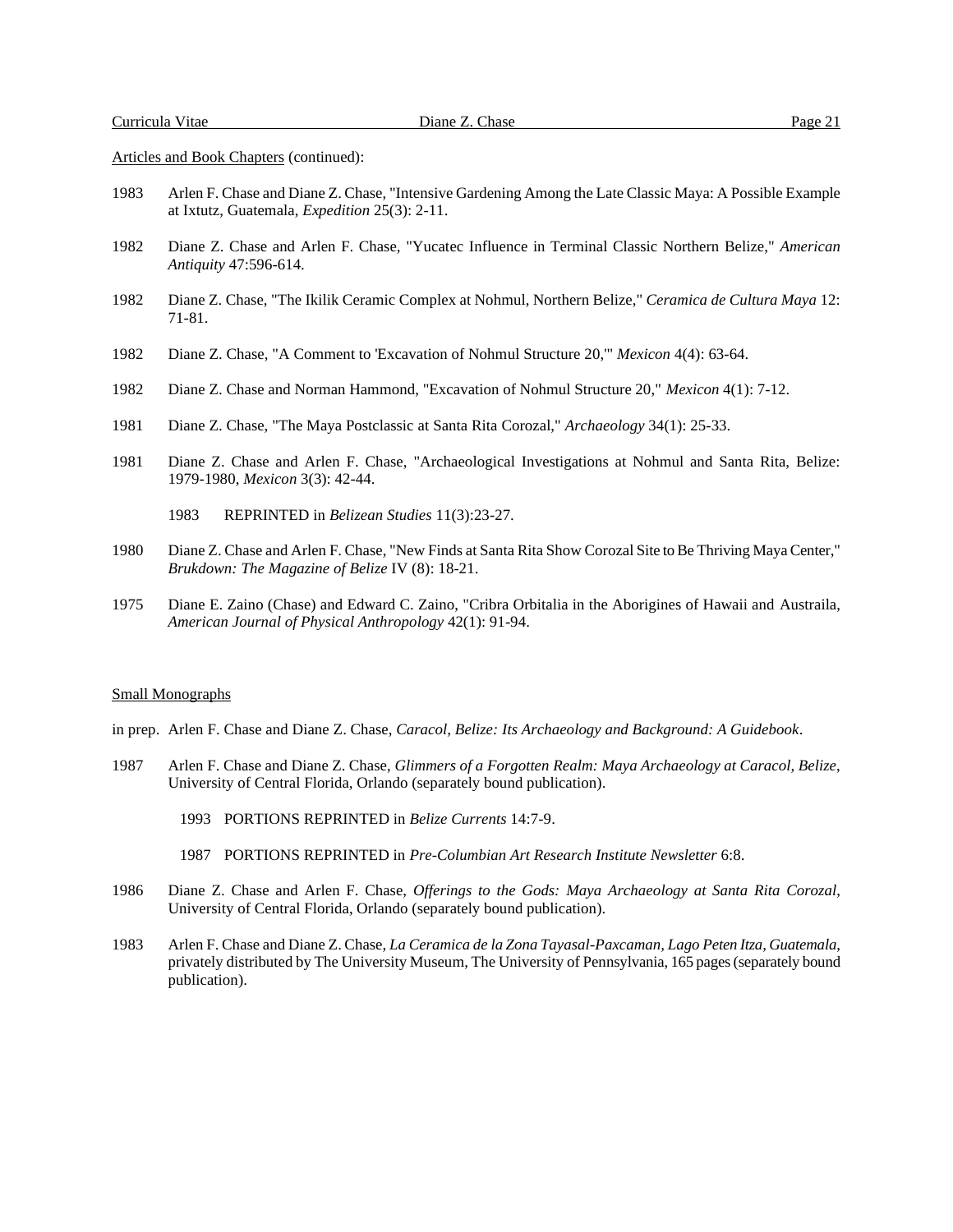Articles and Book Chapters (continued):

1983 Arlen F. Chase and Diane Z. Chase, "Intensive Gardening Among the Late Classic Maya: A Possible Example at Ixtutz, Guatemala, *Expedition* 25(3): 2-11.

1982 Diane Z. Chase and Arlen F. Chase, "Yucatec Influence in Terminal Classic Northern Belize," *American Antiquity* 47:596-614.

1982 Diane Z. Chase, "The Ikilik Ceramic Complex at Nohmul, Northern Belize," *Ceramica de Cultura Maya* 12: 71-81.

1982 Diane Z. Chase, "A Comment to 'Excavation of Nohmul Structure 20,'" *Mexicon* 4(4): 63-64.

1982 Diane Z. Chase and Norman Hammond, "Excavation of Nohmul Structure 20," *Mexicon* 4(1): 7-12.

1981 Diane Z. Chase, "The Maya Postclassic at Santa Rita Corozal," *Archaeology* 34(1): 25-33.

1981 Diane Z. Chase and Arlen F. Chase, "Archaeological Investigations at Nohmul and Santa Rita, Belize: 1979-1980, *Mexicon* 3(3): 42-44.

1983 REPRINTED in *Belizean Studies* 11(3):23-27.

1980 Diane Z. Chase and Arlen F. Chase, "New Finds at Santa Rita Show Corozal Site to Be Thriving Maya Center," *Brukdown: The Magazine of Belize* IV (8): 18-21.

1975 Diane E. Zaino (Chase) and Edward C. Zaino, "Cribra Orbitalia in the Aborigines of Hawaii and Austraila, *American Journal of Physical Anthropology* 42(1): 91-94.

Small Monographs

in prep. Arlen F. Chase and Diane Z. Chase, *Caracol, Belize: Its Archaeology and Background: A Guidebook*.

1987 Arlen F. Chase and Diane Z. Chase, *Glimmers of a Forgotten Realm: Maya Archaeology at Caracol, Belize*, University of Central Florida, Orlando (separately bound publication).

1993 PORTIONS REPRINTED in *Belize Currents* 14:7-9.

1987 PORTIONS REPRINTED in *Pre-Columbian Art Research Institute Newsletter* 6:8.

1986 Diane Z. Chase and Arlen F. Chase, *Offerings to the Gods: Maya Archaeology at Santa Rita Corozal*, University of Central Florida, Orlando (separately bound publication).

1983 Arlen F. Chase and Diane Z. Chase, *La Ceramica de la Zona Tayasal-Paxcaman, Lago Peten Itza, Guatemala*, privately distributed by The University Museum, The University of Pennsylvania, 165 pages (separately bound publication).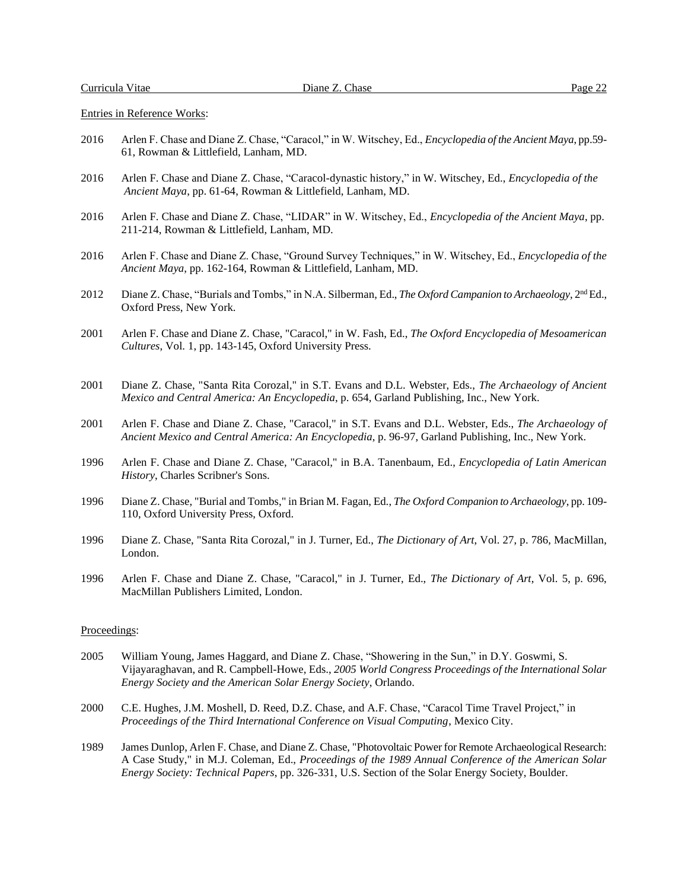Entries in Reference Works:

2016 Arlen F. Chase and Diane Z. Chase, "Caracol," in W. Witschey, Ed., *Encyclopedia of the Ancient Maya*, pp.59-61, Rowman & Littlefield, Lanham, MD.

2016 Arlen F. Chase and Diane Z. Chase, "Caracol-dynastic history," in W. Witschey, Ed., *Encyclopedia of the Ancient Maya*, pp. 61-64, Rowman & Littlefield, Lanham, MD.

2016 Arlen F. Chase and Diane Z. Chase, "LIDAR" in W. Witschey, Ed., *Encyclopedia of the Ancient Maya*, pp. 211-214, Rowman & Littlefield, Lanham, MD.

2016 Arlen F. Chase and Diane Z. Chase, "Ground Survey Techniques," in W. Witschey, Ed., *Encyclopedia of the Ancient Maya*, pp. 162-164, Rowman & Littlefield, Lanham, MD.

2012 Diane Z. Chase, "Burials and Tombs," in N.A. Silberman, Ed., *The Oxford Campanion to Archaeology*, 2nd Ed., Oxford Press, New York.

2001 Arlen F. Chase and Diane Z. Chase, "Caracol," in W. Fash, Ed., *The Oxford Encyclopedia of Mesoamerican Cultures*, Vol. 1, pp. 143-145, Oxford University Press.

2001 Diane Z. Chase, "Santa Rita Corozal," in S.T. Evans and D.L. Webster, Eds., *The Archaeology of Ancient Mexico and Central America: An Encyclopedia*, p. 654, Garland Publishing, Inc., New York.

2001 Arlen F. Chase and Diane Z. Chase, "Caracol," in S.T. Evans and D.L. Webster, Eds., *The Archaeology of Ancient Mexico and Central America: An Encyclopedia*, p. 96-97, Garland Publishing, Inc., New York.

1996 Arlen F. Chase and Diane Z. Chase, "Caracol," in B.A. Tanenbaum, Ed., *Encyclopedia of Latin American History*, Charles Scribner's Sons.

1996 Diane Z. Chase, "Burial and Tombs," in Brian M. Fagan, Ed., *The Oxford Companion to Archaeology*, pp. 109-110, Oxford University Press, Oxford.

1996 Diane Z. Chase, "Santa Rita Corozal," in J. Turner, Ed., *The Dictionary of Art*, Vol. 27, p. 786, MacMillan, London.

1996 Arlen F. Chase and Diane Z. Chase, "Caracol," in J. Turner, Ed., *The Dictionary of Art*, Vol. 5, p. 696, MacMillan Publishers Limited, London.

Proceedings:

2005 William Young, James Haggard, and Diane Z. Chase, "Showering in the Sun," in D.Y. Goswmi, S. Vijayaraghavan, and R. Campbell-Howe, Eds., *2005 World Congress Proceedings of the International Solar Energy Society and the American Solar Energy Society*, Orlando.

2000 C.E. Hughes, J.M. Moshell, D. Reed, D.Z. Chase, and A.F. Chase, "Caracol Time Travel Project," in *Proceedings of the Third International Conference on Visual Computing*, Mexico City.

1989 James Dunlop, Arlen F. Chase, and Diane Z. Chase, "Photovoltaic Power for Remote Archaeological Research: A Case Study," in M.J. Coleman, Ed., *Proceedings of the 1989 Annual Conference of the American Solar Energy Society: Technical Papers*, pp. 326-331, U.S. Section of the Solar Energy Society, Boulder.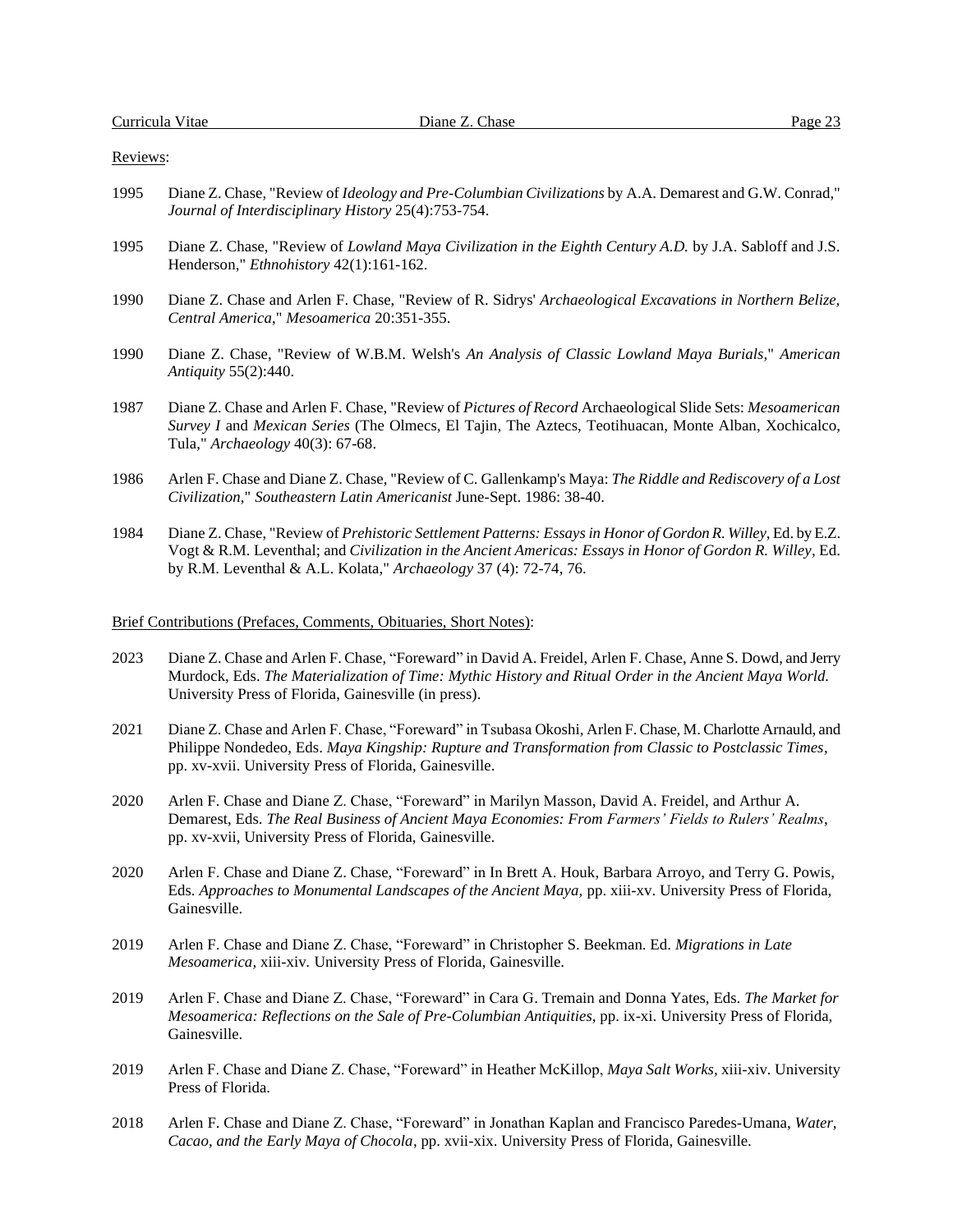Reviews:

1995 Diane Z. Chase, "Review of *Ideology and Pre-Columbian Civilizations* by A.A. Demarest and G.W. Conrad," *Journal of Interdisciplinary History* 25(4):753-754.

1995 Diane Z. Chase, "Review of *Lowland Maya Civilization in the Eighth Century A.D.* by J.A. Sabloff and J.S. Henderson," *Ethnohistory* 42(1):161-162.

1990 Diane Z. Chase and Arlen F. Chase, "Review of R. Sidrys' *Archaeological Excavations in Northern Belize, Central America*," *Mesoamerica* 20:351-355.

1990 Diane Z. Chase, "Review of W.B.M. Welsh's *An Analysis of Classic Lowland Maya Burials*," *American Antiquity* 55(2):440.

1987 Diane Z. Chase and Arlen F. Chase, "Review of *Pictures of Record* Archaeological Slide Sets: *Mesoamerican Survey I* and *Mexican Series* (The Olmecs, El Tajin, The Aztecs, Teotihuacan, Monte Alban, Xochicalco, Tula," *Archaeology* 40(3): 67-68.

1986 Arlen F. Chase and Diane Z. Chase, "Review of C. Gallenkamp's Maya: *The Riddle and Rediscovery of a Lost Civilization*," *Southeastern Latin Americanist* June-Sept. 1986: 38-40.

1984 Diane Z. Chase, "Review of *Prehistoric Settlement Patterns: Essays in Honor of Gordon R. Willey*, Ed. by E.Z. Vogt & R.M. Leventhal; and *Civilization in the Ancient Americas: Essays in Honor of Gordon R. Willey*, Ed. by R.M. Leventhal & A.L. Kolata," *Archaeology* 37 (4): 72-74, 76.

Brief Contributions (Prefaces, Comments, Obituaries, Short Notes):

2023 Diane Z. Chase and Arlen F. Chase, "Foreward" in David A. Freidel, Arlen F. Chase, Anne S. Dowd, and Jerry Murdock, Eds. *The Materialization of Time: Mythic History and Ritual Order in the Ancient Maya World.* University Press of Florida, Gainesville (in press).

2021 Diane Z. Chase and Arlen F. Chase, "Foreward" in Tsubasa Okoshi, Arlen F. Chase, M. Charlotte Arnauld, and Philippe Nondedeo, Eds. *Maya Kingship: Rupture and Transformation from Classic to Postclassic Times*, pp. xv-xvii. University Press of Florida, Gainesville.

2020 Arlen F. Chase and Diane Z. Chase, "Foreward" in Marilyn Masson, David A. Freidel, and Arthur A. Demarest, Eds. *The Real Business of Ancient Maya Economies: From Farmers' Fields to Rulers' Realms*, pp. xv-xvii, University Press of Florida, Gainesville.

2020 Arlen F. Chase and Diane Z. Chase, "Foreward" in In Brett A. Houk, Barbara Arroyo, and Terry G. Powis, Eds. *Approaches to Monumental Landscapes of the Ancient Maya*, pp. xiii-xv. University Press of Florida, Gainesville.

2019 Arlen F. Chase and Diane Z. Chase, "Foreward" in Christopher S. Beekman. Ed. *Migrations in Late Mesoamerica*, xiii-xiv. University Press of Florida, Gainesville.

2019 Arlen F. Chase and Diane Z. Chase, "Foreward" in Cara G. Tremain and Donna Yates, Eds. *The Market for Mesoamerica: Reflections on the Sale of Pre-Columbian Antiquities*, pp. ix-xi. University Press of Florida, Gainesville.

2019 Arlen F. Chase and Diane Z. Chase, "Foreward" in Heather McKillop, *Maya Salt Works*, xiii-xiv. University Press of Florida.

2018 Arlen F. Chase and Diane Z. Chase, "Foreward" in Jonathan Kaplan and Francisco Paredes-Umana, *Water, Cacao, and the Early Maya of Chocola*, pp. xvii-xix. University Press of Florida, Gainesville.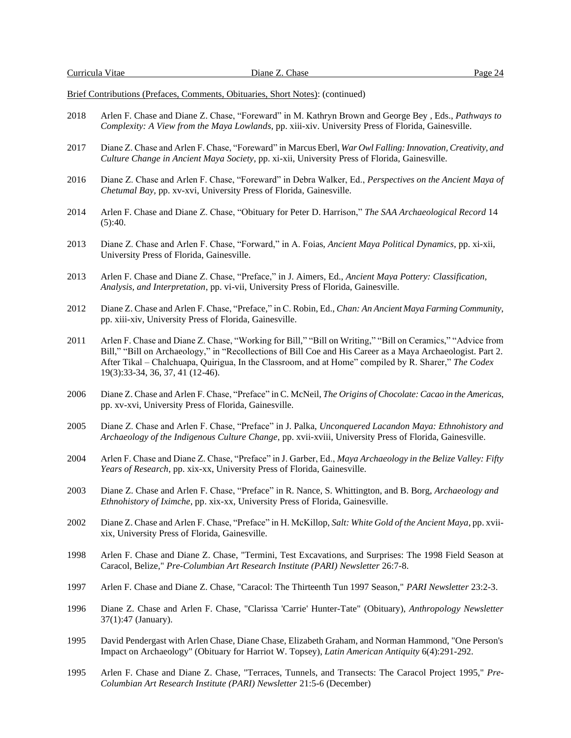Brief Contributions (Prefaces, Comments, Obituaries, Short Notes): (continued)

2018 Arlen F. Chase and Diane Z. Chase, "Foreward" in M. Kathryn Brown and George Bey , Eds., *Pathways to Complexity: A View from the Maya Lowlands*, pp. xiii-xiv. University Press of Florida, Gainesville.

2017 Diane Z. Chase and Arlen F. Chase, "Foreward" in Marcus Eberl, *War Owl Falling: Innovation, Creativity, and Culture Change in Ancient Maya Society*, pp. xi-xii, University Press of Florida, Gainesville.

2016 Diane Z. Chase and Arlen F. Chase, "Foreward" in Debra Walker, Ed., *Perspectives on the Ancient Maya of Chetumal Bay*, pp. xv-xvi, University Press of Florida, Gainesville.

2014 Arlen F. Chase and Diane Z. Chase, "Obituary for Peter D. Harrison," *The SAA Archaeological Record* 14 (5):40.

2013 Diane Z. Chase and Arlen F. Chase, "Forward," in A. Foias, *Ancient Maya Political Dynamics*, pp. xi-xii, University Press of Florida, Gainesville.

2013 Arlen F. Chase and Diane Z. Chase, "Preface," in J. Aimers, Ed., *Ancient Maya Pottery: Classification, Analysis, and Interpretation*, pp. vi-vii, University Press of Florida, Gainesville.

2012 Diane Z. Chase and Arlen F. Chase, "Preface," in C. Robin, Ed., *Chan: An Ancient Maya Farming Community*, pp. xiii-xiv, University Press of Florida, Gainesville.

2011 Arlen F. Chase and Diane Z. Chase, "Working for Bill," "Bill on Writing," "Bill on Ceramics," "Advice from Bill," "Bill on Archaeology," in "Recollections of Bill Coe and His Career as a Maya Archaeologist. Part 2. After Tikal – Chalchuapa, Quirigua, In the Classroom, and at Home" compiled by R. Sharer," *The Codex* 19(3):33-34, 36, 37, 41 (12-46).

2006 Diane Z. Chase and Arlen F. Chase, "Preface" in C. McNeil, *The Origins of Chocolate: Cacao in the Americas*, pp. xv-xvi, University Press of Florida, Gainesville.

2005 Diane Z. Chase and Arlen F. Chase, "Preface" in J. Palka, *Unconquered Lacandon Maya: Ethnohistory and Archaeology of the Indigenous Culture Change*, pp. xvii-xviii, University Press of Florida, Gainesville.

2004 Arlen F. Chase and Diane Z. Chase, "Preface" in J. Garber, Ed., *Maya Archaeology in the Belize Valley: Fifty Years of Research*, pp. xix-xx, University Press of Florida, Gainesville.

2003 Diane Z. Chase and Arlen F. Chase, "Preface" in R. Nance, S. Whittington, and B. Borg, *Archaeology and Ethnohistory of Iximche*, pp. xix-xx, University Press of Florida, Gainesville.

2002 Diane Z. Chase and Arlen F. Chase, "Preface" in H. McKillop, *Salt: White Gold of the Ancient Maya*, pp. xvii-xix, University Press of Florida, Gainesville.

1998 Arlen F. Chase and Diane Z. Chase, "Termini, Test Excavations, and Surprises: The 1998 Field Season at Caracol, Belize," *Pre-Columbian Art Research Institute (PARI) Newsletter* 26:7-8.

1997 Arlen F. Chase and Diane Z. Chase, "Caracol: The Thirteenth Tun 1997 Season," *PARI Newsletter* 23:2-3.

1996 Diane Z. Chase and Arlen F. Chase, "Clarissa 'Carrie' Hunter-Tate" (Obituary), *Anthropology Newsletter* 37(1):47 (January).

1995 David Pendergast with Arlen Chase, Diane Chase, Elizabeth Graham, and Norman Hammond, "One Person's Impact on Archaeology" (Obituary for Harriot W. Topsey), *Latin American Antiquity* 6(4):291-292.

1995 Arlen F. Chase and Diane Z. Chase, "Terraces, Tunnels, and Transects: The Caracol Project 1995," *Pre-Columbian Art Research Institute (PARI) Newsletter* 21:5-6 (December)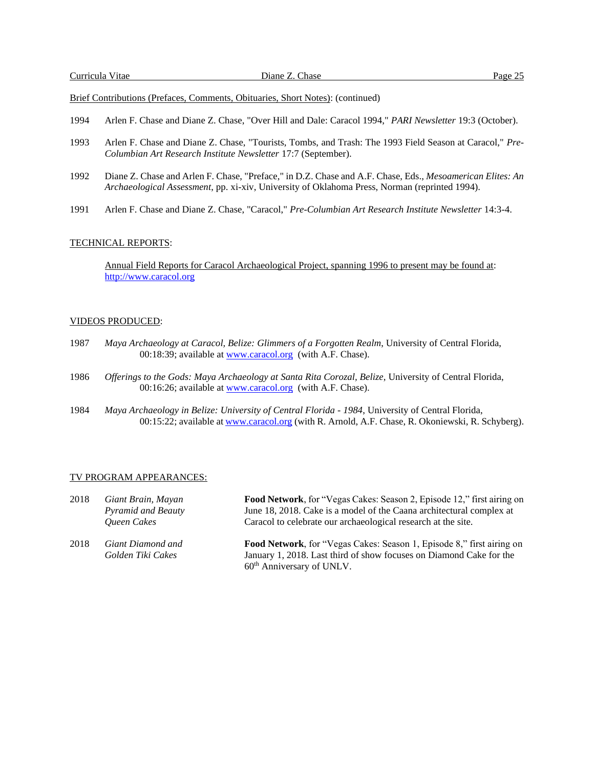Brief Contributions (Prefaces, Comments, Obituaries, Short Notes): (continued)

1994 Arlen F. Chase and Diane Z. Chase, "Over Hill and Dale: Caracol 1994," *PARI Newsletter* 19:3 (October).

1993 Arlen F. Chase and Diane Z. Chase, "Tourists, Tombs, and Trash: The 1993 Field Season at Caracol," *Pre-Columbian Art Research Institute Newsletter* 17:7 (September).

1992 Diane Z. Chase and Arlen F. Chase, "Preface," in D.Z. Chase and A.F. Chase, Eds., *Mesoamerican Elites: An Archaeological Assessment*, pp. xi-xiv, University of Oklahoma Press, Norman (reprinted 1994).

1991 Arlen F. Chase and Diane Z. Chase, "Caracol," *Pre-Columbian Art Research Institute Newsletter* 14:3-4.

## TECHNICAL REPORTS:

Annual Field Reports for Caracol Archaeological Project, spanning 1996 to present may be found at: http://www.caracol.org

## VIDEOS PRODUCED:

1987 *Maya Archaeology at Caracol, Belize: Glimmers of a Forgotten Realm*, University of Central Florida, 00:18:39; available at www.caracol.org (with A.F. Chase).

1986 *Offerings to the Gods: Maya Archaeology at Santa Rita Corozal, Belize*, University of Central Florida, 00:16:26; available at www.caracol.org (with A.F. Chase).

1984 *Maya Archaeology in Belize: University of Central Florida - 1984*, University of Central Florida, 00:15:22; available at www.caracol.org (with R. Arnold, A.F. Chase, R. Okoniewski, R. Schyberg).

## TV PROGRAM APPEARANCES:

2018 *Giant Brain, Mayan Pyramid and Beauty Queen Cakes* — **Food Network**, for "Vegas Cakes: Season 2, Episode 12," first airing on June 18, 2018. Cake is a model of the Caana architectural complex at Caracol to celebrate our archaeological research at the site.

2018 *Giant Diamond and Golden Tiki Cakes* — **Food Network**, for "Vegas Cakes: Season 1, Episode 8," first airing on January 1, 2018. Last third of show focuses on Diamond Cake for the 60th Anniversary of UNLV.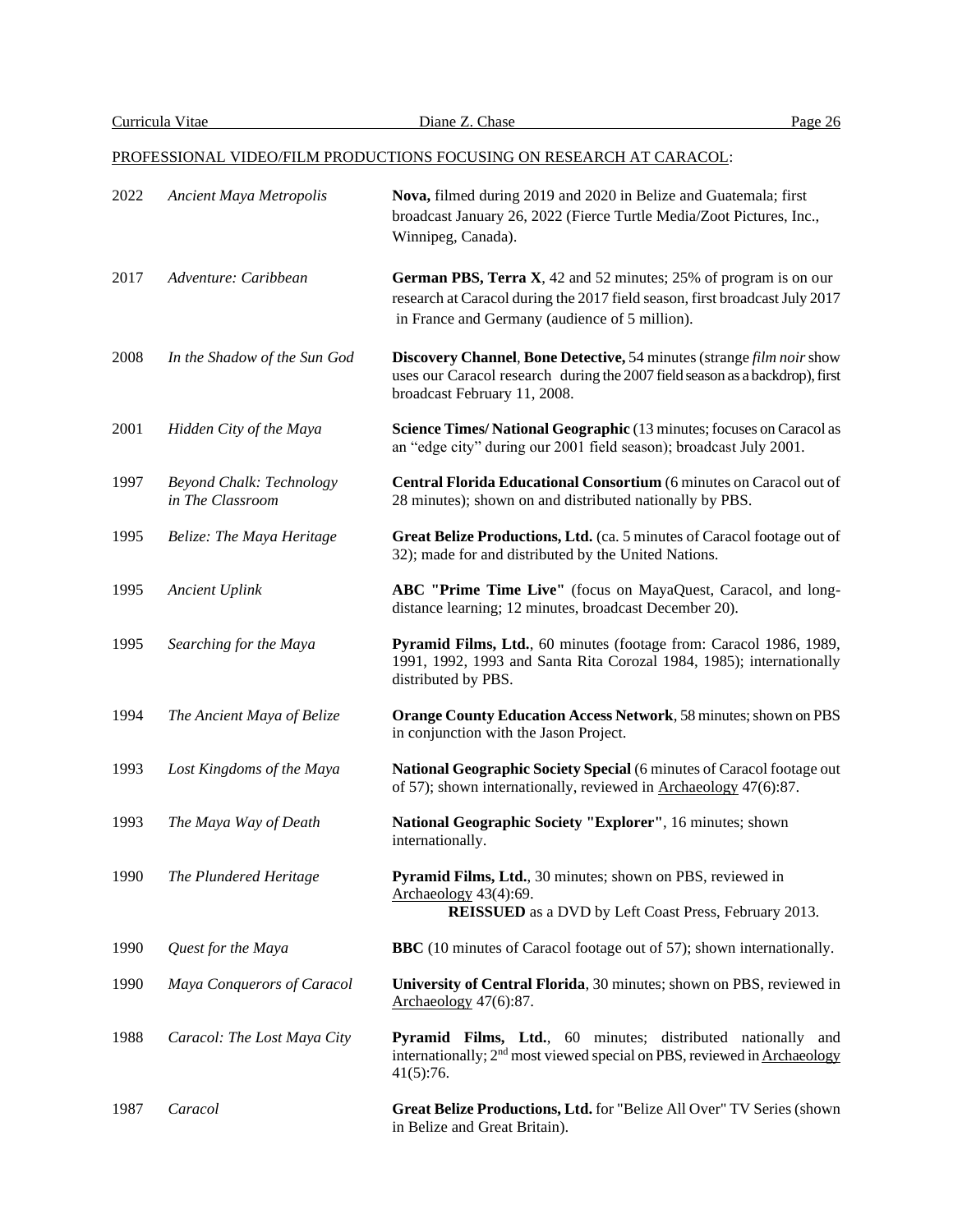PROFESSIONAL VIDEO/FILM PRODUCTIONS FOCUSING ON RESEARCH AT CARACOL:

| | | |
|---|---|---|
| 2022 | *Ancient Maya Metropolis* | **Nova,** filmed during 2019 and 2020 in Belize and Guatemala; first broadcast January 26, 2022 (Fierce Turtle Media/Zoot Pictures, Inc., Winnipeg, Canada). |
| 2017 | *Adventure: Caribbean* | **German PBS, Terra X**, 42 and 52 minutes; 25% of program is on our research at Caracol during the 2017 field season, first broadcast July 2017 in France and Germany (audience of 5 million). |
| 2008 | *In the Shadow of the Sun God* | **Discovery Channel**, **Bone Detective,** 54 minutes (strange *film noir* show uses our Caracol research during the 2007 field season as a backdrop), first broadcast February 11, 2008. |
| 2001 | *Hidden City of the Maya* | **Science Times/ National Geographic** (13 minutes; focuses on Caracol as an "edge city" during our 2001 field season); broadcast July 2001. |
| 1997 | *Beyond Chalk: Technology in The Classroom* | **Central Florida Educational Consortium** (6 minutes on Caracol out of 28 minutes); shown on and distributed nationally by PBS. |
| 1995 | *Belize: The Maya Heritage* | **Great Belize Productions, Ltd.** (ca. 5 minutes of Caracol footage out of 32); made for and distributed by the United Nations. |
| 1995 | *Ancient Uplink* | **ABC "Prime Time Live"** (focus on MayaQuest, Caracol, and long-distance learning; 12 minutes, broadcast December 20). |
| 1995 | *Searching for the Maya* | **Pyramid Films, Ltd.**, 60 minutes (footage from: Caracol 1986, 1989, 1991, 1992, 1993 and Santa Rita Corozal 1984, 1985); internationally distributed by PBS. |
| 1994 | *The Ancient Maya of Belize* | **Orange County Education Access Network**, 58 minutes; shown on PBS in conjunction with the Jason Project. |
| 1993 | *Lost Kingdoms of the Maya* | **National Geographic Society Special** (6 minutes of Caracol footage out of 57); shown internationally, reviewed in Archaeology 47(6):87. |
| 1993 | *The Maya Way of Death* | **National Geographic Society "Explorer"**, 16 minutes; shown internationally. |
| 1990 | *The Plundered Heritage* | **Pyramid Films, Ltd.**, 30 minutes; shown on PBS, reviewed in Archaeology 43(4):69. **REISSUED** as a DVD by Left Coast Press, February 2013. |
| 1990 | *Quest for the Maya* | **BBC** (10 minutes of Caracol footage out of 57); shown internationally. |
| 1990 | *Maya Conquerors of Caracol* | **University of Central Florida**, 30 minutes; shown on PBS, reviewed in Archaeology 47(6):87. |
| 1988 | *Caracol: The Lost Maya City* | **Pyramid Films, Ltd.**, 60 minutes; distributed nationally and internationally; 2nd most viewed special on PBS, reviewed in Archaeology 41(5):76. |
| 1987 | *Caracol* | **Great Belize Productions, Ltd.** for "Belize All Over" TV Series (shown in Belize and Great Britain). |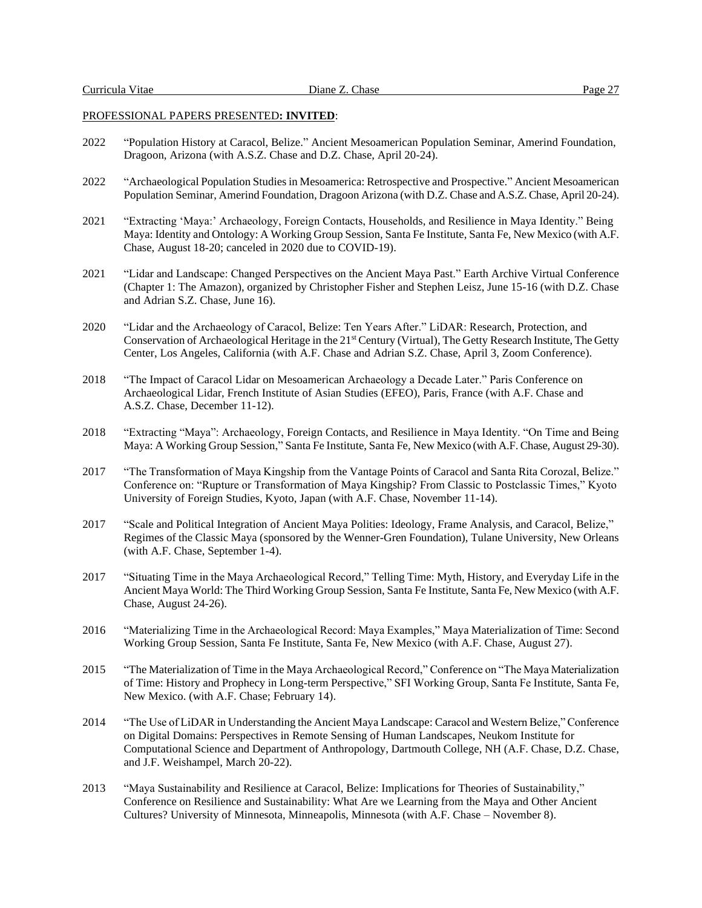PROFESSIONAL PAPERS PRESENTED**: INVITED**:

2022 "Population History at Caracol, Belize." Ancient Mesoamerican Population Seminar, Amerind Foundation, Dragoon, Arizona (with A.S.Z. Chase and D.Z. Chase, April 20-24).

2022 "Archaeological Population Studies in Mesoamerica: Retrospective and Prospective." Ancient Mesoamerican Population Seminar, Amerind Foundation, Dragoon Arizona (with D.Z. Chase and A.S.Z. Chase, April 20-24).

2021 "Extracting 'Maya:' Archaeology, Foreign Contacts, Households, and Resilience in Maya Identity." Being Maya: Identity and Ontology: A Working Group Session, Santa Fe Institute, Santa Fe, New Mexico (with A.F. Chase, August 18-20; canceled in 2020 due to COVID-19).

2021 "Lidar and Landscape: Changed Perspectives on the Ancient Maya Past." Earth Archive Virtual Conference (Chapter 1: The Amazon), organized by Christopher Fisher and Stephen Leisz, June 15-16 (with D.Z. Chase and Adrian S.Z. Chase, June 16).

2020 "Lidar and the Archaeology of Caracol, Belize: Ten Years After." LiDAR: Research, Protection, and Conservation of Archaeological Heritage in the 21st Century (Virtual), The Getty Research Institute, The Getty Center, Los Angeles, California (with A.F. Chase and Adrian S.Z. Chase, April 3, Zoom Conference).

2018 "The Impact of Caracol Lidar on Mesoamerican Archaeology a Decade Later." Paris Conference on Archaeological Lidar, French Institute of Asian Studies (EFEO), Paris, France (with A.F. Chase and A.S.Z. Chase, December 11-12).

2018 "Extracting "Maya": Archaeology, Foreign Contacts, and Resilience in Maya Identity. "On Time and Being Maya: A Working Group Session," Santa Fe Institute, Santa Fe, New Mexico (with A.F. Chase, August 29-30).

2017 "The Transformation of Maya Kingship from the Vantage Points of Caracol and Santa Rita Corozal, Belize." Conference on: "Rupture or Transformation of Maya Kingship? From Classic to Postclassic Times," Kyoto University of Foreign Studies, Kyoto, Japan (with A.F. Chase, November 11-14).

2017 "Scale and Political Integration of Ancient Maya Polities: Ideology, Frame Analysis, and Caracol, Belize," Regimes of the Classic Maya (sponsored by the Wenner-Gren Foundation), Tulane University, New Orleans (with A.F. Chase, September 1-4).

2017 "Situating Time in the Maya Archaeological Record," Telling Time: Myth, History, and Everyday Life in the Ancient Maya World: The Third Working Group Session, Santa Fe Institute, Santa Fe, New Mexico (with A.F. Chase, August 24-26).

2016 "Materializing Time in the Archaeological Record: Maya Examples," Maya Materialization of Time: Second Working Group Session, Santa Fe Institute, Santa Fe, New Mexico (with A.F. Chase, August 27).

2015 "The Materialization of Time in the Maya Archaeological Record," Conference on "The Maya Materialization of Time: History and Prophecy in Long-term Perspective," SFI Working Group, Santa Fe Institute, Santa Fe, New Mexico. (with A.F. Chase; February 14).

2014 "The Use of LiDAR in Understanding the Ancient Maya Landscape: Caracol and Western Belize," Conference on Digital Domains: Perspectives in Remote Sensing of Human Landscapes, Neukom Institute for Computational Science and Department of Anthropology, Dartmouth College, NH (A.F. Chase, D.Z. Chase, and J.F. Weishampel, March 20-22).

2013 "Maya Sustainability and Resilience at Caracol, Belize: Implications for Theories of Sustainability," Conference on Resilience and Sustainability: What Are we Learning from the Maya and Other Ancient Cultures? University of Minnesota, Minneapolis, Minnesota (with A.F. Chase – November 8).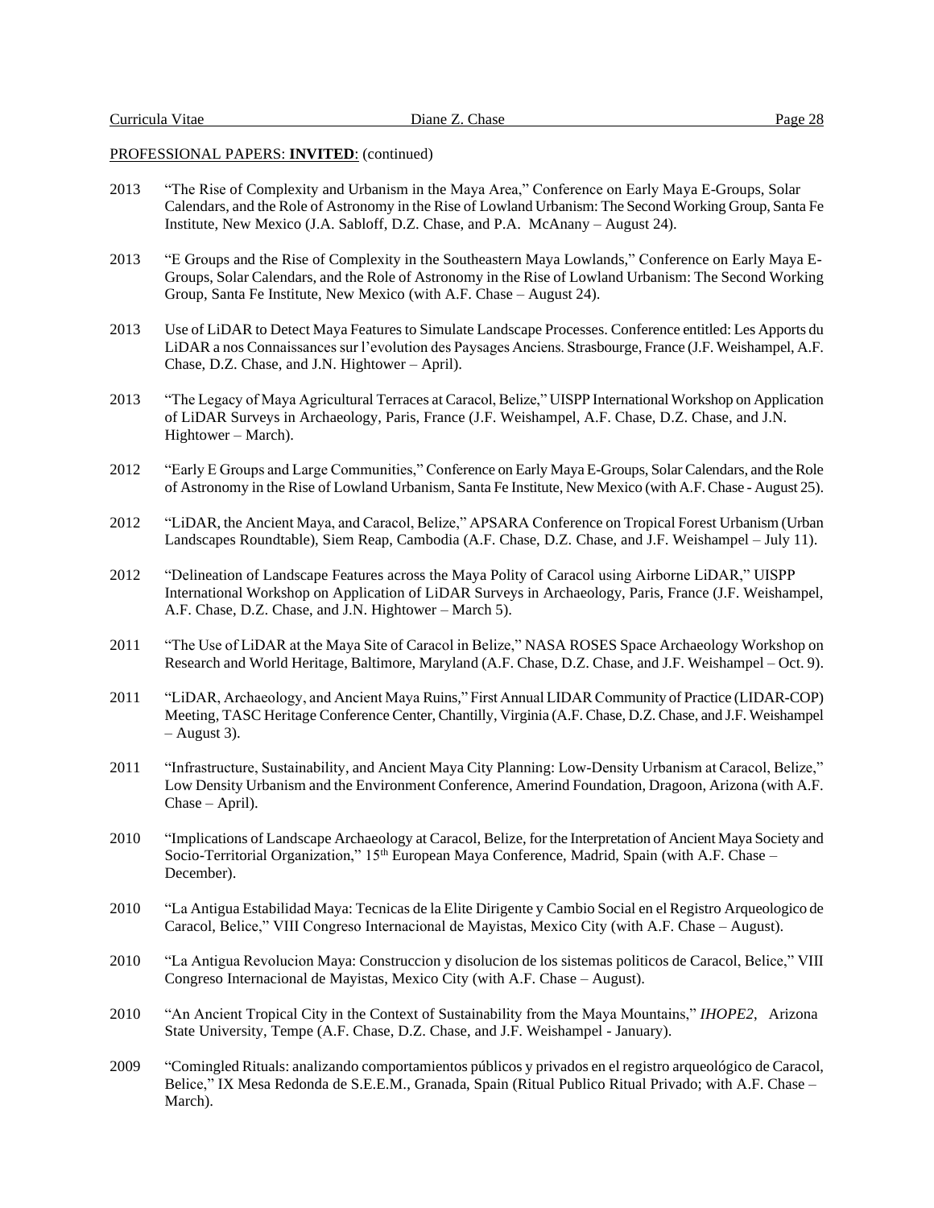PROFESSIONAL PAPERS: **INVITED**: (continued)

2013 "The Rise of Complexity and Urbanism in the Maya Area," Conference on Early Maya E-Groups, Solar Calendars, and the Role of Astronomy in the Rise of Lowland Urbanism: The Second Working Group, Santa Fe Institute, New Mexico (J.A. Sabloff, D.Z. Chase, and P.A. McAnany – August 24).

2013 "E Groups and the Rise of Complexity in the Southeastern Maya Lowlands," Conference on Early Maya E-Groups, Solar Calendars, and the Role of Astronomy in the Rise of Lowland Urbanism: The Second Working Group, Santa Fe Institute, New Mexico (with A.F. Chase – August 24).

2013 Use of LiDAR to Detect Maya Features to Simulate Landscape Processes. Conference entitled: Les Apports du LiDAR a nos Connaissances sur l'evolution des Paysages Anciens. Strasbourge, France (J.F. Weishampel, A.F. Chase, D.Z. Chase, and J.N. Hightower – April).

2013 "The Legacy of Maya Agricultural Terraces at Caracol, Belize," UISPP International Workshop on Application of LiDAR Surveys in Archaeology, Paris, France (J.F. Weishampel, A.F. Chase, D.Z. Chase, and J.N. Hightower – March).

2012 "Early E Groups and Large Communities," Conference on Early Maya E-Groups, Solar Calendars, and the Role of Astronomy in the Rise of Lowland Urbanism, Santa Fe Institute, New Mexico (with A.F. Chase - August 25).

2012 "LiDAR, the Ancient Maya, and Caracol, Belize," APSARA Conference on Tropical Forest Urbanism (Urban Landscapes Roundtable), Siem Reap, Cambodia (A.F. Chase, D.Z. Chase, and J.F. Weishampel – July 11).

2012 "Delineation of Landscape Features across the Maya Polity of Caracol using Airborne LiDAR," UISPP International Workshop on Application of LiDAR Surveys in Archaeology, Paris, France (J.F. Weishampel, A.F. Chase, D.Z. Chase, and J.N. Hightower – March 5).

2011 "The Use of LiDAR at the Maya Site of Caracol in Belize," NASA ROSES Space Archaeology Workshop on Research and World Heritage, Baltimore, Maryland (A.F. Chase, D.Z. Chase, and J.F. Weishampel – Oct. 9).

2011 "LiDAR, Archaeology, and Ancient Maya Ruins," First Annual LIDAR Community of Practice (LIDAR-COP) Meeting, TASC Heritage Conference Center, Chantilly, Virginia (A.F. Chase, D.Z. Chase, and J.F. Weishampel – August 3).

2011 "Infrastructure, Sustainability, and Ancient Maya City Planning: Low-Density Urbanism at Caracol, Belize," Low Density Urbanism and the Environment Conference, Amerind Foundation, Dragoon, Arizona (with A.F. Chase – April).

2010 "Implications of Landscape Archaeology at Caracol, Belize, for the Interpretation of Ancient Maya Society and Socio-Territorial Organization," 15th European Maya Conference, Madrid, Spain (with A.F. Chase – December).

2010 "La Antigua Estabilidad Maya: Tecnicas de la Elite Dirigente y Cambio Social en el Registro Arqueologico de Caracol, Belice," VIII Congreso Internacional de Mayistas, Mexico City (with A.F. Chase – August).

2010 "La Antigua Revolucion Maya: Construccion y disolucion de los sistemas politicos de Caracol, Belice," VIII Congreso Internacional de Mayistas, Mexico City (with A.F. Chase – August).

2010 "An Ancient Tropical City in the Context of Sustainability from the Maya Mountains," *IHOPE2*, Arizona State University, Tempe (A.F. Chase, D.Z. Chase, and J.F. Weishampel - January).

2009 "Comingled Rituals: analizando comportamientos públicos y privados en el registro arqueológico de Caracol, Belice," IX Mesa Redonda de S.E.E.M., Granada, Spain (Ritual Publico Ritual Privado; with A.F. Chase – March).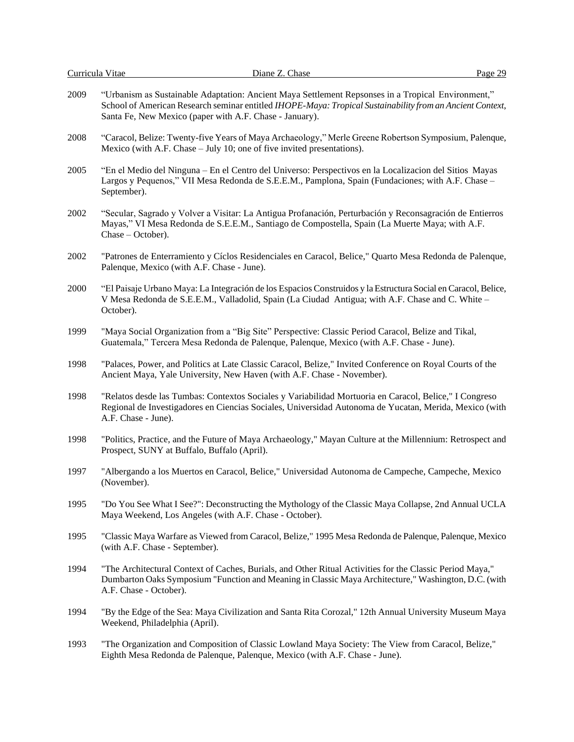2009 “Urbanism as Sustainable Adaptation: Ancient Maya Settlement Repsonses in a Tropical Environment,” School of American Research seminar entitled *IHOPE-Maya: Tropical Sustainability from an Ancient Context*, Santa Fe, New Mexico (paper with A.F. Chase - January).

2008 “Caracol, Belize: Twenty-five Years of Maya Archaeology,” Merle Greene Robertson Symposium, Palenque, Mexico (with A.F. Chase – July 10; one of five invited presentations).

2005 “En el Medio del Ninguna – En el Centro del Universo: Perspectivos en la Localizacion del Sitios Mayas Largos y Pequenos,” VII Mesa Redonda de S.E.E.M., Pamplona, Spain (Fundaciones; with A.F. Chase – September).

2002 “Secular, Sagrado y Volver a Visitar: La Antigua Profanación, Perturbación y Reconsagración de Entierros Mayas,” VI Mesa Redonda de S.E.E.M., Santiago de Compostella, Spain (La Muerte Maya; with A.F. Chase – October).

2002 "Patrones de Enterramiento y Cíclos Residenciales en Caracol, Belice," Quarto Mesa Redonda de Palenque, Palenque, Mexico (with A.F. Chase - June).

2000 “El Paisaje Urbano Maya: La Integración de los Espacios Construidos y la Estructura Social en Caracol, Belice, V Mesa Redonda de S.E.E.M., Valladolid, Spain (La Ciudad Antigua; with A.F. Chase and C. White – October).

1999 "Maya Social Organization from a “Big Site” Perspective: Classic Period Caracol, Belize and Tikal, Guatemala,” Tercera Mesa Redonda de Palenque, Palenque, Mexico (with A.F. Chase - June).

1998 "Palaces, Power, and Politics at Late Classic Caracol, Belize," Invited Conference on Royal Courts of the Ancient Maya, Yale University, New Haven (with A.F. Chase - November).

1998 "Relatos desde las Tumbas: Contextos Sociales y Variabilidad Mortuoria en Caracol, Belice," I Congreso Regional de Investigadores en Ciencias Sociales, Universidad Autonoma de Yucatan, Merida, Mexico (with A.F. Chase - June).

1998 "Politics, Practice, and the Future of Maya Archaeology," Mayan Culture at the Millennium: Retrospect and Prospect, SUNY at Buffalo, Buffalo (April).

1997 "Albergando a los Muertos en Caracol, Belice," Universidad Autonoma de Campeche, Campeche, Mexico (November).

1995 "Do You See What I See?": Deconstructing the Mythology of the Classic Maya Collapse, 2nd Annual UCLA Maya Weekend, Los Angeles (with A.F. Chase - October).

1995 "Classic Maya Warfare as Viewed from Caracol, Belize," 1995 Mesa Redonda de Palenque, Palenque, Mexico (with A.F. Chase - September).

1994 "The Architectural Context of Caches, Burials, and Other Ritual Activities for the Classic Period Maya," Dumbarton Oaks Symposium "Function and Meaning in Classic Maya Architecture," Washington, D.C. (with A.F. Chase - October).

1994 "By the Edge of the Sea: Maya Civilization and Santa Rita Corozal," 12th Annual University Museum Maya Weekend, Philadelphia (April).

1993 "The Organization and Composition of Classic Lowland Maya Society: The View from Caracol, Belize," Eighth Mesa Redonda de Palenque, Palenque, Mexico (with A.F. Chase - June).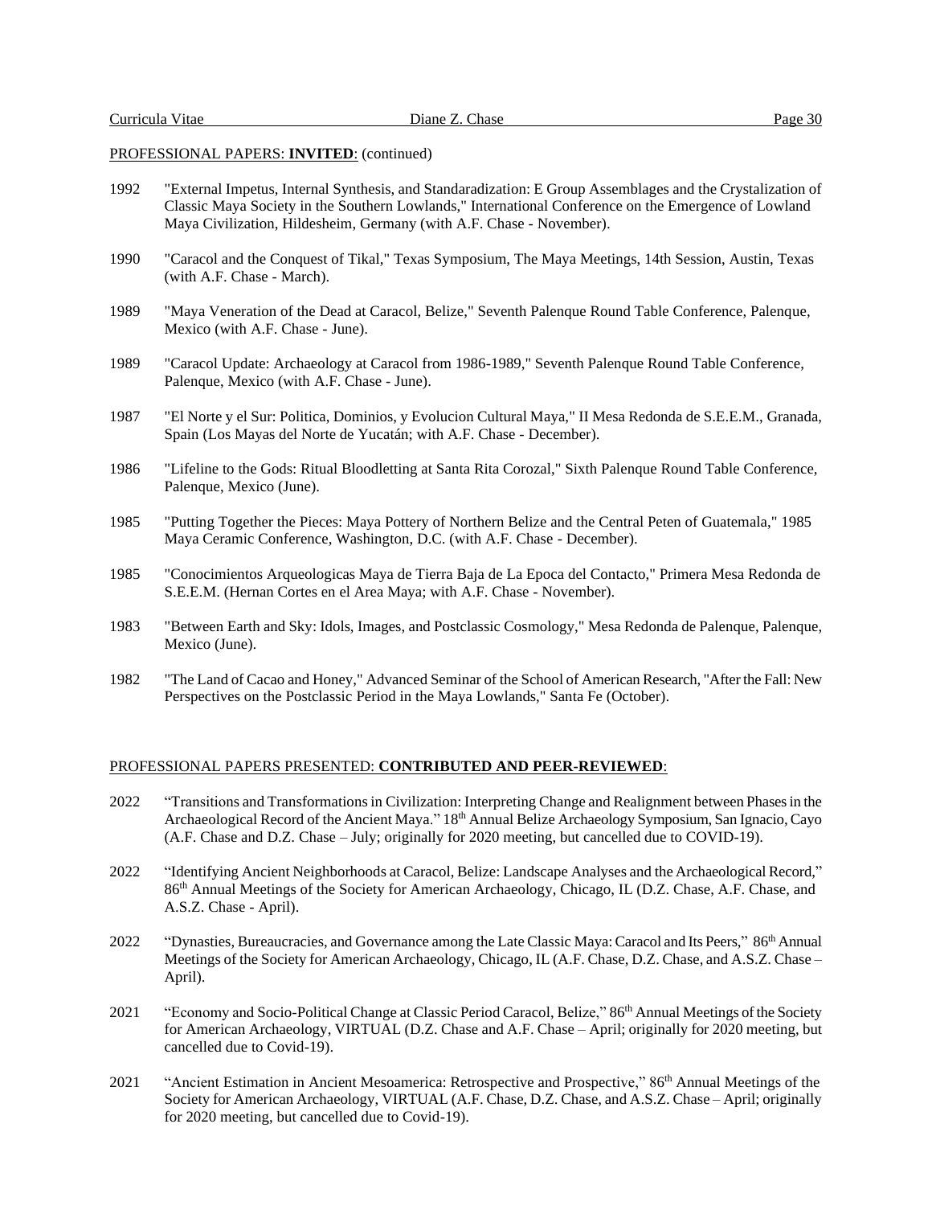PROFESSIONAL PAPERS: **INVITED**: (continued)

1992 "External Impetus, Internal Synthesis, and Standaradization: E Group Assemblages and the Crystalization of Classic Maya Society in the Southern Lowlands," International Conference on the Emergence of Lowland Maya Civilization, Hildesheim, Germany (with A.F. Chase - November).

1990 "Caracol and the Conquest of Tikal," Texas Symposium, The Maya Meetings, 14th Session, Austin, Texas (with A.F. Chase - March).

1989 "Maya Veneration of the Dead at Caracol, Belize," Seventh Palenque Round Table Conference, Palenque, Mexico (with A.F. Chase - June).

1989 "Caracol Update: Archaeology at Caracol from 1986-1989," Seventh Palenque Round Table Conference, Palenque, Mexico (with A.F. Chase - June).

1987 "El Norte y el Sur: Politica, Dominios, y Evolucion Cultural Maya," II Mesa Redonda de S.E.E.M., Granada, Spain (Los Mayas del Norte de Yucatán; with A.F. Chase - December).

1986 "Lifeline to the Gods: Ritual Bloodletting at Santa Rita Corozal," Sixth Palenque Round Table Conference, Palenque, Mexico (June).

1985 "Putting Together the Pieces: Maya Pottery of Northern Belize and the Central Peten of Guatemala," 1985 Maya Ceramic Conference, Washington, D.C. (with A.F. Chase - December).

1985 "Conocimientos Arqueologicas Maya de Tierra Baja de La Epoca del Contacto," Primera Mesa Redonda de S.E.E.M. (Hernan Cortes en el Area Maya; with A.F. Chase - November).

1983 "Between Earth and Sky: Idols, Images, and Postclassic Cosmology," Mesa Redonda de Palenque, Palenque, Mexico (June).

1982 "The Land of Cacao and Honey," Advanced Seminar of the School of American Research, "After the Fall: New Perspectives on the Postclassic Period in the Maya Lowlands," Santa Fe (October).

PROFESSIONAL PAPERS PRESENTED: **CONTRIBUTED AND PEER-REVIEWED**:

2022 "Transitions and Transformations in Civilization: Interpreting Change and Realignment between Phases in the Archaeological Record of the Ancient Maya." 18th Annual Belize Archaeology Symposium, San Ignacio, Cayo (A.F. Chase and D.Z. Chase – July; originally for 2020 meeting, but cancelled due to COVID-19).

2022 "Identifying Ancient Neighborhoods at Caracol, Belize: Landscape Analyses and the Archaeological Record," 86th Annual Meetings of the Society for American Archaeology, Chicago, IL (D.Z. Chase, A.F. Chase, and A.S.Z. Chase - April).

2022 "Dynasties, Bureaucracies, and Governance among the Late Classic Maya: Caracol and Its Peers," 86th Annual Meetings of the Society for American Archaeology, Chicago, IL (A.F. Chase, D.Z. Chase, and A.S.Z. Chase – April).

2021 "Economy and Socio-Political Change at Classic Period Caracol, Belize," 86th Annual Meetings of the Society for American Archaeology, VIRTUAL (D.Z. Chase and A.F. Chase – April; originally for 2020 meeting, but cancelled due to Covid-19).

2021 "Ancient Estimation in Ancient Mesoamerica: Retrospective and Prospective," 86th Annual Meetings of the Society for American Archaeology, VIRTUAL (A.F. Chase, D.Z. Chase, and A.S.Z. Chase – April; originally for 2020 meeting, but cancelled due to Covid-19).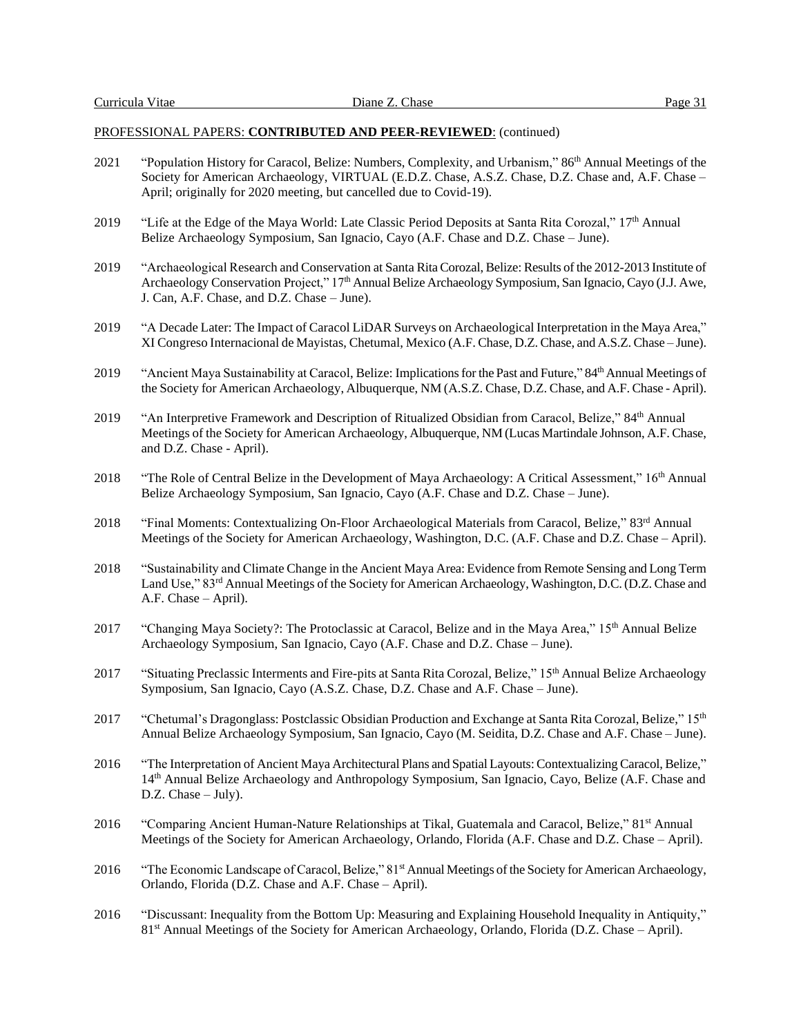PROFESSIONAL PAPERS: **CONTRIBUTED AND PEER-REVIEWED**: (continued)

2021 "Population History for Caracol, Belize: Numbers, Complexity, and Urbanism," 86th Annual Meetings of the Society for American Archaeology, VIRTUAL (E.D.Z. Chase, A.S.Z. Chase, D.Z. Chase and, A.F. Chase – April; originally for 2020 meeting, but cancelled due to Covid-19).

2019 "Life at the Edge of the Maya World: Late Classic Period Deposits at Santa Rita Corozal," 17th Annual Belize Archaeology Symposium, San Ignacio, Cayo (A.F. Chase and D.Z. Chase – June).

2019 "Archaeological Research and Conservation at Santa Rita Corozal, Belize: Results of the 2012-2013 Institute of Archaeology Conservation Project," 17th Annual Belize Archaeology Symposium, San Ignacio, Cayo (J.J. Awe, J. Can, A.F. Chase, and D.Z. Chase – June).

2019 "A Decade Later: The Impact of Caracol LiDAR Surveys on Archaeological Interpretation in the Maya Area," XI Congreso Internacional de Mayistas, Chetumal, Mexico (A.F. Chase, D.Z. Chase, and A.S.Z. Chase – June).

2019 "Ancient Maya Sustainability at Caracol, Belize: Implications for the Past and Future," 84th Annual Meetings of the Society for American Archaeology, Albuquerque, NM (A.S.Z. Chase, D.Z. Chase, and A.F. Chase - April).

2019 "An Interpretive Framework and Description of Ritualized Obsidian from Caracol, Belize," 84th Annual Meetings of the Society for American Archaeology, Albuquerque, NM (Lucas Martindale Johnson, A.F. Chase, and D.Z. Chase - April).

2018 "The Role of Central Belize in the Development of Maya Archaeology: A Critical Assessment," 16th Annual Belize Archaeology Symposium, San Ignacio, Cayo (A.F. Chase and D.Z. Chase – June).

2018 "Final Moments: Contextualizing On-Floor Archaeological Materials from Caracol, Belize," 83rd Annual Meetings of the Society for American Archaeology, Washington, D.C. (A.F. Chase and D.Z. Chase – April).

2018 "Sustainability and Climate Change in the Ancient Maya Area: Evidence from Remote Sensing and Long Term Land Use," 83rd Annual Meetings of the Society for American Archaeology, Washington, D.C. (D.Z. Chase and A.F. Chase – April).

2017 "Changing Maya Society?: The Protoclassic at Caracol, Belize and in the Maya Area," 15th Annual Belize Archaeology Symposium, San Ignacio, Cayo (A.F. Chase and D.Z. Chase – June).

2017 "Situating Preclassic Interments and Fire-pits at Santa Rita Corozal, Belize," 15th Annual Belize Archaeology Symposium, San Ignacio, Cayo (A.S.Z. Chase, D.Z. Chase and A.F. Chase – June).

2017 "Chetumal's Dragonglass: Postclassic Obsidian Production and Exchange at Santa Rita Corozal, Belize," 15th Annual Belize Archaeology Symposium, San Ignacio, Cayo (M. Seidita, D.Z. Chase and A.F. Chase – June).

2016 "The Interpretation of Ancient Maya Architectural Plans and Spatial Layouts: Contextualizing Caracol, Belize," 14th Annual Belize Archaeology and Anthropology Symposium, San Ignacio, Cayo, Belize (A.F. Chase and D.Z. Chase – July).

2016 "Comparing Ancient Human-Nature Relationships at Tikal, Guatemala and Caracol, Belize," 81st Annual Meetings of the Society for American Archaeology, Orlando, Florida (A.F. Chase and D.Z. Chase – April).

2016 "The Economic Landscape of Caracol, Belize," 81st Annual Meetings of the Society for American Archaeology, Orlando, Florida (D.Z. Chase and A.F. Chase – April).

2016 "Discussant: Inequality from the Bottom Up: Measuring and Explaining Household Inequality in Antiquity," 81st Annual Meetings of the Society for American Archaeology, Orlando, Florida (D.Z. Chase – April).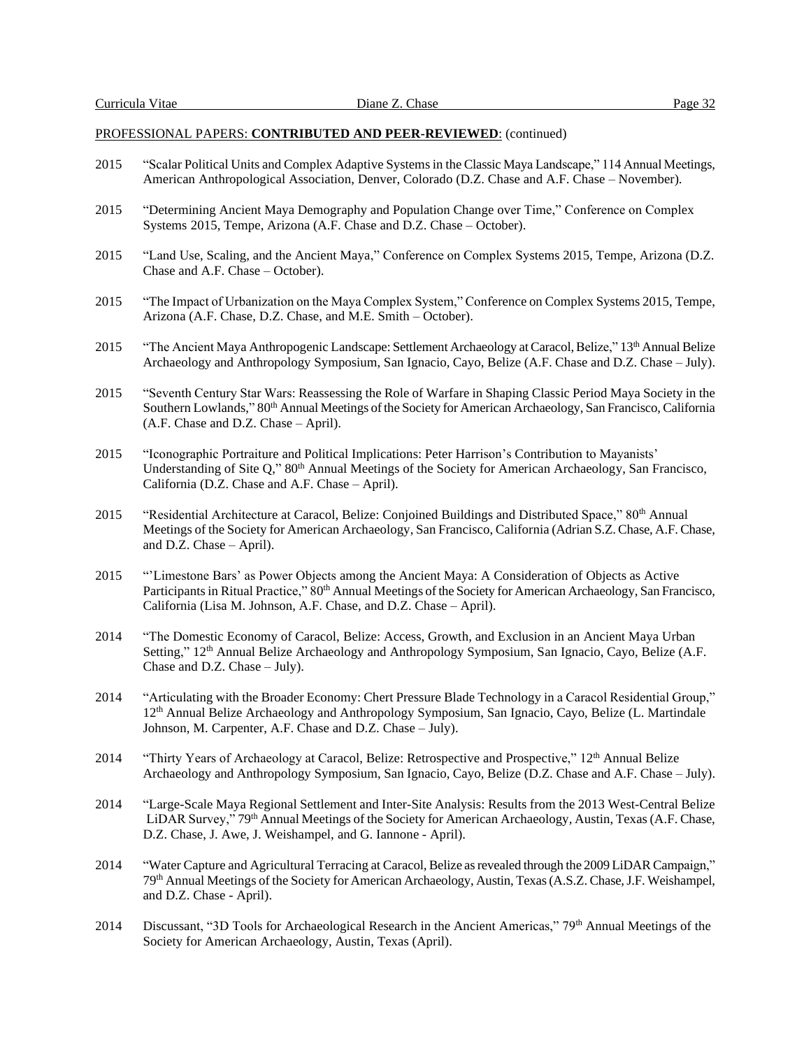PROFESSIONAL PAPERS: **CONTRIBUTED AND PEER-REVIEWED**: (continued)

2015 "Scalar Political Units and Complex Adaptive Systems in the Classic Maya Landscape," 114 Annual Meetings, American Anthropological Association, Denver, Colorado (D.Z. Chase and A.F. Chase – November).

2015 "Determining Ancient Maya Demography and Population Change over Time," Conference on Complex Systems 2015, Tempe, Arizona (A.F. Chase and D.Z. Chase – October).

2015 "Land Use, Scaling, and the Ancient Maya," Conference on Complex Systems 2015, Tempe, Arizona (D.Z. Chase and A.F. Chase – October).

2015 "The Impact of Urbanization on the Maya Complex System," Conference on Complex Systems 2015, Tempe, Arizona (A.F. Chase, D.Z. Chase, and M.E. Smith – October).

2015 "The Ancient Maya Anthropogenic Landscape: Settlement Archaeology at Caracol, Belize," 13th Annual Belize Archaeology and Anthropology Symposium, San Ignacio, Cayo, Belize (A.F. Chase and D.Z. Chase – July).

2015 "Seventh Century Star Wars: Reassessing the Role of Warfare in Shaping Classic Period Maya Society in the Southern Lowlands," 80th Annual Meetings of the Society for American Archaeology, San Francisco, California (A.F. Chase and D.Z. Chase – April).

2015 "Iconographic Portraiture and Political Implications: Peter Harrison's Contribution to Mayanists' Understanding of Site Q," 80th Annual Meetings of the Society for American Archaeology, San Francisco, California (D.Z. Chase and A.F. Chase – April).

2015 "Residential Architecture at Caracol, Belize: Conjoined Buildings and Distributed Space," 80th Annual Meetings of the Society for American Archaeology, San Francisco, California (Adrian S.Z. Chase, A.F. Chase, and D.Z. Chase – April).

2015 "'Limestone Bars' as Power Objects among the Ancient Maya: A Consideration of Objects as Active Participants in Ritual Practice," 80th Annual Meetings of the Society for American Archaeology, San Francisco, California (Lisa M. Johnson, A.F. Chase, and D.Z. Chase – April).

2014 "The Domestic Economy of Caracol, Belize: Access, Growth, and Exclusion in an Ancient Maya Urban Setting," 12th Annual Belize Archaeology and Anthropology Symposium, San Ignacio, Cayo, Belize (A.F. Chase and D.Z. Chase – July).

2014 "Articulating with the Broader Economy: Chert Pressure Blade Technology in a Caracol Residential Group," 12th Annual Belize Archaeology and Anthropology Symposium, San Ignacio, Cayo, Belize (L. Martindale Johnson, M. Carpenter, A.F. Chase and D.Z. Chase – July).

2014 "Thirty Years of Archaeology at Caracol, Belize: Retrospective and Prospective," 12th Annual Belize Archaeology and Anthropology Symposium, San Ignacio, Cayo, Belize (D.Z. Chase and A.F. Chase – July).

2014 "Large-Scale Maya Regional Settlement and Inter-Site Analysis: Results from the 2013 West-Central Belize LiDAR Survey," 79th Annual Meetings of the Society for American Archaeology, Austin, Texas (A.F. Chase, D.Z. Chase, J. Awe, J. Weishampel, and G. Iannone - April).

2014 "Water Capture and Agricultural Terracing at Caracol, Belize as revealed through the 2009 LiDAR Campaign," 79th Annual Meetings of the Society for American Archaeology, Austin, Texas (A.S.Z. Chase, J.F. Weishampel, and D.Z. Chase - April).

2014 Discussant, "3D Tools for Archaeological Research in the Ancient Americas," 79th Annual Meetings of the Society for American Archaeology, Austin, Texas (April).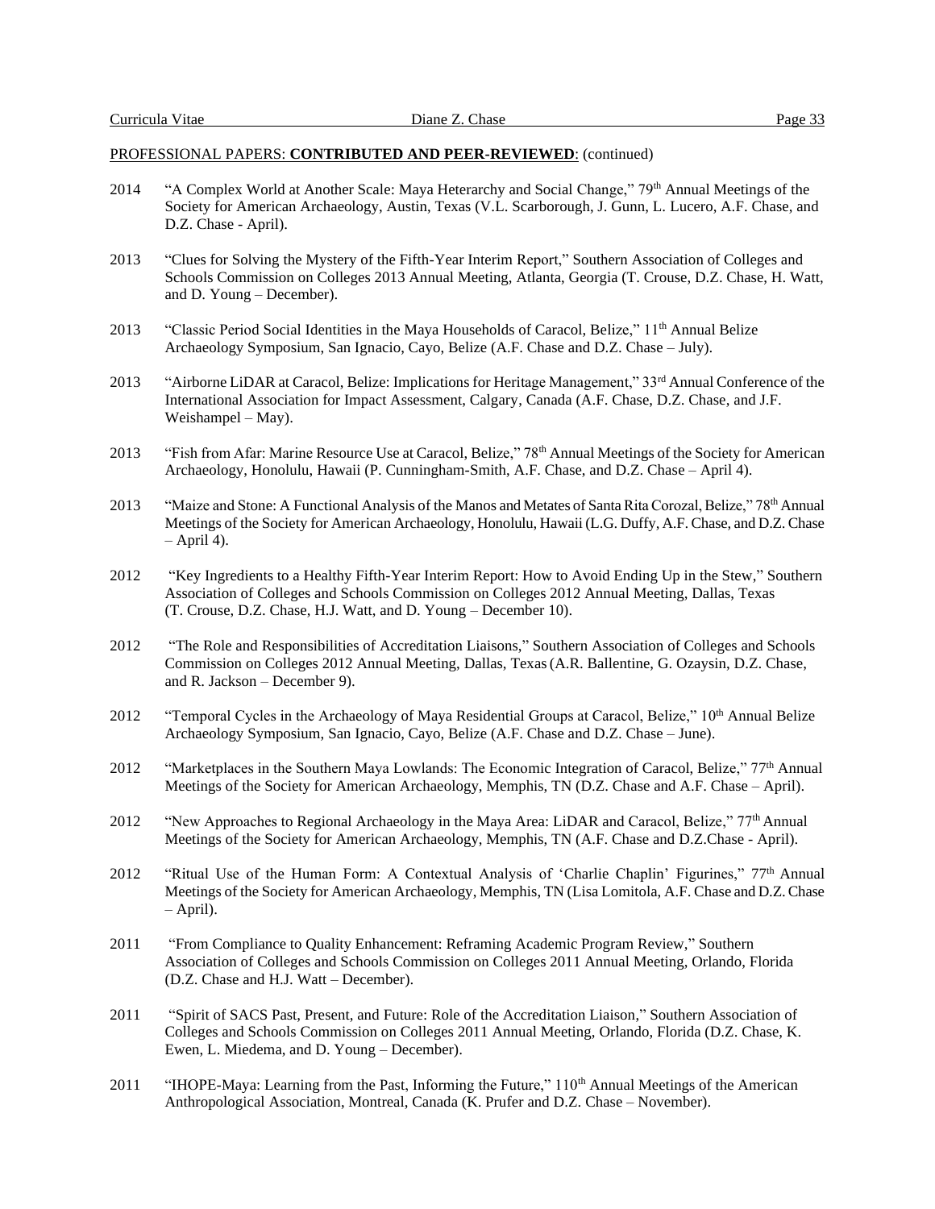PROFESSIONAL PAPERS: **CONTRIBUTED AND PEER-REVIEWED**: (continued)

2014 "A Complex World at Another Scale: Maya Heterarchy and Social Change," 79th Annual Meetings of the Society for American Archaeology, Austin, Texas (V.L. Scarborough, J. Gunn, L. Lucero, A.F. Chase, and D.Z. Chase - April).

2013 "Clues for Solving the Mystery of the Fifth-Year Interim Report," Southern Association of Colleges and Schools Commission on Colleges 2013 Annual Meeting, Atlanta, Georgia (T. Crouse, D.Z. Chase, H. Watt, and D. Young – December).

2013 "Classic Period Social Identities in the Maya Households of Caracol, Belize," 11th Annual Belize Archaeology Symposium, San Ignacio, Cayo, Belize (A.F. Chase and D.Z. Chase – July).

2013 "Airborne LiDAR at Caracol, Belize: Implications for Heritage Management," 33rd Annual Conference of the International Association for Impact Assessment, Calgary, Canada (A.F. Chase, D.Z. Chase, and J.F. Weishampel – May).

2013 "Fish from Afar: Marine Resource Use at Caracol, Belize," 78th Annual Meetings of the Society for American Archaeology, Honolulu, Hawaii (P. Cunningham-Smith, A.F. Chase, and D.Z. Chase – April 4).

2013 "Maize and Stone: A Functional Analysis of the Manos and Metates of Santa Rita Corozal, Belize," 78th Annual Meetings of the Society for American Archaeology, Honolulu, Hawaii (L.G. Duffy, A.F. Chase, and D.Z. Chase – April 4).

2012 "Key Ingredients to a Healthy Fifth-Year Interim Report: How to Avoid Ending Up in the Stew," Southern Association of Colleges and Schools Commission on Colleges 2012 Annual Meeting, Dallas, Texas (T. Crouse, D.Z. Chase, H.J. Watt, and D. Young – December 10).

2012 "The Role and Responsibilities of Accreditation Liaisons," Southern Association of Colleges and Schools Commission on Colleges 2012 Annual Meeting, Dallas, Texas (A.R. Ballentine, G. Ozaysin, D.Z. Chase, and R. Jackson – December 9).

2012 "Temporal Cycles in the Archaeology of Maya Residential Groups at Caracol, Belize," 10th Annual Belize Archaeology Symposium, San Ignacio, Cayo, Belize (A.F. Chase and D.Z. Chase – June).

2012 "Marketplaces in the Southern Maya Lowlands: The Economic Integration of Caracol, Belize," 77th Annual Meetings of the Society for American Archaeology, Memphis, TN (D.Z. Chase and A.F. Chase – April).

2012 "New Approaches to Regional Archaeology in the Maya Area: LiDAR and Caracol, Belize," 77th Annual Meetings of the Society for American Archaeology, Memphis, TN (A.F. Chase and D.Z.Chase - April).

2012 "Ritual Use of the Human Form: A Contextual Analysis of 'Charlie Chaplin' Figurines," 77th Annual Meetings of the Society for American Archaeology, Memphis, TN (Lisa Lomitola, A.F. Chase and D.Z. Chase – April).

2011 "From Compliance to Quality Enhancement: Reframing Academic Program Review," Southern Association of Colleges and Schools Commission on Colleges 2011 Annual Meeting, Orlando, Florida (D.Z. Chase and H.J. Watt – December).

2011 "Spirit of SACS Past, Present, and Future: Role of the Accreditation Liaison," Southern Association of Colleges and Schools Commission on Colleges 2011 Annual Meeting, Orlando, Florida (D.Z. Chase, K. Ewen, L. Miedema, and D. Young – December).

2011 "IHOPE-Maya: Learning from the Past, Informing the Future," 110th Annual Meetings of the American Anthropological Association, Montreal, Canada (K. Prufer and D.Z. Chase – November).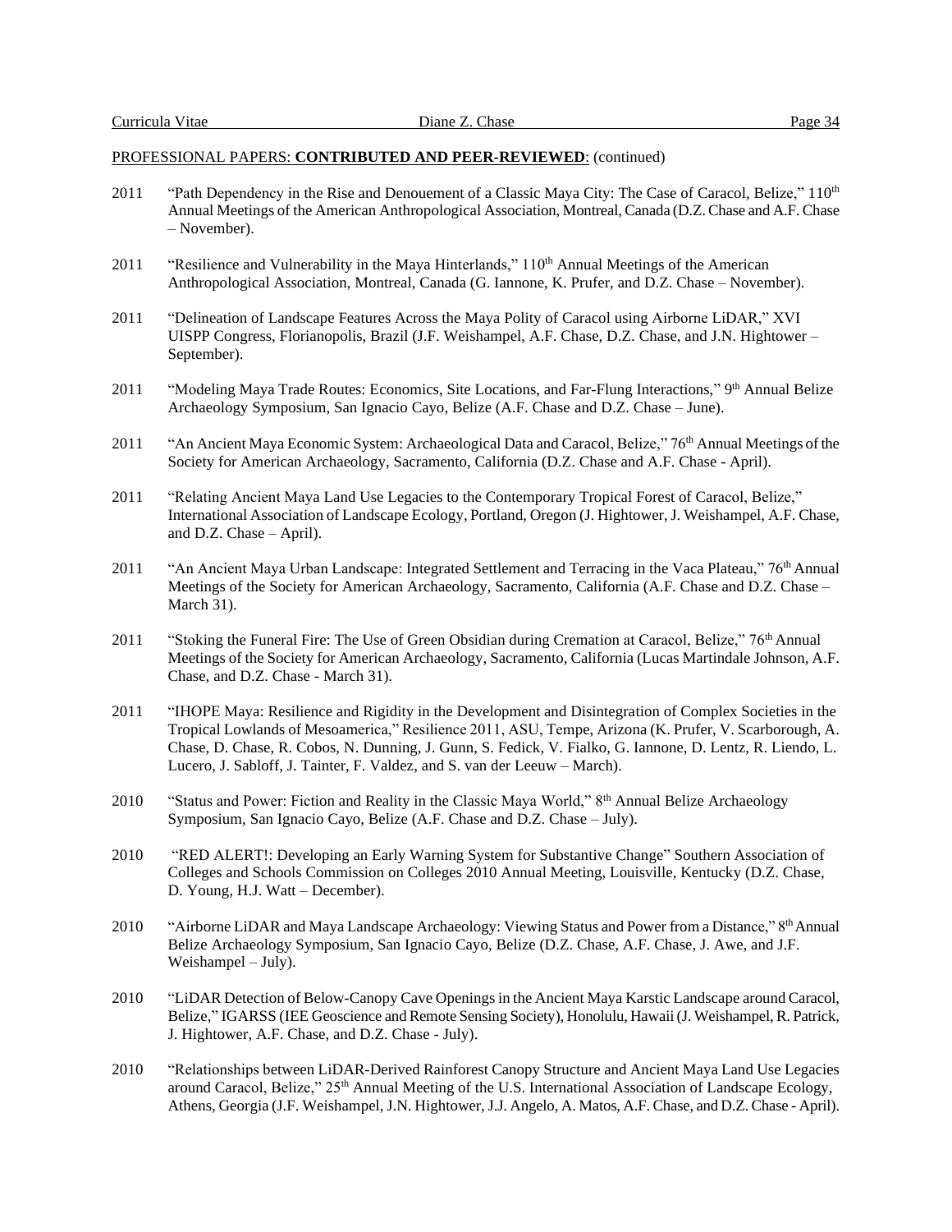PROFESSIONAL PAPERS: **CONTRIBUTED AND PEER-REVIEWED**: (continued)

2011 "Path Dependency in the Rise and Denouement of a Classic Maya City: The Case of Caracol, Belize," 110th Annual Meetings of the American Anthropological Association, Montreal, Canada (D.Z. Chase and A.F. Chase – November).

2011 "Resilience and Vulnerability in the Maya Hinterlands," 110th Annual Meetings of the American Anthropological Association, Montreal, Canada (G. Iannone, K. Prufer, and D.Z. Chase – November).

2011 "Delineation of Landscape Features Across the Maya Polity of Caracol using Airborne LiDAR," XVI UISPP Congress, Florianopolis, Brazil (J.F. Weishampel, A.F. Chase, D.Z. Chase, and J.N. Hightower – September).

2011 "Modeling Maya Trade Routes: Economics, Site Locations, and Far-Flung Interactions," 9th Annual Belize Archaeology Symposium, San Ignacio Cayo, Belize (A.F. Chase and D.Z. Chase – June).

2011 "An Ancient Maya Economic System: Archaeological Data and Caracol, Belize," 76th Annual Meetings of the Society for American Archaeology, Sacramento, California (D.Z. Chase and A.F. Chase - April).

2011 "Relating Ancient Maya Land Use Legacies to the Contemporary Tropical Forest of Caracol, Belize," International Association of Landscape Ecology, Portland, Oregon (J. Hightower, J. Weishampel, A.F. Chase, and D.Z. Chase – April).

2011 "An Ancient Maya Urban Landscape: Integrated Settlement and Terracing in the Vaca Plateau," 76th Annual Meetings of the Society for American Archaeology, Sacramento, California (A.F. Chase and D.Z. Chase – March 31).

2011 "Stoking the Funeral Fire: The Use of Green Obsidian during Cremation at Caracol, Belize," 76th Annual Meetings of the Society for American Archaeology, Sacramento, California (Lucas Martindale Johnson, A.F. Chase, and D.Z. Chase - March 31).

2011 "IHOPE Maya: Resilience and Rigidity in the Development and Disintegration of Complex Societies in the Tropical Lowlands of Mesoamerica," Resilience 2011, ASU, Tempe, Arizona (K. Prufer, V. Scarborough, A. Chase, D. Chase, R. Cobos, N. Dunning, J. Gunn, S. Fedick, V. Fialko, G. Iannone, D. Lentz, R. Liendo, L. Lucero, J. Sabloff, J. Tainter, F. Valdez, and S. van der Leeuw – March).

2010 "Status and Power: Fiction and Reality in the Classic Maya World," 8th Annual Belize Archaeology Symposium, San Ignacio Cayo, Belize (A.F. Chase and D.Z. Chase – July).

2010 "RED ALERT!: Developing an Early Warning System for Substantive Change" Southern Association of Colleges and Schools Commission on Colleges 2010 Annual Meeting, Louisville, Kentucky (D.Z. Chase, D. Young, H.J. Watt – December).

2010 "Airborne LiDAR and Maya Landscape Archaeology: Viewing Status and Power from a Distance," 8th Annual Belize Archaeology Symposium, San Ignacio Cayo, Belize (D.Z. Chase, A.F. Chase, J. Awe, and J.F. Weishampel – July).

2010 "LiDAR Detection of Below-Canopy Cave Openings in the Ancient Maya Karstic Landscape around Caracol, Belize," IGARSS (IEE Geoscience and Remote Sensing Society), Honolulu, Hawaii (J. Weishampel, R. Patrick, J. Hightower, A.F. Chase, and D.Z. Chase - July).

2010 "Relationships between LiDAR-Derived Rainforest Canopy Structure and Ancient Maya Land Use Legacies around Caracol, Belize," 25th Annual Meeting of the U.S. International Association of Landscape Ecology, Athens, Georgia (J.F. Weishampel, J.N. Hightower, J.J. Angelo, A. Matos, A.F. Chase, and D.Z. Chase - April).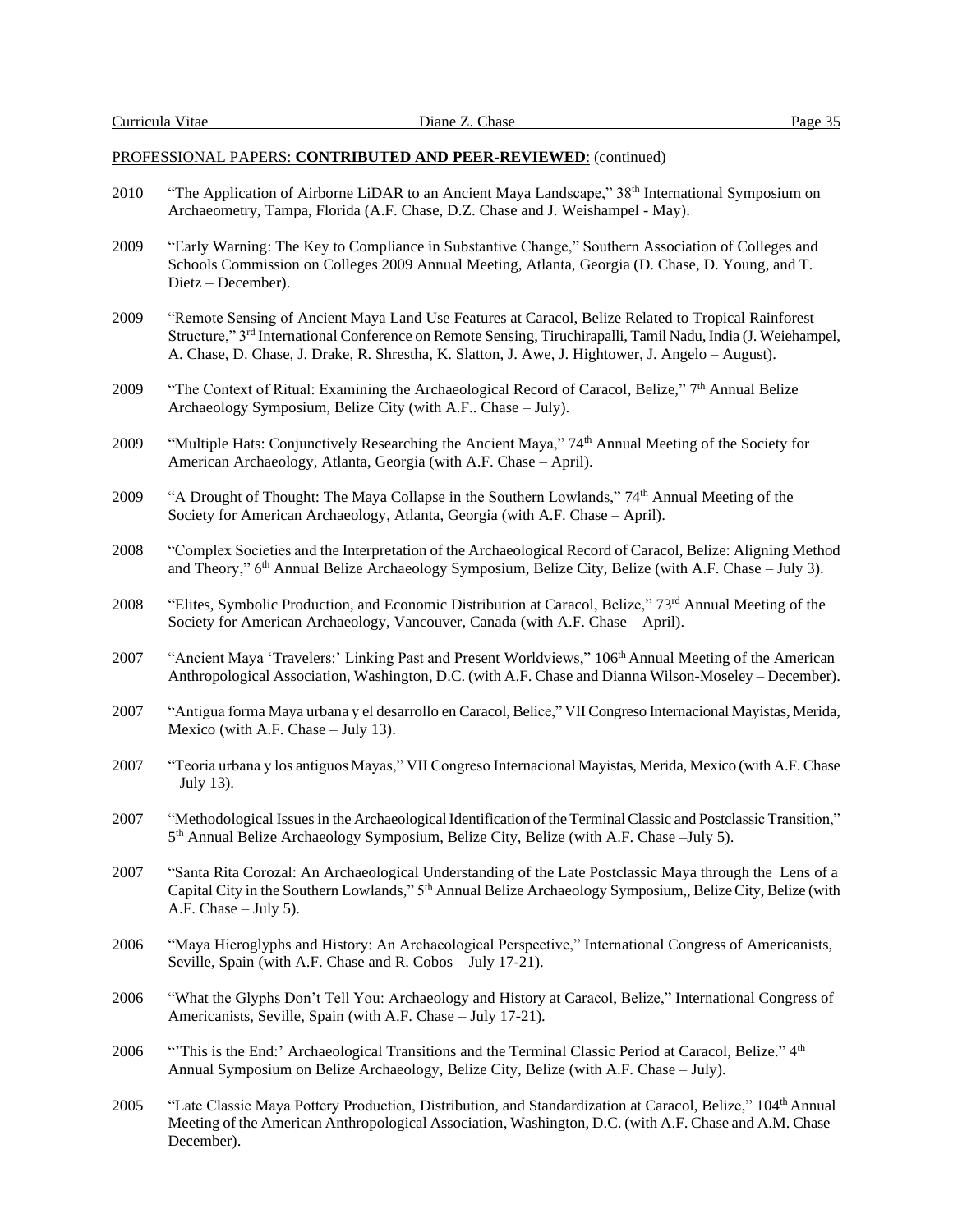PROFESSIONAL PAPERS: **CONTRIBUTED AND PEER-REVIEWED**: (continued)

2010 "The Application of Airborne LiDAR to an Ancient Maya Landscape," 38th International Symposium on Archaeometry, Tampa, Florida (A.F. Chase, D.Z. Chase and J. Weishampel - May).

2009 "Early Warning: The Key to Compliance in Substantive Change," Southern Association of Colleges and Schools Commission on Colleges 2009 Annual Meeting, Atlanta, Georgia (D. Chase, D. Young, and T. Dietz – December).

2009 "Remote Sensing of Ancient Maya Land Use Features at Caracol, Belize Related to Tropical Rainforest Structure," 3rd International Conference on Remote Sensing, Tiruchirapalli, Tamil Nadu, India (J. Weiehampel, A. Chase, D. Chase, J. Drake, R. Shrestha, K. Slatton, J. Awe, J. Hightower, J. Angelo – August).

2009 "The Context of Ritual: Examining the Archaeological Record of Caracol, Belize," 7th Annual Belize Archaeology Symposium, Belize City (with A.F.. Chase – July).

2009 "Multiple Hats: Conjunctively Researching the Ancient Maya," 74th Annual Meeting of the Society for American Archaeology, Atlanta, Georgia (with A.F. Chase – April).

2009 "A Drought of Thought: The Maya Collapse in the Southern Lowlands," 74th Annual Meeting of the Society for American Archaeology, Atlanta, Georgia (with A.F. Chase – April).

2008 "Complex Societies and the Interpretation of the Archaeological Record of Caracol, Belize: Aligning Method and Theory," 6th Annual Belize Archaeology Symposium, Belize City, Belize (with A.F. Chase – July 3).

2008 "Elites, Symbolic Production, and Economic Distribution at Caracol, Belize," 73rd Annual Meeting of the Society for American Archaeology, Vancouver, Canada (with A.F. Chase – April).

2007 "Ancient Maya 'Travelers:' Linking Past and Present Worldviews," 106th Annual Meeting of the American Anthropological Association, Washington, D.C. (with A.F. Chase and Dianna Wilson-Moseley – December).

2007 "Antigua forma Maya urbana y el desarrollo en Caracol, Belice," VII Congreso Internacional Mayistas, Merida, Mexico (with A.F. Chase – July 13).

2007 "Teoria urbana y los antiguos Mayas," VII Congreso Internacional Mayistas, Merida, Mexico (with A.F. Chase – July 13).

2007 "Methodological Issues in the Archaeological Identification of the Terminal Classic and Postclassic Transition," 5th Annual Belize Archaeology Symposium, Belize City, Belize (with A.F. Chase –July 5).

2007 "Santa Rita Corozal: An Archaeological Understanding of the Late Postclassic Maya through the Lens of a Capital City in the Southern Lowlands," 5th Annual Belize Archaeology Symposium,, Belize City, Belize (with A.F. Chase – July 5).

2006 "Maya Hieroglyphs and History: An Archaeological Perspective," International Congress of Americanists, Seville, Spain (with A.F. Chase and R. Cobos – July 17-21).

2006 "What the Glyphs Don't Tell You: Archaeology and History at Caracol, Belize," International Congress of Americanists, Seville, Spain (with A.F. Chase – July 17-21).

2006 "'This is the End:' Archaeological Transitions and the Terminal Classic Period at Caracol, Belize." 4th Annual Symposium on Belize Archaeology, Belize City, Belize (with A.F. Chase – July).

2005 "Late Classic Maya Pottery Production, Distribution, and Standardization at Caracol, Belize," 104th Annual Meeting of the American Anthropological Association, Washington, D.C. (with A.F. Chase and A.M. Chase – December).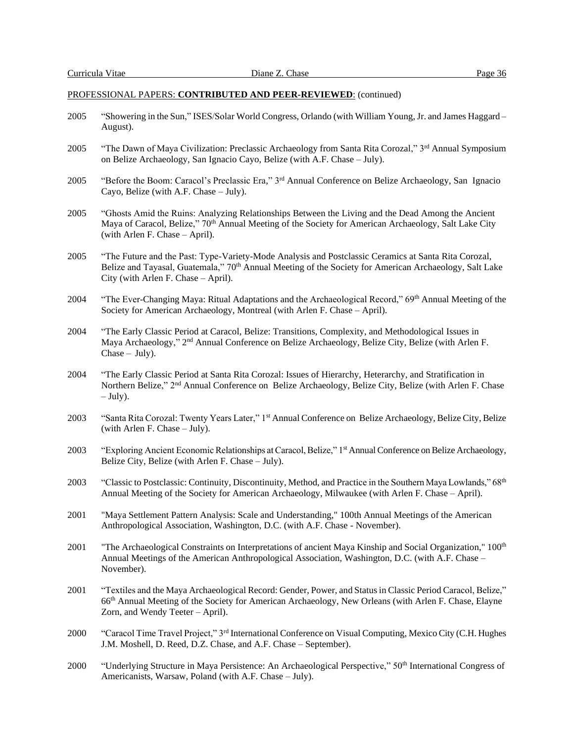PROFESSIONAL PAPERS: **CONTRIBUTED AND PEER-REVIEWED**: (continued)

2005 "Showering in the Sun," ISES/Solar World Congress, Orlando (with William Young, Jr. and James Haggard – August).

2005 "The Dawn of Maya Civilization: Preclassic Archaeology from Santa Rita Corozal," 3rd Annual Symposium on Belize Archaeology, San Ignacio Cayo, Belize (with A.F. Chase – July).

2005 "Before the Boom: Caracol's Preclassic Era," 3rd Annual Conference on Belize Archaeology, San Ignacio Cayo, Belize (with A.F. Chase – July).

2005 "Ghosts Amid the Ruins: Analyzing Relationships Between the Living and the Dead Among the Ancient Maya of Caracol, Belize," 70th Annual Meeting of the Society for American Archaeology, Salt Lake City (with Arlen F. Chase – April).

2005 "The Future and the Past: Type-Variety-Mode Analysis and Postclassic Ceramics at Santa Rita Corozal, Belize and Tayasal, Guatemala," 70th Annual Meeting of the Society for American Archaeology, Salt Lake City (with Arlen F. Chase – April).

2004 "The Ever-Changing Maya: Ritual Adaptations and the Archaeological Record," 69th Annual Meeting of the Society for American Archaeology, Montreal (with Arlen F. Chase – April).

2004 "The Early Classic Period at Caracol, Belize: Transitions, Complexity, and Methodological Issues in Maya Archaeology," 2nd Annual Conference on Belize Archaeology, Belize City, Belize (with Arlen F. Chase – July).

2004 "The Early Classic Period at Santa Rita Corozal: Issues of Hierarchy, Heterarchy, and Stratification in Northern Belize," 2nd Annual Conference on Belize Archaeology, Belize City, Belize (with Arlen F. Chase – July).

2003 "Santa Rita Corozal: Twenty Years Later," 1st Annual Conference on Belize Archaeology, Belize City, Belize (with Arlen F. Chase – July).

2003 "Exploring Ancient Economic Relationships at Caracol, Belize," 1st Annual Conference on Belize Archaeology, Belize City, Belize (with Arlen F. Chase – July).

2003 "Classic to Postclassic: Continuity, Discontinuity, Method, and Practice in the Southern Maya Lowlands," 68th Annual Meeting of the Society for American Archaeology, Milwaukee (with Arlen F. Chase – April).

2001 "Maya Settlement Pattern Analysis: Scale and Understanding," 100th Annual Meetings of the American Anthropological Association, Washington, D.C. (with A.F. Chase - November).

2001 "The Archaeological Constraints on Interpretations of ancient Maya Kinship and Social Organization," 100th Annual Meetings of the American Anthropological Association, Washington, D.C. (with A.F. Chase – November).

2001 "Textiles and the Maya Archaeological Record: Gender, Power, and Status in Classic Period Caracol, Belize," 66th Annual Meeting of the Society for American Archaeology, New Orleans (with Arlen F. Chase, Elayne Zorn, and Wendy Teeter – April).

2000 "Caracol Time Travel Project," 3rd International Conference on Visual Computing, Mexico City (C.H. Hughes J.M. Moshell, D. Reed, D.Z. Chase, and A.F. Chase – September).

2000 "Underlying Structure in Maya Persistence: An Archaeological Perspective," 50th International Congress of Americanists, Warsaw, Poland (with A.F. Chase – July).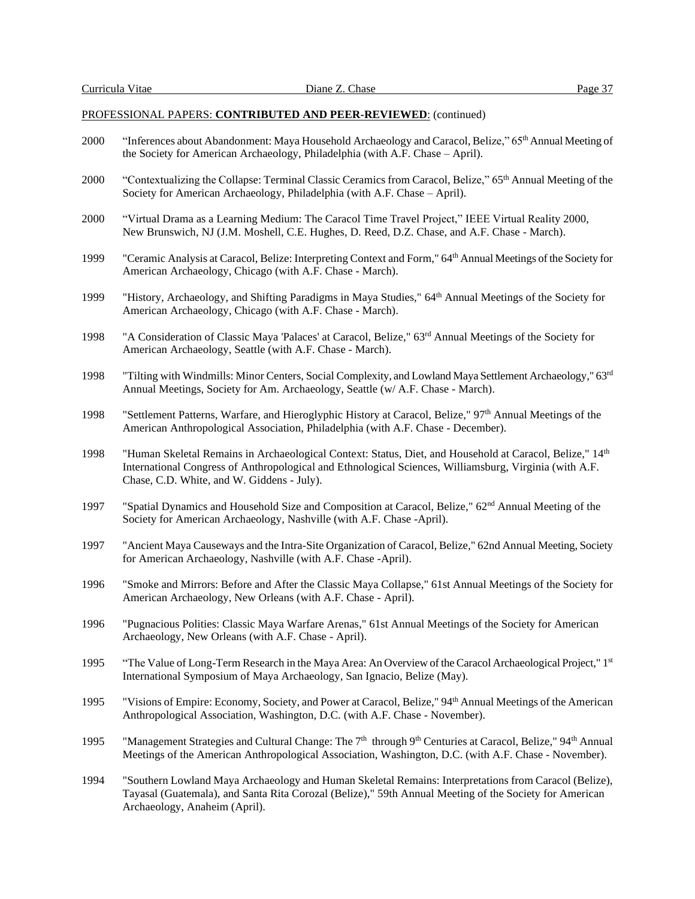PROFESSIONAL PAPERS: **CONTRIBUTED AND PEER-REVIEWED**: (continued)

2000 "Inferences about Abandonment: Maya Household Archaeology and Caracol, Belize," 65th Annual Meeting of the Society for American Archaeology, Philadelphia (with A.F. Chase – April).

2000 "Contextualizing the Collapse: Terminal Classic Ceramics from Caracol, Belize," 65th Annual Meeting of the Society for American Archaeology, Philadelphia (with A.F. Chase – April).

2000 "Virtual Drama as a Learning Medium: The Caracol Time Travel Project," IEEE Virtual Reality 2000, New Brunswich, NJ (J.M. Moshell, C.E. Hughes, D. Reed, D.Z. Chase, and A.F. Chase - March).

1999 "Ceramic Analysis at Caracol, Belize: Interpreting Context and Form," 64th Annual Meetings of the Society for American Archaeology, Chicago (with A.F. Chase - March).

1999 "History, Archaeology, and Shifting Paradigms in Maya Studies," 64th Annual Meetings of the Society for American Archaeology, Chicago (with A.F. Chase - March).

1998 "A Consideration of Classic Maya 'Palaces' at Caracol, Belize," 63rd Annual Meetings of the Society for American Archaeology, Seattle (with A.F. Chase - March).

1998 "Tilting with Windmills: Minor Centers, Social Complexity, and Lowland Maya Settlement Archaeology," 63rd Annual Meetings, Society for Am. Archaeology, Seattle (w/ A.F. Chase - March).

1998 "Settlement Patterns, Warfare, and Hieroglyphic History at Caracol, Belize," 97th Annual Meetings of the American Anthropological Association, Philadelphia (with A.F. Chase - December).

1998 "Human Skeletal Remains in Archaeological Context: Status, Diet, and Household at Caracol, Belize," 14th International Congress of Anthropological and Ethnological Sciences, Williamsburg, Virginia (with A.F. Chase, C.D. White, and W. Giddens - July).

1997 "Spatial Dynamics and Household Size and Composition at Caracol, Belize," 62nd Annual Meeting of the Society for American Archaeology, Nashville (with A.F. Chase -April).

1997 "Ancient Maya Causeways and the Intra-Site Organization of Caracol, Belize," 62nd Annual Meeting, Society for American Archaeology, Nashville (with A.F. Chase -April).

1996 "Smoke and Mirrors: Before and After the Classic Maya Collapse," 61st Annual Meetings of the Society for American Archaeology, New Orleans (with A.F. Chase - April).

1996 "Pugnacious Polities: Classic Maya Warfare Arenas," 61st Annual Meetings of the Society for American Archaeology, New Orleans (with A.F. Chase - April).

1995 "The Value of Long-Term Research in the Maya Area: An Overview of the Caracol Archaeological Project," 1st International Symposium of Maya Archaeology, San Ignacio, Belize (May).

1995 "Visions of Empire: Economy, Society, and Power at Caracol, Belize," 94th Annual Meetings of the American Anthropological Association, Washington, D.C. (with A.F. Chase - November).

1995 "Management Strategies and Cultural Change: The 7th through 9th Centuries at Caracol, Belize," 94th Annual Meetings of the American Anthropological Association, Washington, D.C. (with A.F. Chase - November).

1994 "Southern Lowland Maya Archaeology and Human Skeletal Remains: Interpretations from Caracol (Belize), Tayasal (Guatemala), and Santa Rita Corozal (Belize)," 59th Annual Meeting of the Society for American Archaeology, Anaheim (April).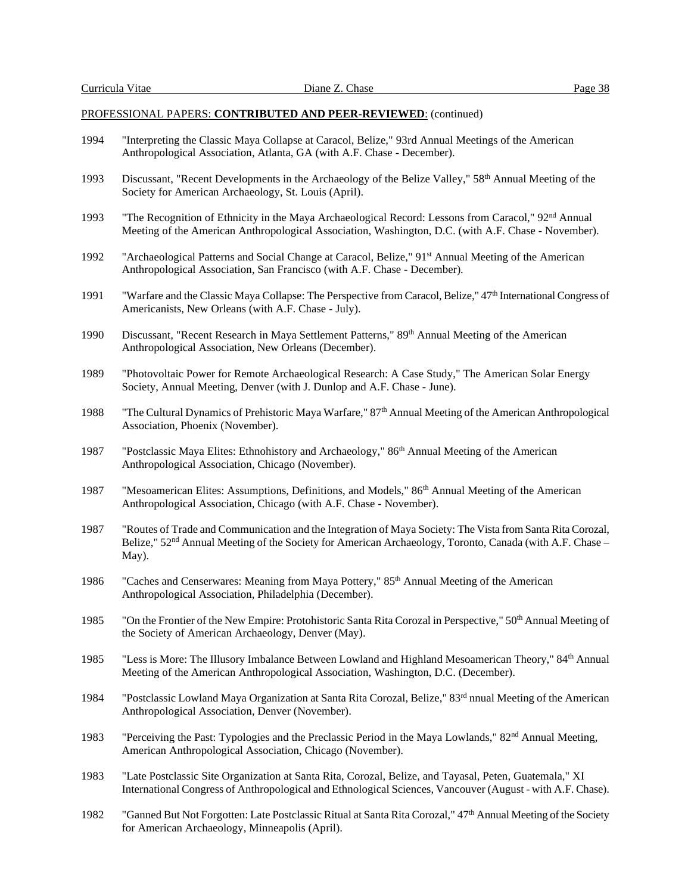PROFESSIONAL PAPERS: **CONTRIBUTED AND PEER-REVIEWED**: (continued)

1994 "Interpreting the Classic Maya Collapse at Caracol, Belize," 93rd Annual Meetings of the American Anthropological Association, Atlanta, GA (with A.F. Chase - December).

1993 Discussant, "Recent Developments in the Archaeology of the Belize Valley," 58th Annual Meeting of the Society for American Archaeology, St. Louis (April).

1993 "The Recognition of Ethnicity in the Maya Archaeological Record: Lessons from Caracol," 92nd Annual Meeting of the American Anthropological Association, Washington, D.C. (with A.F. Chase - November).

1992 "Archaeological Patterns and Social Change at Caracol, Belize," 91st Annual Meeting of the American Anthropological Association, San Francisco (with A.F. Chase - December).

1991 "Warfare and the Classic Maya Collapse: The Perspective from Caracol, Belize," 47th International Congress of Americanists, New Orleans (with A.F. Chase - July).

1990 Discussant, "Recent Research in Maya Settlement Patterns," 89th Annual Meeting of the American Anthropological Association, New Orleans (December).

1989 "Photovoltaic Power for Remote Archaeological Research: A Case Study," The American Solar Energy Society, Annual Meeting, Denver (with J. Dunlop and A.F. Chase - June).

1988 "The Cultural Dynamics of Prehistoric Maya Warfare," 87th Annual Meeting of the American Anthropological Association, Phoenix (November).

1987 "Postclassic Maya Elites: Ethnohistory and Archaeology," 86th Annual Meeting of the American Anthropological Association, Chicago (November).

1987 "Mesoamerican Elites: Assumptions, Definitions, and Models," 86th Annual Meeting of the American Anthropological Association, Chicago (with A.F. Chase - November).

1987 "Routes of Trade and Communication and the Integration of Maya Society: The Vista from Santa Rita Corozal, Belize," 52nd Annual Meeting of the Society for American Archaeology, Toronto, Canada (with A.F. Chase – May).

1986 "Caches and Censerwares: Meaning from Maya Pottery," 85th Annual Meeting of the American Anthropological Association, Philadelphia (December).

1985 "On the Frontier of the New Empire: Protohistoric Santa Rita Corozal in Perspective," 50th Annual Meeting of the Society of American Archaeology, Denver (May).

1985 "Less is More: The Illusory Imbalance Between Lowland and Highland Mesoamerican Theory," 84th Annual Meeting of the American Anthropological Association, Washington, D.C. (December).

1984 "Postclassic Lowland Maya Organization at Santa Rita Corozal, Belize," 83rd nnual Meeting of the American Anthropological Association, Denver (November).

1983 "Perceiving the Past: Typologies and the Preclassic Period in the Maya Lowlands," 82nd Annual Meeting, American Anthropological Association, Chicago (November).

1983 "Late Postclassic Site Organization at Santa Rita, Corozal, Belize, and Tayasal, Peten, Guatemala," XI International Congress of Anthropological and Ethnological Sciences, Vancouver (August - with A.F. Chase).

1982 "Ganned But Not Forgotten: Late Postclassic Ritual at Santa Rita Corozal," 47th Annual Meeting of the Society for American Archaeology, Minneapolis (April).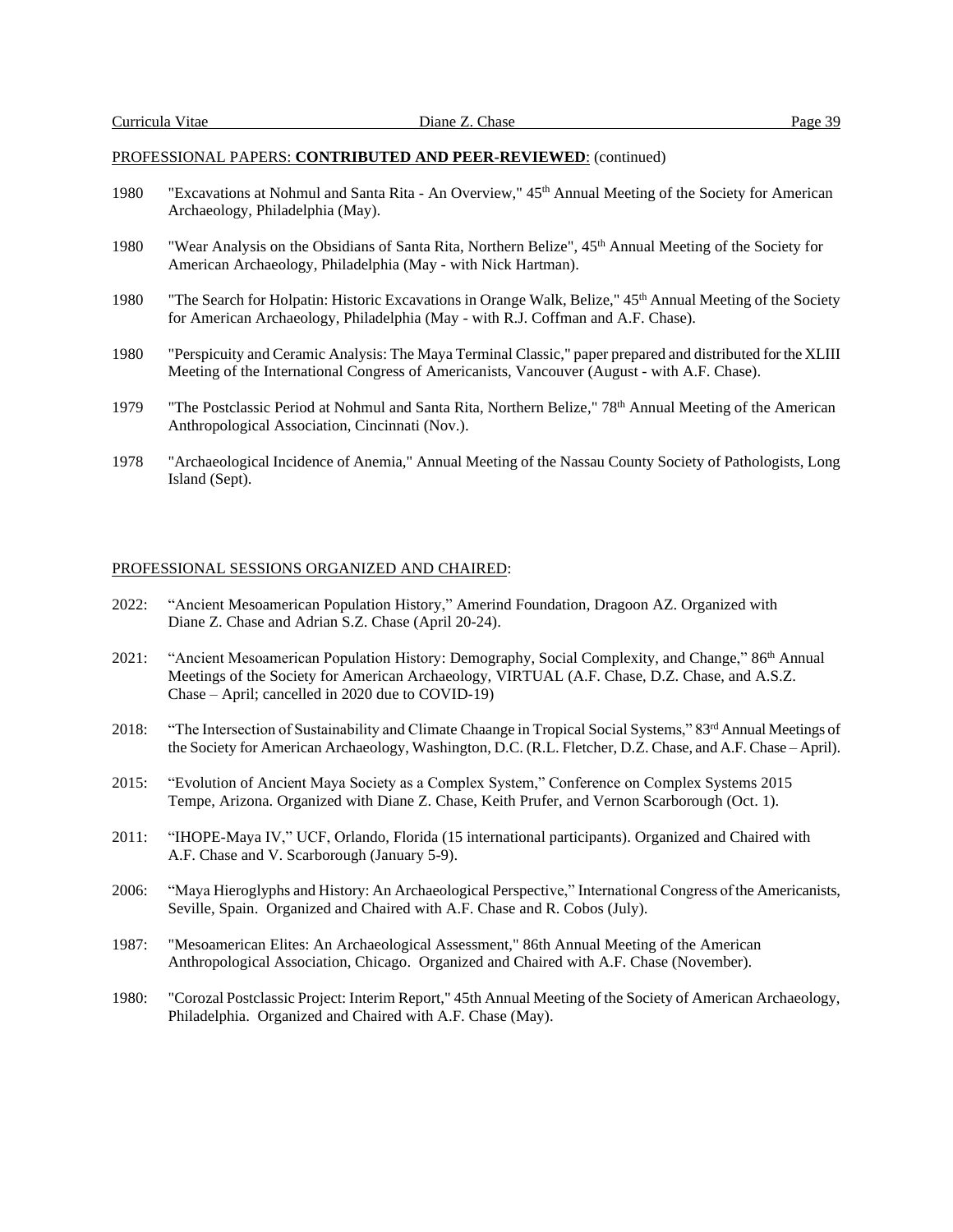PROFESSIONAL PAPERS: **CONTRIBUTED AND PEER-REVIEWED**: (continued)

1980 "Excavations at Nohmul and Santa Rita - An Overview," 45th Annual Meeting of the Society for American Archaeology, Philadelphia (May).

1980 "Wear Analysis on the Obsidians of Santa Rita, Northern Belize", 45th Annual Meeting of the Society for American Archaeology, Philadelphia (May - with Nick Hartman).

1980 "The Search for Holpatin: Historic Excavations in Orange Walk, Belize," 45th Annual Meeting of the Society for American Archaeology, Philadelphia (May - with R.J. Coffman and A.F. Chase).

1980 "Perspicuity and Ceramic Analysis: The Maya Terminal Classic," paper prepared and distributed for the XLIII Meeting of the International Congress of Americanists, Vancouver (August - with A.F. Chase).

1979 "The Postclassic Period at Nohmul and Santa Rita, Northern Belize," 78th Annual Meeting of the American Anthropological Association, Cincinnati (Nov.).

1978 "Archaeological Incidence of Anemia," Annual Meeting of the Nassau County Society of Pathologists, Long Island (Sept).

PROFESSIONAL SESSIONS ORGANIZED AND CHAIRED:

2022: "Ancient Mesoamerican Population History," Amerind Foundation, Dragoon AZ. Organized with Diane Z. Chase and Adrian S.Z. Chase (April 20-24).

2021: "Ancient Mesoamerican Population History: Demography, Social Complexity, and Change," 86th Annual Meetings of the Society for American Archaeology, VIRTUAL (A.F. Chase, D.Z. Chase, and A.S.Z. Chase – April; cancelled in 2020 due to COVID-19)

2018: "The Intersection of Sustainability and Climate Chaange in Tropical Social Systems," 83rd Annual Meetings of the Society for American Archaeology, Washington, D.C. (R.L. Fletcher, D.Z. Chase, and A.F. Chase – April).

2015: "Evolution of Ancient Maya Society as a Complex System," Conference on Complex Systems 2015 Tempe, Arizona. Organized with Diane Z. Chase, Keith Prufer, and Vernon Scarborough (Oct. 1).

2011: "IHOPE-Maya IV," UCF, Orlando, Florida (15 international participants). Organized and Chaired with A.F. Chase and V. Scarborough (January 5-9).

2006: "Maya Hieroglyphs and History: An Archaeological Perspective," International Congress of the Americanists, Seville, Spain. Organized and Chaired with A.F. Chase and R. Cobos (July).

1987: "Mesoamerican Elites: An Archaeological Assessment," 86th Annual Meeting of the American Anthropological Association, Chicago. Organized and Chaired with A.F. Chase (November).

1980: "Corozal Postclassic Project: Interim Report," 45th Annual Meeting of the Society of American Archaeology, Philadelphia. Organized and Chaired with A.F. Chase (May).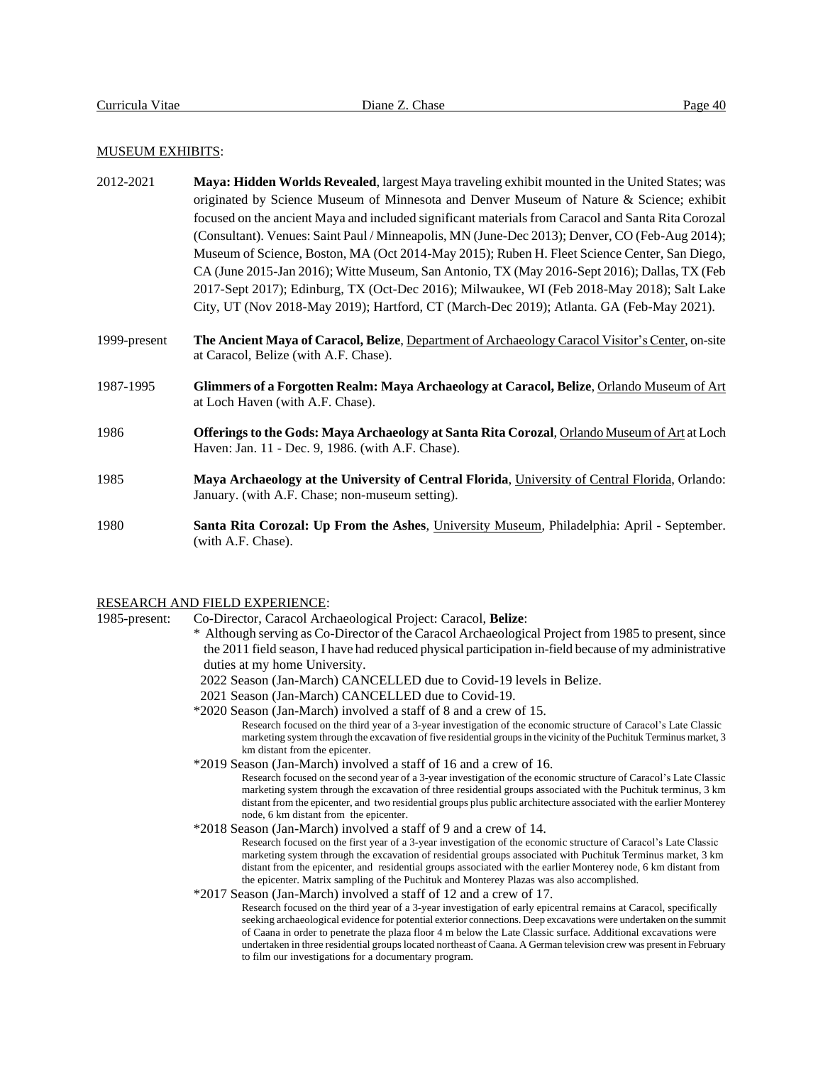MUSEUM EXHIBITS:

2012-2021 **Maya: Hidden Worlds Revealed**, largest Maya traveling exhibit mounted in the United States; was originated by Science Museum of Minnesota and Denver Museum of Nature & Science; exhibit focused on the ancient Maya and included significant materials from Caracol and Santa Rita Corozal (Consultant). Venues: Saint Paul / Minneapolis, MN (June-Dec 2013); Denver, CO (Feb-Aug 2014); Museum of Science, Boston, MA (Oct 2014-May 2015); Ruben H. Fleet Science Center, San Diego, CA (June 2015-Jan 2016); Witte Museum, San Antonio, TX (May 2016-Sept 2016); Dallas, TX (Feb 2017-Sept 2017); Edinburg, TX (Oct-Dec 2016); Milwaukee, WI (Feb 2018-May 2018); Salt Lake City, UT (Nov 2018-May 2019); Hartford, CT (March-Dec 2019); Atlanta. GA (Feb-May 2021).

1999-present **The Ancient Maya of Caracol, Belize**, Department of Archaeology Caracol Visitor's Center, on-site at Caracol, Belize (with A.F. Chase).

1987-1995 **Glimmers of a Forgotten Realm: Maya Archaeology at Caracol, Belize**, Orlando Museum of Art at Loch Haven (with A.F. Chase).

1986 **Offerings to the Gods: Maya Archaeology at Santa Rita Corozal**, Orlando Museum of Art at Loch Haven: Jan. 11 - Dec. 9, 1986. (with A.F. Chase).

1985 **Maya Archaeology at the University of Central Florida**, University of Central Florida, Orlando: January. (with A.F. Chase; non-museum setting).

1980 **Santa Rita Corozal: Up From the Ashes**, University Museum, Philadelphia: April - September. (with A.F. Chase).

RESEARCH AND FIELD EXPERIENCE:

1985-present: Co-Director, Caracol Archaeological Project: Caracol, **Belize**:

* Although serving as Co-Director of the Caracol Archaeological Project from 1985 to present, since the 2011 field season, I have had reduced physical participation in-field because of my administrative duties at my home University.

2022 Season (Jan-March) CANCELLED due to Covid-19 levels in Belize.

2021 Season (Jan-March) CANCELLED due to Covid-19.

*2020 Season (Jan-March) involved a staff of 8 and a crew of 15.
Research focused on the third year of a 3-year investigation of the economic structure of Caracol's Late Classic marketing system through the excavation of five residential groups in the vicinity of the Puchituk Terminus market, 3 km distant from the epicenter.

*2019 Season (Jan-March) involved a staff of 16 and a crew of 16.
Research focused on the second year of a 3-year investigation of the economic structure of Caracol's Late Classic marketing system through the excavation of three residential groups associated with the Puchituk terminus, 3 km distant from the epicenter, and two residential groups plus public architecture associated with the earlier Monterey node, 6 km distant from the epicenter.

*2018 Season (Jan-March) involved a staff of 9 and a crew of 14.
Research focused on the first year of a 3-year investigation of the economic structure of Caracol's Late Classic marketing system through the excavation of residential groups associated with Puchituk Terminus market, 3 km distant from the epicenter, and residential groups associated with the earlier Monterey node, 6 km distant from the epicenter. Matrix sampling of the Puchituk and Monterey Plazas was also accomplished.

*2017 Season (Jan-March) involved a staff of 12 and a crew of 17.
Research focused on the third year of a 3-year investigation of early epicentral remains at Caracol, specifically seeking archaeological evidence for potential exterior connections. Deep excavations were undertaken on the summit of Caana in order to penetrate the plaza floor 4 m below the Late Classic surface. Additional excavations were undertaken in three residential groups located northeast of Caana. A German television crew was present in February to film our investigations for a documentary program.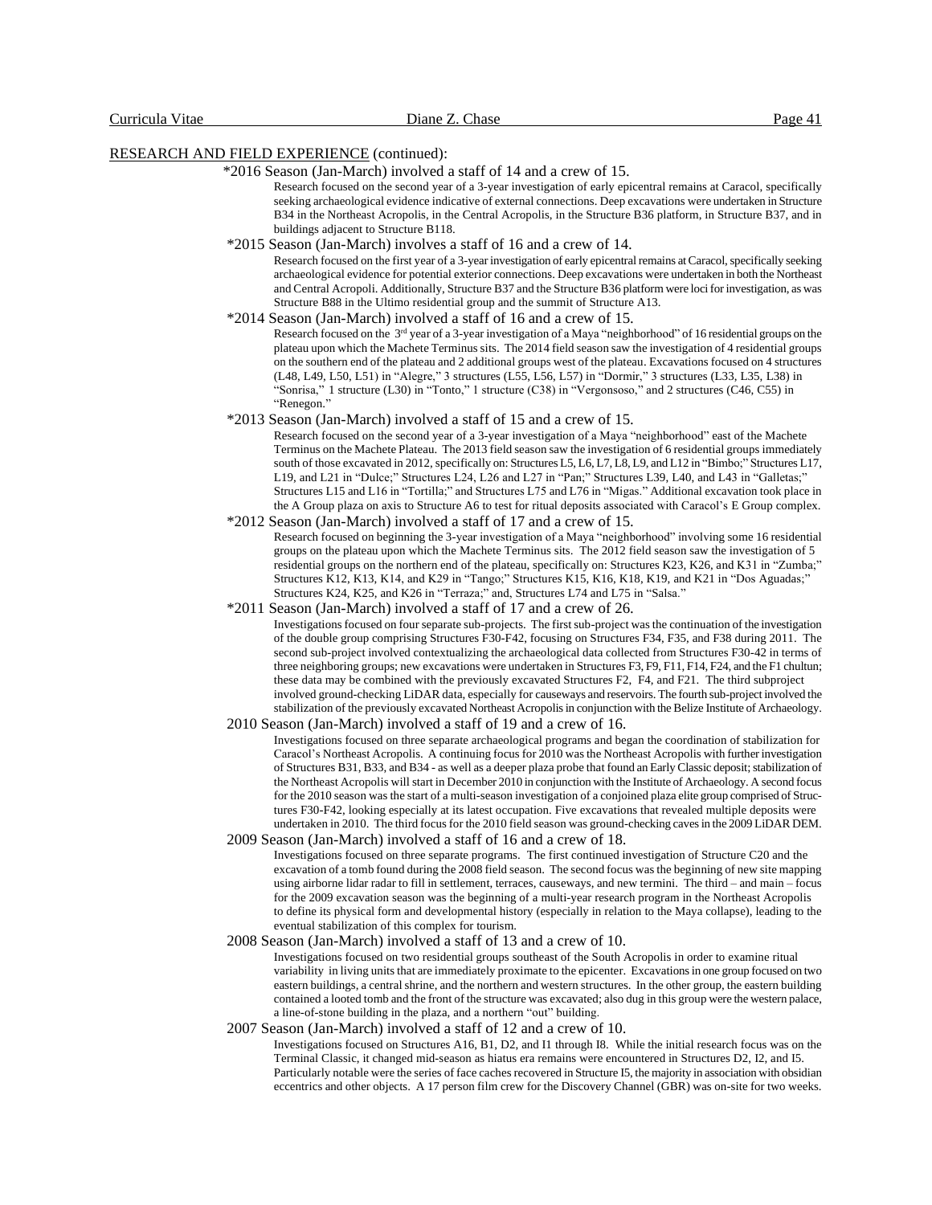RESEARCH AND FIELD EXPERIENCE (continued):

*2016 Season (Jan-March) involved a staff of 14 and a crew of 15.

Research focused on the second year of a 3-year investigation of early epicentral remains at Caracol, specifically seeking archaeological evidence indicative of external connections. Deep excavations were undertaken in Structure B34 in the Northeast Acropolis, in the Central Acropolis, in the Structure B36 platform, in Structure B37, and in buildings adjacent to Structure B118.

*2015 Season (Jan-March) involves a staff of 16 and a crew of 14.

Research focused on the first year of a 3-year investigation of early epicentral remains at Caracol, specifically seeking archaeological evidence for potential exterior connections. Deep excavations were undertaken in both the Northeast and Central Acropoli. Additionally, Structure B37 and the Structure B36 platform were loci for investigation, as was Structure B88 in the Ultimo residential group and the summit of Structure A13.

*2014 Season (Jan-March) involved a staff of 16 and a crew of 15.

Research focused on the 3rd year of a 3-year investigation of a Maya "neighborhood" of 16 residential groups on the plateau upon which the Machete Terminus sits. The 2014 field season saw the investigation of 4 residential groups on the southern end of the plateau and 2 additional groups west of the plateau. Excavations focused on 4 structures (L48, L49, L50, L51) in "Alegre," 3 structures (L55, L56, L57) in "Dormir," 3 structures (L33, L35, L38) in "Sonrisa," 1 structure (L30) in "Tonto," 1 structure (C38) in "Vergonsoso," and 2 structures (C46, C55) in "Renegon."

*2013 Season (Jan-March) involved a staff of 15 and a crew of 15.

Research focused on the second year of a 3-year investigation of a Maya "neighborhood" east of the Machete Terminus on the Machete Plateau. The 2013 field season saw the investigation of 6 residential groups immediately south of those excavated in 2012, specifically on: Structures L5, L6, L7, L8, L9, and L12 in "Bimbo;" Structures L17, L19, and L21 in "Dulce;" Structures L24, L26 and L27 in "Pan;" Structures L39, L40, and L43 in "Galletas;" Structures L15 and L16 in "Tortilla;" and Structures L75 and L76 in "Migas." Additional excavation took place in the A Group plaza on axis to Structure A6 to test for ritual deposits associated with Caracol's E Group complex.

*2012 Season (Jan-March) involved a staff of 17 and a crew of 15.

Research focused on beginning the 3-year investigation of a Maya "neighborhood" involving some 16 residential groups on the plateau upon which the Machete Terminus sits. The 2012 field season saw the investigation of 5 residential groups on the northern end of the plateau, specifically on: Structures K23, K26, and K31 in "Zumba;" Structures K12, K13, K14, and K29 in "Tango;" Structures K15, K16, K18, K19, and K21 in "Dos Aguadas;" Structures K24, K25, and K26 in "Terraza;" and, Structures L74 and L75 in "Salsa."

*2011 Season (Jan-March) involved a staff of 17 and a crew of 26.

Investigations focused on four separate sub-projects. The first sub-project was the continuation of the investigation of the double group comprising Structures F30-F42, focusing on Structures F34, F35, and F38 during 2011. The second sub-project involved contextualizing the archaeological data collected from Structures F30-42 in terms of three neighboring groups; new excavations were undertaken in Structures F3, F9, F11, F14, F24, and the F1 chultun; these data may be combined with the previously excavated Structures F2, F4, and F21. The third subproject involved ground-checking LiDAR data, especially for causeways and reservoirs. The fourth sub-project involved the stabilization of the previously excavated Northeast Acropolis in conjunction with the Belize Institute of Archaeology.

2010 Season (Jan-March) involved a staff of 19 and a crew of 16.

Investigations focused on three separate archaeological programs and began the coordination of stabilization for Caracol's Northeast Acropolis. A continuing focus for 2010 was the Northeast Acropolis with further investigation of Structures B31, B33, and B34 - as well as a deeper plaza probe that found an Early Classic deposit; stabilization of the Northeast Acropolis will start in December 2010 in conjunction with the Institute of Archaeology. A second focus for the 2010 season was the start of a multi-season investigation of a conjoined plaza elite group comprised of Structures F30-F42, looking especially at its latest occupation. Five excavations that revealed multiple deposits were undertaken in 2010. The third focus for the 2010 field season was ground-checking caves in the 2009 LiDAR DEM.

2009 Season (Jan-March) involved a staff of 16 and a crew of 18.

Investigations focused on three separate programs. The first continued investigation of Structure C20 and the excavation of a tomb found during the 2008 field season. The second focus was the beginning of new site mapping using airborne lidar radar to fill in settlement, terraces, causeways, and new termini. The third – and main – focus for the 2009 excavation season was the beginning of a multi-year research program in the Northeast Acropolis to define its physical form and developmental history (especially in relation to the Maya collapse), leading to the eventual stabilization of this complex for tourism.

2008 Season (Jan-March) involved a staff of 13 and a crew of 10.

Investigations focused on two residential groups southeast of the South Acropolis in order to examine ritual variability in living units that are immediately proximate to the epicenter. Excavations in one group focused on two eastern buildings, a central shrine, and the northern and western structures. In the other group, the eastern building contained a looted tomb and the front of the structure was excavated; also dug in this group were the western palace, a line-of-stone building in the plaza, and a northern "out" building.

2007 Season (Jan-March) involved a staff of 12 and a crew of 10.

Investigations focused on Structures A16, B1, D2, and I1 through I8. While the initial research focus was on the Terminal Classic, it changed mid-season as hiatus era remains were encountered in Structures D2, I2, and I5. Particularly notable were the series of face caches recovered in Structure I5, the majority in association with obsidian eccentrics and other objects. A 17 person film crew for the Discovery Channel (GBR) was on-site for two weeks.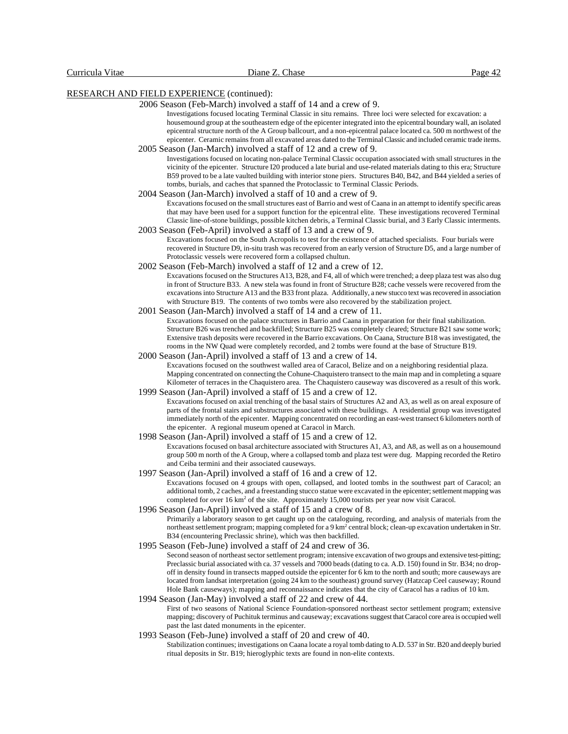RESEARCH AND FIELD EXPERIENCE (continued):

2006 Season (Feb-March) involved a staff of 14 and a crew of 9.

Investigations focused locating Terminal Classic in situ remains. Three loci were selected for excavation: a housemound group at the southeastern edge of the epicenter integrated into the epicentral boundary wall, an isolated epicentral structure north of the A Group ballcourt, and a non-epicentral palace located ca. 500 m northwest of the epicenter. Ceramic remains from all excavated areas dated to the Terminal Classic and included ceramic trade items.

2005 Season (Jan-March) involved a staff of 12 and a crew of 9.

Investigations focused on locating non-palace Terminal Classic occupation associated with small structures in the vicinity of the epicenter. Structure I20 produced a late burial and use-related materials dating to this era; Structure B59 proved to be a late vaulted building with interior stone piers. Structures B40, B42, and B44 yielded a series of tombs, burials, and caches that spanned the Protoclassic to Terminal Classic Periods.

2004 Season (Jan-March) involved a staff of 10 and a crew of 9.

Excavations focused on the small structures east of Barrio and west of Caana in an attempt to identify specific areas that may have been used for a support function for the epicentral elite. These investigations recovered Terminal Classic line-of-stone buildings, possible kitchen debris, a Terminal Classic burial, and 3 Early Classic interments.

2003 Season (Feb-April) involved a staff of 13 and a crew of 9.

Excavations focused on the South Acropolis to test for the existence of attached specialists. Four burials were recovered in Stucture D9, in-situ trash was recovered from an early version of Structure D5, and a large number of Protoclassic vessels were recovered form a collapsed chultun.

2002 Season (Feb-March) involved a staff of 12 and a crew of 12.

Excavations focused on the Structures A13, B28, and F4, all of which were trenched; a deep plaza test was also dug in front of Structure B33. A new stela was found in front of Structure B28; cache vessels were recovered from the excavations into Structure A13 and the B33 front plaza. Additionally, a new stucco text was recovered in association with Structure B19. The contents of two tombs were also recovered by the stabilization project.

2001 Season (Jan-March) involved a staff of 14 and a crew of 11.

Excavations focused on the palace structures in Barrio and Caana in preparation for their final stabilization. Structure B26 was trenched and backfilled; Structure B25 was completely cleared; Structure B21 saw some work; Extensive trash deposits were recovered in the Barrio excavations. On Caana, Structure B18 was investigated, the rooms in the NW Quad were completely recorded, and 2 tombs were found at the base of Structure B19.

2000 Season (Jan-April) involved a staff of 13 and a crew of 14.

Excavations focused on the southwest walled area of Caracol, Belize and on a neighboring residential plaza. Mapping concentrated on connecting the Cohune-Chaquistero transect to the main map and in completing a square Kilometer of terraces in the Chaquistero area. The Chaquistero causeway was discovered as a result of this work.

1999 Season (Jan-April) involved a staff of 15 and a crew of 12.

Excavations focused on axial trenching of the basal stairs of Structures A2 and A3, as well as on areal exposure of parts of the frontal stairs and substructures associated with these buildings. A residential group was investigated immediately north of the epicenter. Mapping concentrated on recording an east-west transect 6 kilometers north of the epicenter. A regional museum opened at Caracol in March.

1998 Season (Jan-April) involved a staff of 15 and a crew of 12.

Excavations focused on basal architecture associated with Structures A1, A3, and A8, as well as on a housemound group 500 m north of the A Group, where a collapsed tomb and plaza test were dug. Mapping recorded the Retiro and Ceiba termini and their associated causeways.

1997 Season (Jan-April) involved a staff of 16 and a crew of 12.

Excavations focused on 4 groups with open, collapsed, and looted tombs in the southwest part of Caracol; an additional tomb, 2 caches, and a freestanding stucco statue were excavated in the epicenter; settlement mapping was completed for over 16 km$^2$ of the site. Approximately 15,000 tourists per year now visit Caracol.

1996 Season (Jan-April) involved a staff of 15 and a crew of 8.

Primarily a laboratory season to get caught up on the cataloguing, recording, and analysis of materials from the northeast settlement program; mapping completed for a 9 km$^2$ central block; clean-up excavation undertaken in Str. B34 (encountering Preclassic shrine), which was then backfilled.

1995 Season (Feb-June) involved a staff of 24 and crew of 36.

Second season of northeast sector settlement program; intensive excavation of two groups and extensive test-pitting; Preclassic burial associated with ca. 37 vessels and 7000 beads (dating to ca. A.D. 150) found in Str. B34; no drop-off in density found in transects mapped outside the epicenter for 6 km to the north and south; more causeways are located from landsat interpretation (going 24 km to the southeast) ground survey (Hatzcap Ceel causeway; Round Hole Bank causeways); mapping and reconnaissance indicates that the city of Caracol has a radius of 10 km.

1994 Season (Jan-May) involved a staff of 22 and crew of 44.

First of two seasons of National Science Foundation-sponsored northeast sector settlement program; extensive mapping; discovery of Puchituk terminus and causeway; excavations suggest that Caracol core area is occupied well past the last dated monuments in the epicenter.

1993 Season (Feb-June) involved a staff of 20 and crew of 40.

Stabilization continues; investigations on Caana locate a royal tomb dating to A.D. 537 in Str. B20 and deeply buried ritual deposits in Str. B19; hieroglyphic texts are found in non-elite contexts.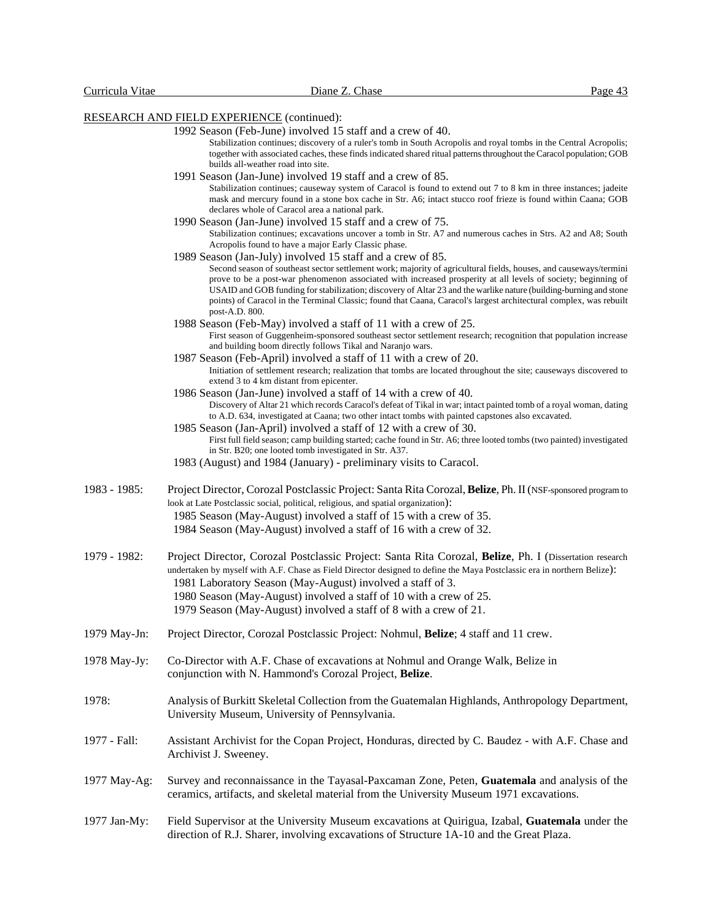RESEARCH AND FIELD EXPERIENCE (continued):

1992 Season (Feb-June) involved 15 staff and a crew of 40.
Stabilization continues; discovery of a ruler's tomb in South Acropolis and royal tombs in the Central Acropolis; together with associated caches, these finds indicated shared ritual patterns throughout the Caracol population; GOB builds all-weather road into site.

1991 Season (Jan-June) involved 19 staff and a crew of 85.
Stabilization continues; causeway system of Caracol is found to extend out 7 to 8 km in three instances; jadeite mask and mercury found in a stone box cache in Str. A6; intact stucco roof frieze is found within Caana; GOB declares whole of Caracol area a national park.

1990 Season (Jan-June) involved 15 staff and a crew of 75.
Stabilization continues; excavations uncover a tomb in Str. A7 and numerous caches in Strs. A2 and A8; South Acropolis found to have a major Early Classic phase.

1989 Season (Jan-July) involved 15 staff and a crew of 85.
Second season of southeast sector settlement work; majority of agricultural fields, houses, and causeways/termini prove to be a post-war phenomenon associated with increased prosperity at all levels of society; beginning of USAID and GOB funding for stabilization; discovery of Altar 23 and the warlike nature (building-burning and stone points) of Caracol in the Terminal Classic; found that Caana, Caracol's largest architectural complex, was rebuilt post-A.D. 800.

1988 Season (Feb-May) involved a staff of 11 with a crew of 25.
First season of Guggenheim-sponsored southeast sector settlement research; recognition that population increase and building boom directly follows Tikal and Naranjo wars.

1987 Season (Feb-April) involved a staff of 11 with a crew of 20.
Initiation of settlement research; realization that tombs are located throughout the site; causeways discovered to extend 3 to 4 km distant from epicenter.

1986 Season (Jan-June) involved a staff of 14 with a crew of 40.
Discovery of Altar 21 which records Caracol's defeat of Tikal in war; intact painted tomb of a royal woman, dating to A.D. 634, investigated at Caana; two other intact tombs with painted capstones also excavated.

1985 Season (Jan-April) involved a staff of 12 with a crew of 30.
First full field season; camp building started; cache found in Str. A6; three looted tombs (two painted) investigated in Str. B20; one looted tomb investigated in Str. A37.

1983 (August) and 1984 (January) - preliminary visits to Caracol.

1983 - 1985: Project Director, Corozal Postclassic Project: Santa Rita Corozal, **Belize**, Ph. II (NSF-sponsored program to look at Late Postclassic social, political, religious, and spatial organization):
1985 Season (May-August) involved a staff of 15 with a crew of 35.
1984 Season (May-August) involved a staff of 16 with a crew of 32.

1979 - 1982: Project Director, Corozal Postclassic Project: Santa Rita Corozal, **Belize**, Ph. I (Dissertation research undertaken by myself with A.F. Chase as Field Director designed to define the Maya Postclassic era in northern Belize):
1981 Laboratory Season (May-August) involved a staff of 3.
1980 Season (May-August) involved a staff of 10 with a crew of 25.
1979 Season (May-August) involved a staff of 8 with a crew of 21.

1979 May-Jn: Project Director, Corozal Postclassic Project: Nohmul, **Belize**; 4 staff and 11 crew.

1978 May-Jy: Co-Director with A.F. Chase of excavations at Nohmul and Orange Walk, Belize in conjunction with N. Hammond's Corozal Project, **Belize**.

1978: Analysis of Burkitt Skeletal Collection from the Guatemalan Highlands, Anthropology Department, University Museum, University of Pennsylvania.

1977 - Fall: Assistant Archivist for the Copan Project, Honduras, directed by C. Baudez - with A.F. Chase and Archivist J. Sweeney.

1977 May-Ag: Survey and reconnaissance in the Tayasal-Paxcaman Zone, Peten, **Guatemala** and analysis of the ceramics, artifacts, and skeletal material from the University Museum 1971 excavations.

1977 Jan-My: Field Supervisor at the University Museum excavations at Quirigua, Izabal, **Guatemala** under the direction of R.J. Sharer, involving excavations of Structure 1A-10 and the Great Plaza.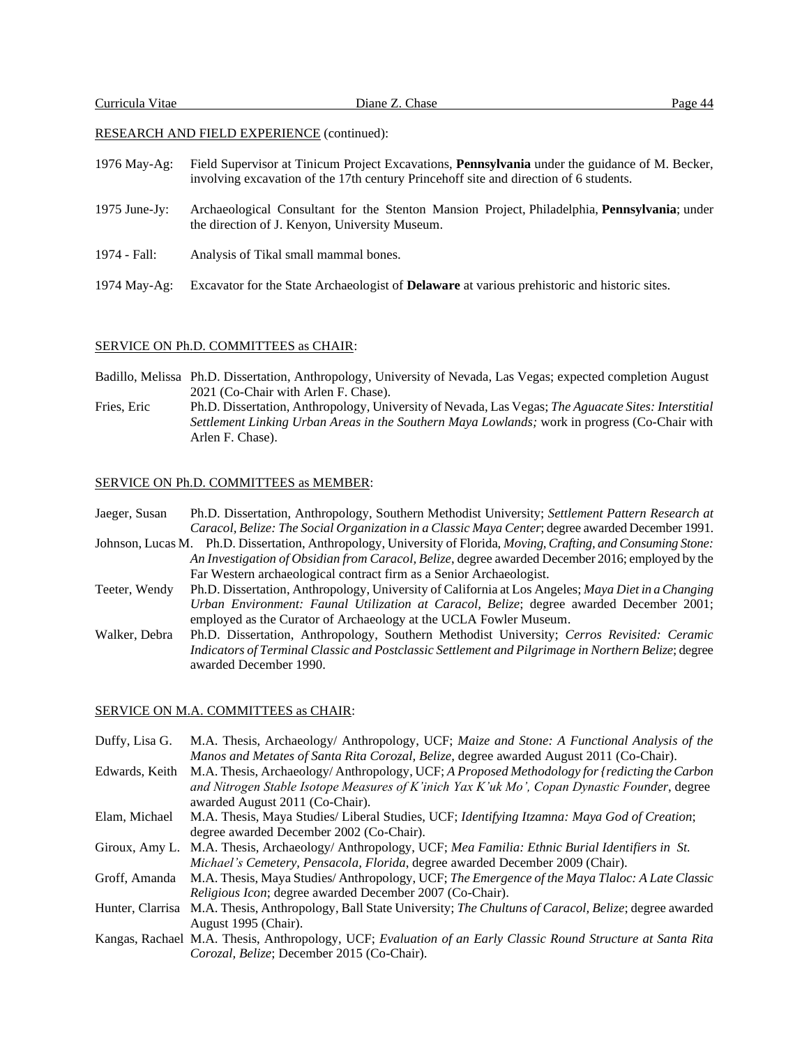RESEARCH AND FIELD EXPERIENCE (continued):

1976 May-Ag: Field Supervisor at Tinicum Project Excavations, **Pennsylvania** under the guidance of M. Becker, involving excavation of the 17th century Princehoff site and direction of 6 students.

1975 June-Jy: Archaeological Consultant for the Stenton Mansion Project, Philadelphia, **Pennsylvania**; under the direction of J. Kenyon, University Museum.

1974 - Fall: Analysis of Tikal small mammal bones.

1974 May-Ag: Excavator for the State Archaeologist of **Delaware** at various prehistoric and historic sites.

SERVICE ON Ph.D. COMMITTEES as CHAIR:

Badillo, Melissa Ph.D. Dissertation, Anthropology, University of Nevada, Las Vegas; expected completion August 2021 (Co-Chair with Arlen F. Chase).

Fries, Eric Ph.D. Dissertation, Anthropology, University of Nevada, Las Vegas; *The Aguacate Sites: Interstitial Settlement Linking Urban Areas in the Southern Maya Lowlands;* work in progress (Co-Chair with Arlen F. Chase).

SERVICE ON Ph.D. COMMITTEES as MEMBER:

Jaeger, Susan Ph.D. Dissertation, Anthropology, Southern Methodist University; *Settlement Pattern Research at Caracol, Belize: The Social Organization in a Classic Maya Center*; degree awarded December 1991.

Johnson, Lucas M. Ph.D. Dissertation, Anthropology, University of Florida, *Moving, Crafting, and Consuming Stone: An Investigation of Obsidian from Caracol, Belize*, degree awarded December 2016; employed by the Far Western archaeological contract firm as a Senior Archaeologist.

Teeter, Wendy Ph.D. Dissertation, Anthropology, University of California at Los Angeles; *Maya Diet in a Changing Urban Environment: Faunal Utilization at Caracol, Belize*; degree awarded December 2001; employed as the Curator of Archaeology at the UCLA Fowler Museum.

Walker, Debra Ph.D. Dissertation, Anthropology, Southern Methodist University; *Cerros Revisited: Ceramic Indicators of Terminal Classic and Postclassic Settlement and Pilgrimage in Northern Belize*; degree awarded December 1990.

SERVICE ON M.A. COMMITTEES as CHAIR:

Duffy, Lisa G. M.A. Thesis, Archaeology/ Anthropology, UCF; *Maize and Stone: A Functional Analysis of the Manos and Metates of Santa Rita Corozal, Belize*, degree awarded August 2011 (Co-Chair).

Edwards, Keith M.A. Thesis, Archaeology/ Anthropology, UCF; *A Proposed Methodology for {redicting the Carbon and Nitrogen Stable Isotope Measures of K'inich Yax K'uk Mo', Copan Dynastic Founder*, degree awarded August 2011 (Co-Chair).

Elam, Michael M.A. Thesis, Maya Studies/ Liberal Studies, UCF; *Identifying Itzamna: Maya God of Creation*; degree awarded December 2002 (Co-Chair).

Giroux, Amy L. M.A. Thesis, Archaeology/ Anthropology, UCF; *Mea Familia: Ethnic Burial Identifiers in St. Michael's Cemetery, Pensacola, Florida*, degree awarded December 2009 (Chair).

Groff, Amanda M.A. Thesis, Maya Studies/ Anthropology, UCF; *The Emergence of the Maya Tlaloc: A Late Classic Religious Icon*; degree awarded December 2007 (Co-Chair).

Hunter, Clarrisa M.A. Thesis, Anthropology, Ball State University; *The Chultuns of Caracol, Belize*; degree awarded August 1995 (Chair).

Kangas, Rachael M.A. Thesis, Anthropology, UCF; *Evaluation of an Early Classic Round Structure at Santa Rita Corozal, Belize*; December 2015 (Co-Chair).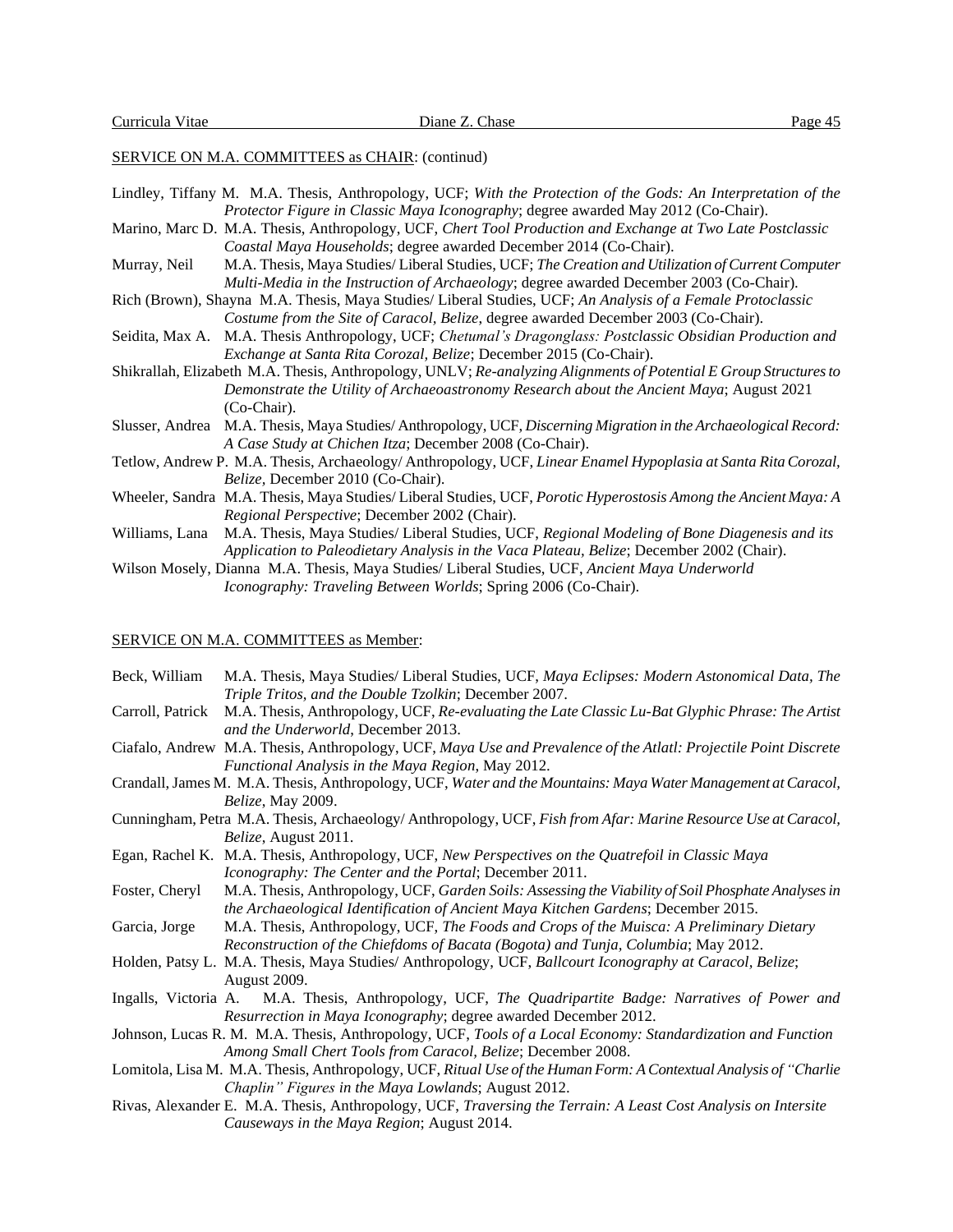SERVICE ON M.A. COMMITTEES as CHAIR: (continud)

Lindley, Tiffany M. M.A. Thesis, Anthropology, UCF; *With the Protection of the Gods: An Interpretation of the Protector Figure in Classic Maya Iconography*; degree awarded May 2012 (Co-Chair).

Marino, Marc D. M.A. Thesis, Anthropology, UCF, *Chert Tool Production and Exchange at Two Late Postclassic Coastal Maya Households*; degree awarded December 2014 (Co-Chair).

Murray, Neil M.A. Thesis, Maya Studies/ Liberal Studies, UCF; *The Creation and Utilization of Current Computer Multi-Media in the Instruction of Archaeology*; degree awarded December 2003 (Co-Chair).

Rich (Brown), Shayna M.A. Thesis, Maya Studies/ Liberal Studies, UCF; *An Analysis of a Female Protoclassic Costume from the Site of Caracol, Belize*, degree awarded December 2003 (Co-Chair).

Seidita, Max A. M.A. Thesis Anthropology, UCF; *Chetumal's Dragonglass: Postclassic Obsidian Production and Exchange at Santa Rita Corozal, Belize*; December 2015 (Co-Chair).

Shikrallah, Elizabeth M.A. Thesis, Anthropology, UNLV; *Re-analyzing Alignments of Potential E Group Structures to Demonstrate the Utility of Archaeoastronomy Research about the Ancient Maya*; August 2021 (Co-Chair).

Slusser, Andrea M.A. Thesis, Maya Studies/ Anthropology, UCF, *Discerning Migration in the Archaeological Record: A Case Study at Chichen Itza*; December 2008 (Co-Chair).

Tetlow, Andrew P. M.A. Thesis, Archaeology/ Anthropology, UCF, *Linear Enamel Hypoplasia at Santa Rita Corozal, Belize*, December 2010 (Co-Chair).

Wheeler, Sandra M.A. Thesis, Maya Studies/ Liberal Studies, UCF, *Porotic Hyperostosis Among the Ancient Maya: A Regional Perspective*; December 2002 (Chair).

Williams, Lana M.A. Thesis, Maya Studies/ Liberal Studies, UCF, *Regional Modeling of Bone Diagenesis and its Application to Paleodietary Analysis in the Vaca Plateau, Belize*; December 2002 (Chair).

Wilson Mosely, Dianna M.A. Thesis, Maya Studies/ Liberal Studies, UCF, *Ancient Maya Underworld Iconography: Traveling Between Worlds*; Spring 2006 (Co-Chair).

SERVICE ON M.A. COMMITTEES as Member:

Beck, William M.A. Thesis, Maya Studies/ Liberal Studies, UCF, *Maya Eclipses: Modern Astonomical Data, The Triple Tritos, and the Double Tzolkin*; December 2007.

Carroll, Patrick M.A. Thesis, Anthropology, UCF, *Re-evaluating the Late Classic Lu-Bat Glyphic Phrase: The Artist and the Underworld*, December 2013.

Ciafalo, Andrew M.A. Thesis, Anthropology, UCF, *Maya Use and Prevalence of the Atlatl: Projectile Point Discrete Functional Analysis in the Maya Region*, May 2012.

Crandall, James M. M.A. Thesis, Anthropology, UCF, *Water and the Mountains: Maya Water Management at Caracol, Belize*, May 2009.

Cunningham, Petra M.A. Thesis, Archaeology/ Anthropology, UCF, *Fish from Afar: Marine Resource Use at Caracol, Belize*, August 2011.

Egan, Rachel K. M.A. Thesis, Anthropology, UCF, *New Perspectives on the Quatrefoil in Classic Maya Iconography: The Center and the Portal*; December 2011.

Foster, Cheryl M.A. Thesis, Anthropology, UCF, *Garden Soils: Assessing the Viability of Soil Phosphate Analyses in the Archaeological Identification of Ancient Maya Kitchen Gardens*; December 2015.

Garcia, Jorge M.A. Thesis, Anthropology, UCF, *The Foods and Crops of the Muisca: A Preliminary Dietary Reconstruction of the Chiefdoms of Bacata (Bogota) and Tunja, Columbia*; May 2012.

Holden, Patsy L. M.A. Thesis, Maya Studies/ Anthropology, UCF, *Ballcourt Iconography at Caracol, Belize*; August 2009.

Ingalls, Victoria A. M.A. Thesis, Anthropology, UCF, *The Quadripartite Badge: Narratives of Power and Resurrection in Maya Iconography*; degree awarded December 2012.

Johnson, Lucas R. M. M.A. Thesis, Anthropology, UCF, *Tools of a Local Economy: Standardization and Function Among Small Chert Tools from Caracol, Belize*; December 2008.

Lomitola, Lisa M. M.A. Thesis, Anthropology, UCF, *Ritual Use of the Human Form: A Contextual Analysis of "Charlie Chaplin" Figures in the Maya Lowlands*; August 2012.

Rivas, Alexander E. M.A. Thesis, Anthropology, UCF, *Traversing the Terrain: A Least Cost Analysis on Intersite Causeways in the Maya Region*; August 2014.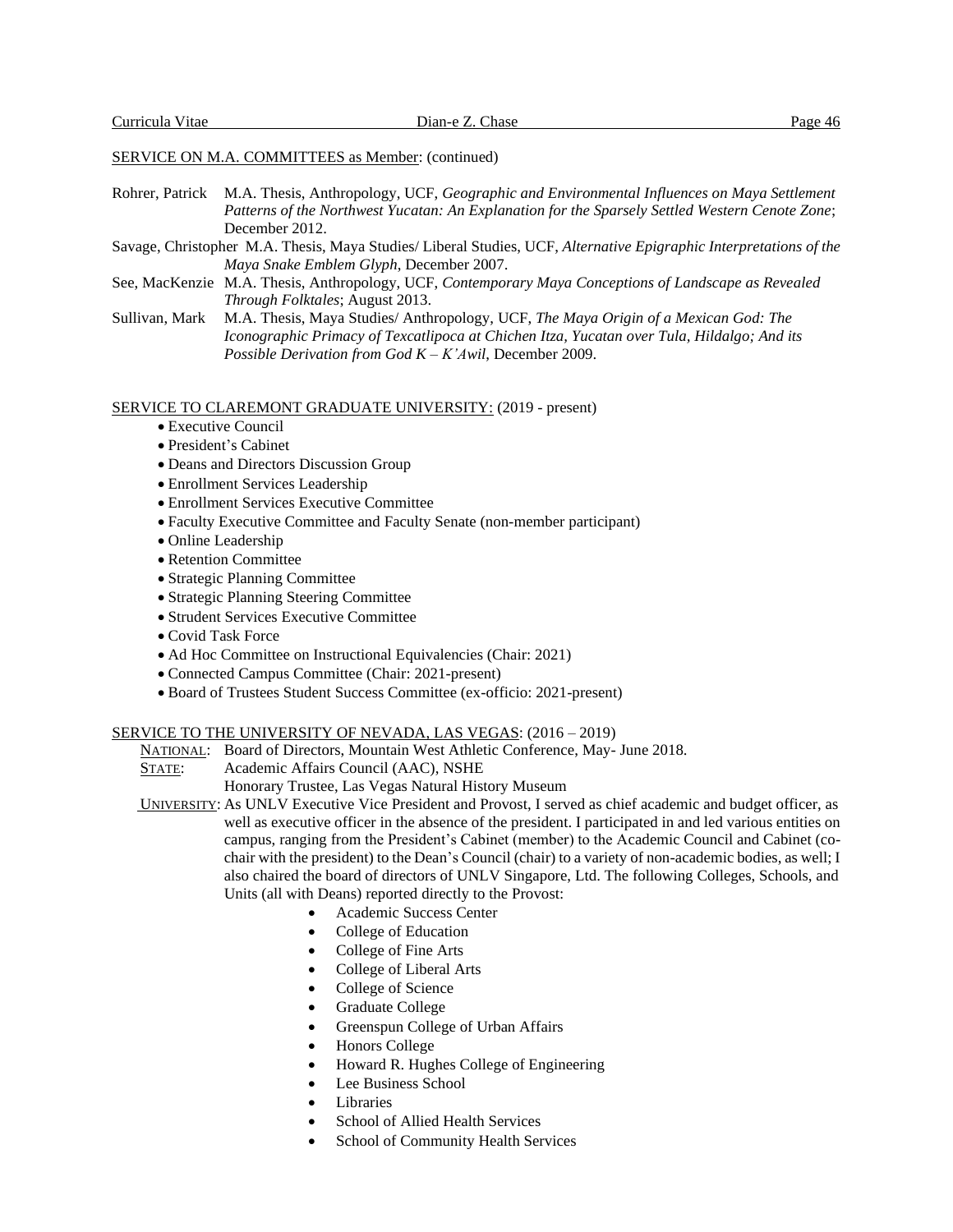SERVICE ON M.A. COMMITTEES as Member: (continued)

Rohrer, Patrick M.A. Thesis, Anthropology, UCF, *Geographic and Environmental Influences on Maya Settlement Patterns of the Northwest Yucatan: An Explanation for the Sparsely Settled Western Cenote Zone*; December 2012.

Savage, Christopher M.A. Thesis, Maya Studies/ Liberal Studies, UCF, *Alternative Epigraphic Interpretations of the Maya Snake Emblem Glyph*, December 2007.

See, MacKenzie M.A. Thesis, Anthropology, UCF, *Contemporary Maya Conceptions of Landscape as Revealed Through Folktales*; August 2013.

Sullivan, Mark M.A. Thesis, Maya Studies/ Anthropology, UCF, *The Maya Origin of a Mexican God: The Iconographic Primacy of Texcatlipoca at Chichen Itza, Yucatan over Tula, Hildalgo; And its Possible Derivation from God K – K'Awil*, December 2009.

SERVICE TO CLAREMONT GRADUATE UNIVERSITY: (2019 - present)

- Executive Council
- President's Cabinet
- Deans and Directors Discussion Group
- Enrollment Services Leadership
- Enrollment Services Executive Committee
- Faculty Executive Committee and Faculty Senate (non-member participant)
- Online Leadership
- Retention Committee
- Strategic Planning Committee
- Strategic Planning Steering Committee
- Strudent Services Executive Committee
- Covid Task Force
- Ad Hoc Committee on Instructional Equivalencies (Chair: 2021)
- Connected Campus Committee (Chair: 2021-present)
- Board of Trustees Student Success Committee (ex-officio: 2021-present)

SERVICE TO THE UNIVERSITY OF NEVADA, LAS VEGAS: (2016 – 2019)

NATIONAL: Board of Directors, Mountain West Athletic Conference, May- June 2018.

STATE: Academic Affairs Council (AAC), NSHE
Honorary Trustee, Las Vegas Natural History Museum

UNIVERSITY: As UNLV Executive Vice President and Provost, I served as chief academic and budget officer, as well as executive officer in the absence of the president. I participated in and led various entities on campus, ranging from the President's Cabinet (member) to the Academic Council and Cabinet (co-chair with the president) to the Dean's Council (chair) to a variety of non-academic bodies, as well; I also chaired the board of directors of UNLV Singapore, Ltd. The following Colleges, Schools, and Units (all with Deans) reported directly to the Provost:

- Academic Success Center
- College of Education
- College of Fine Arts
- College of Liberal Arts
- College of Science
- Graduate College
- Greenspun College of Urban Affairs
- Honors College
- Howard R. Hughes College of Engineering
- Lee Business School
- Libraries
- School of Allied Health Services
- School of Community Health Services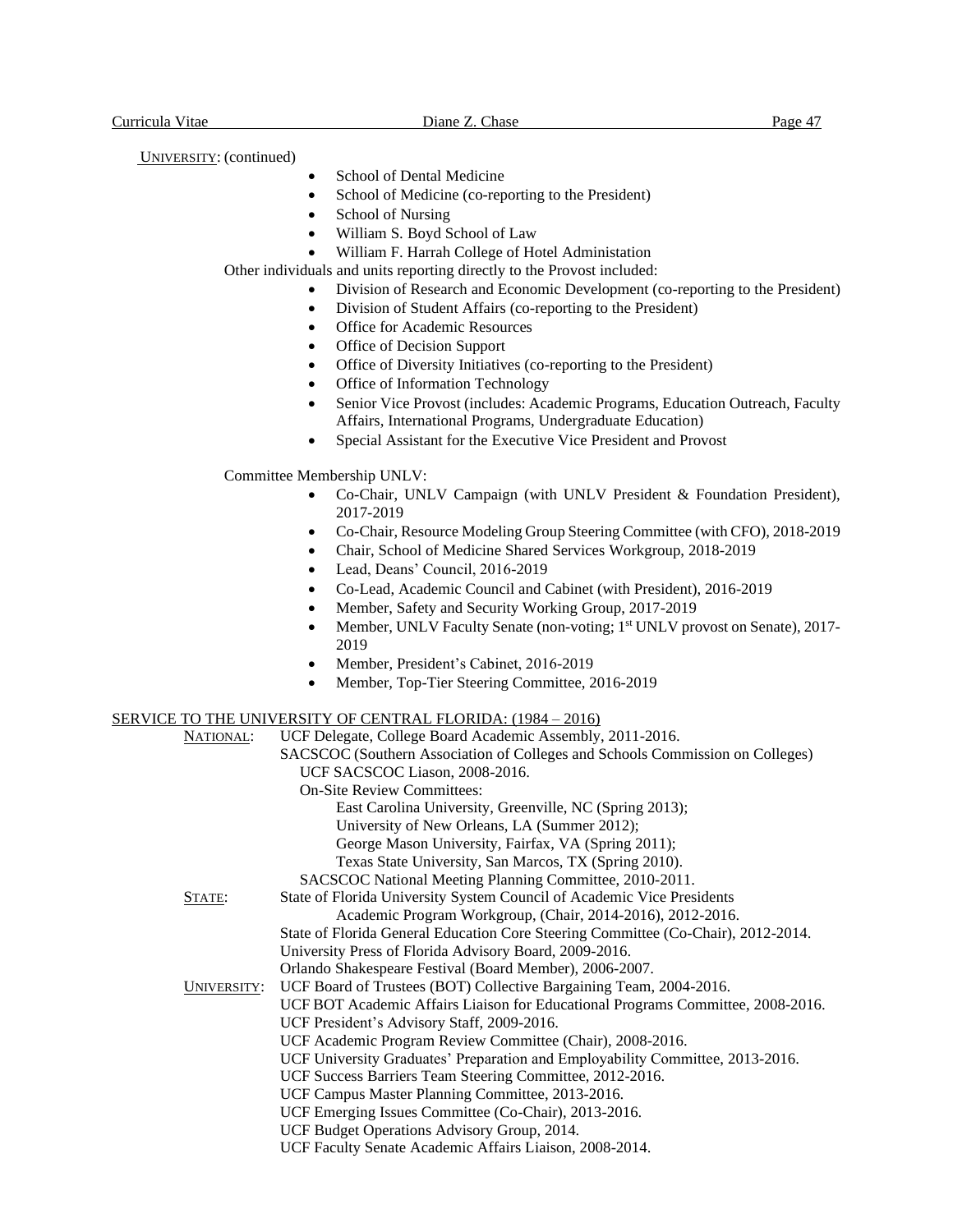UNIVERSITY: (continued)

- School of Dental Medicine
- School of Medicine (co-reporting to the President)
- School of Nursing
- William S. Boyd School of Law
- William F. Harrah College of Hotel Administation

Other individuals and units reporting directly to the Provost included:

- Division of Research and Economic Development (co-reporting to the President)
- Division of Student Affairs (co-reporting to the President)
- Office for Academic Resources
- Office of Decision Support
- Office of Diversity Initiatives (co-reporting to the President)
- Office of Information Technology
- Senior Vice Provost (includes: Academic Programs, Education Outreach, Faculty Affairs, International Programs, Undergraduate Education)
- Special Assistant for the Executive Vice President and Provost

Committee Membership UNLV:

- Co-Chair, UNLV Campaign (with UNLV President & Foundation President), 2017-2019
- Co-Chair, Resource Modeling Group Steering Committee (with CFO), 2018-2019
- Chair, School of Medicine Shared Services Workgroup, 2018-2019
- Lead, Deans' Council, 2016-2019
- Co-Lead, Academic Council and Cabinet (with President), 2016-2019
- Member, Safety and Security Working Group, 2017-2019
- Member, UNLV Faculty Senate (non-voting; 1st UNLV provost on Senate), 2017-2019
- Member, President's Cabinet, 2016-2019
- Member, Top-Tier Steering Committee, 2016-2019

## SERVICE TO THE UNIVERSITY OF CENTRAL FLORIDA: (1984 – 2016)

NATIONAL: UCF Delegate, College Board Academic Assembly, 2011-2016.
SACSCOC (Southern Association of Colleges and Schools Commission on Colleges)
UCF SACSCOC Liason, 2008-2016.
On-Site Review Committees:
East Carolina University, Greenville, NC (Spring 2013);
University of New Orleans, LA (Summer 2012);
George Mason University, Fairfax, VA (Spring 2011);
Texas State University, San Marcos, TX (Spring 2010).
SACSCOC National Meeting Planning Committee, 2010-2011.

STATE: State of Florida University System Council of Academic Vice Presidents
Academic Program Workgroup, (Chair, 2014-2016), 2012-2016.
State of Florida General Education Core Steering Committee (Co-Chair), 2012-2014.
University Press of Florida Advisory Board, 2009-2016.
Orlando Shakespeare Festival (Board Member), 2006-2007.

UNIVERSITY: UCF Board of Trustees (BOT) Collective Bargaining Team, 2004-2016.
UCF BOT Academic Affairs Liaison for Educational Programs Committee, 2008-2016.
UCF President's Advisory Staff, 2009-2016.
UCF Academic Program Review Committee (Chair), 2008-2016.
UCF University Graduates' Preparation and Employability Committee, 2013-2016.
UCF Success Barriers Team Steering Committee, 2012-2016.
UCF Campus Master Planning Committee, 2013-2016.
UCF Emerging Issues Committee (Co-Chair), 2013-2016.
UCF Budget Operations Advisory Group, 2014.
UCF Faculty Senate Academic Affairs Liaison, 2008-2014.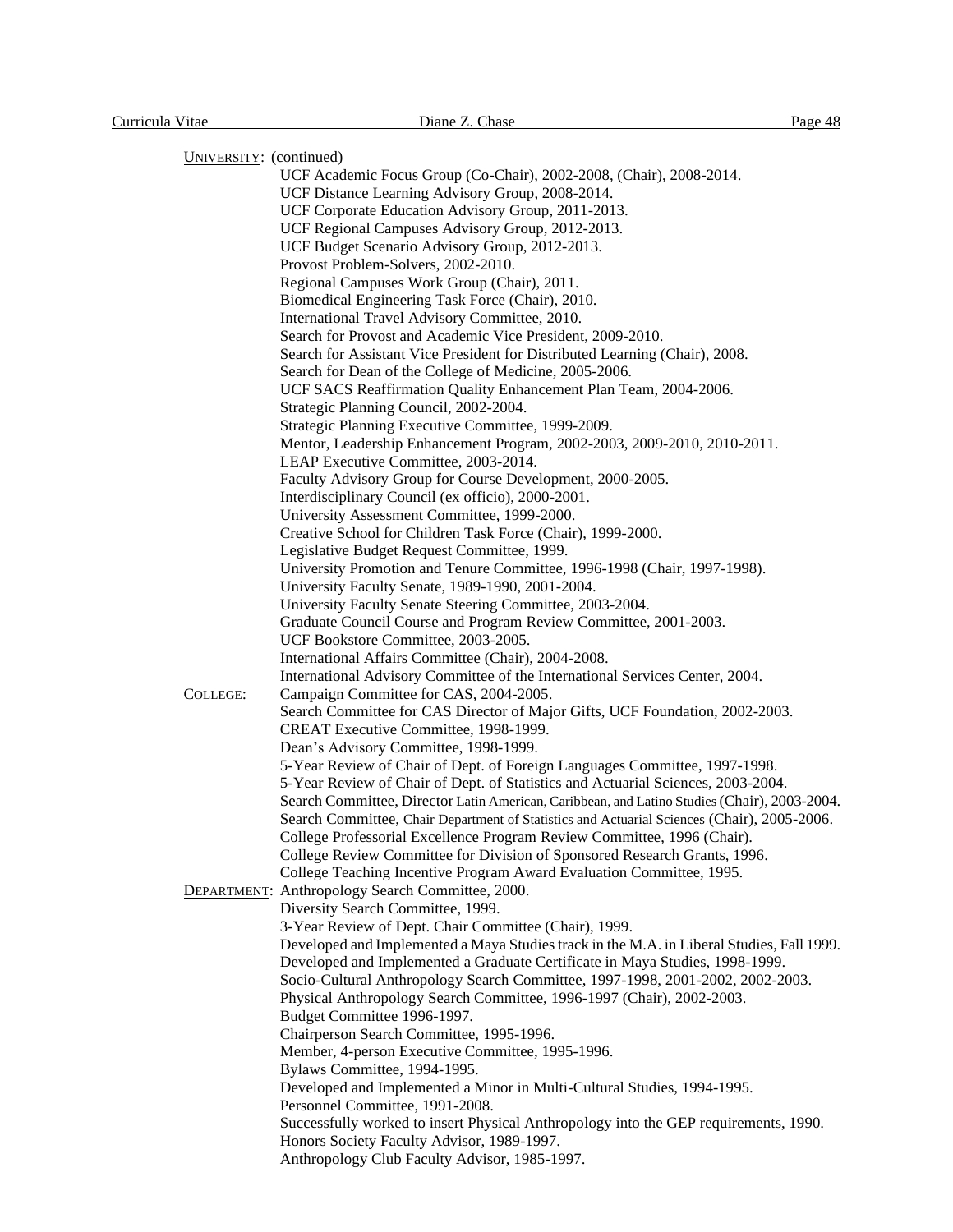UNIVERSITY: (continued)

UCF Academic Focus Group (Co-Chair), 2002-2008, (Chair), 2008-2014.
UCF Distance Learning Advisory Group, 2008-2014.
UCF Corporate Education Advisory Group, 2011-2013.
UCF Regional Campuses Advisory Group, 2012-2013.
UCF Budget Scenario Advisory Group, 2012-2013.
Provost Problem-Solvers, 2002-2010.
Regional Campuses Work Group (Chair), 2011.
Biomedical Engineering Task Force (Chair), 2010.
International Travel Advisory Committee, 2010.
Search for Provost and Academic Vice President, 2009-2010.
Search for Assistant Vice President for Distributed Learning (Chair), 2008.
Search for Dean of the College of Medicine, 2005-2006.
UCF SACS Reaffirmation Quality Enhancement Plan Team, 2004-2006.
Strategic Planning Council, 2002-2004.
Strategic Planning Executive Committee, 1999-2009.
Mentor, Leadership Enhancement Program, 2002-2003, 2009-2010, 2010-2011.
LEAP Executive Committee, 2003-2014.
Faculty Advisory Group for Course Development, 2000-2005.
Interdisciplinary Council (ex officio), 2000-2001.
University Assessment Committee, 1999-2000.
Creative School for Children Task Force (Chair), 1999-2000.
Legislative Budget Request Committee, 1999.
University Promotion and Tenure Committee, 1996-1998 (Chair, 1997-1998).
University Faculty Senate, 1989-1990, 2001-2004.
University Faculty Senate Steering Committee, 2003-2004.
Graduate Council Course and Program Review Committee, 2001-2003.
UCF Bookstore Committee, 2003-2005.
International Affairs Committee (Chair), 2004-2008.
International Advisory Committee of the International Services Center, 2004.

COLLEGE:

Campaign Committee for CAS, 2004-2005.
Search Committee for CAS Director of Major Gifts, UCF Foundation, 2002-2003.
CREAT Executive Committee, 1998-1999.
Dean's Advisory Committee, 1998-1999.
5-Year Review of Chair of Dept. of Foreign Languages Committee, 1997-1998.
5-Year Review of Chair of Dept. of Statistics and Actuarial Sciences, 2003-2004.
Search Committee, Director Latin American, Caribbean, and Latino Studies (Chair), 2003-2004.
Search Committee, Chair Department of Statistics and Actuarial Sciences (Chair), 2005-2006.
College Professorial Excellence Program Review Committee, 1996 (Chair).
College Review Committee for Division of Sponsored Research Grants, 1996.
College Teaching Incentive Program Award Evaluation Committee, 1995.

DEPARTMENT:

Anthropology Search Committee, 2000.
Diversity Search Committee, 1999.
3-Year Review of Dept. Chair Committee (Chair), 1999.
Developed and Implemented a Maya Studies track in the M.A. in Liberal Studies, Fall 1999.
Developed and Implemented a Graduate Certificate in Maya Studies, 1998-1999.
Socio-Cultural Anthropology Search Committee, 1997-1998, 2001-2002, 2002-2003.
Physical Anthropology Search Committee, 1996-1997 (Chair), 2002-2003.
Budget Committee 1996-1997.
Chairperson Search Committee, 1995-1996.
Member, 4-person Executive Committee, 1995-1996.
Bylaws Committee, 1994-1995.
Developed and Implemented a Minor in Multi-Cultural Studies, 1994-1995.
Personnel Committee, 1991-2008.
Successfully worked to insert Physical Anthropology into the GEP requirements, 1990.
Honors Society Faculty Advisor, 1989-1997.
Anthropology Club Faculty Advisor, 1985-1997.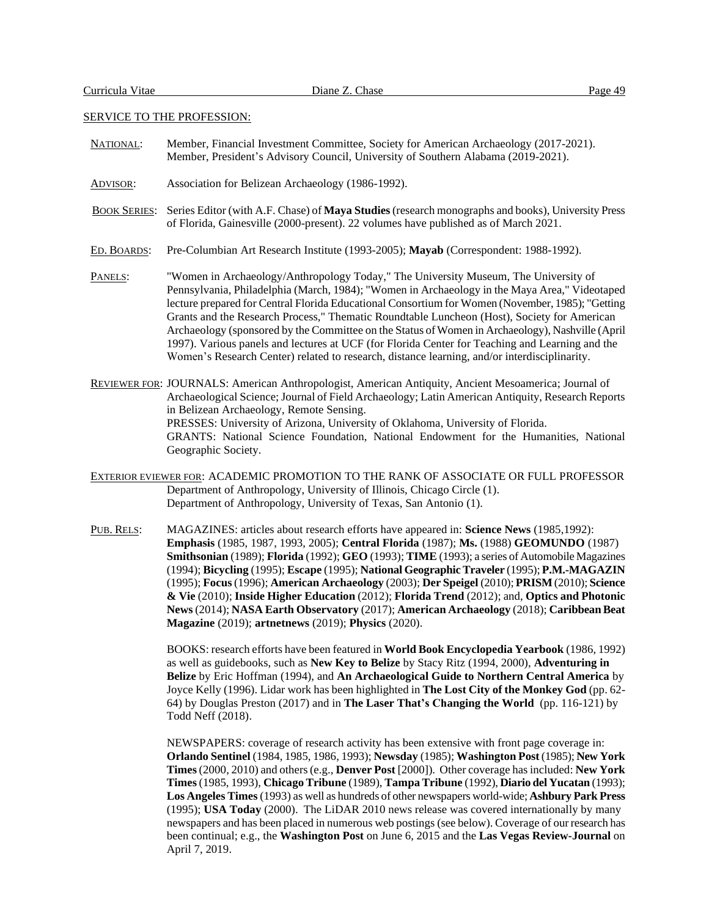## SERVICE TO THE PROFESSION:

NATIONAL: Member, Financial Investment Committee, Society for American Archaeology (2017-2021). Member, President's Advisory Council, University of Southern Alabama (2019-2021).

ADVISOR: Association for Belizean Archaeology (1986-1992).

BOOK SERIES: Series Editor (with A.F. Chase) of **Maya Studies** (research monographs and books), University Press of Florida, Gainesville (2000-present). 22 volumes have published as of March 2021.

ED. BOARDS: Pre-Columbian Art Research Institute (1993-2005); **Mayab** (Correspondent: 1988-1992).

PANELS: "Women in Archaeology/Anthropology Today," The University Museum, The University of Pennsylvania, Philadelphia (March, 1984); "Women in Archaeology in the Maya Area," Videotaped lecture prepared for Central Florida Educational Consortium for Women (November, 1985); "Getting Grants and the Research Process," Thematic Roundtable Luncheon (Host), Society for American Archaeology (sponsored by the Committee on the Status of Women in Archaeology), Nashville (April 1997). Various panels and lectures at UCF (for Florida Center for Teaching and Learning and the Women's Research Center) related to research, distance learning, and/or interdisciplinarity.

REVIEWER FOR: JOURNALS: American Anthropologist, American Antiquity, Ancient Mesoamerica; Journal of Archaeological Science; Journal of Field Archaeology; Latin American Antiquity, Research Reports in Belizean Archaeology, Remote Sensing.
PRESSES: University of Arizona, University of Oklahoma, University of Florida.
GRANTS: National Science Foundation, National Endowment for the Humanities, National Geographic Society.

EXTERIOR EVIEWER FOR: ACADEMIC PROMOTION TO THE RANK OF ASSOCIATE OR FULL PROFESSOR
Department of Anthropology, University of Illinois, Chicago Circle (1).
Department of Anthropology, University of Texas, San Antonio (1).

PUB. RELS: MAGAZINES: articles about research efforts have appeared in: **Science News** (1985,1992): **Emphasis** (1985, 1987, 1993, 2005); **Central Florida** (1987); **Ms.** (1988) **GEOMUNDO** (1987) **Smithsonian** (1989); **Florida** (1992); **GEO** (1993); **TIME** (1993); a series of Automobile Magazines (1994); **Bicycling** (1995); **Escape** (1995); **National Geographic Traveler** (1995); **P.M.-MAGAZIN** (1995); **Focus** (1996); **American Archaeology** (2003); **Der Speigel** (2010); **PRISM** (2010); **Science & Vie** (2010); **Inside Higher Education** (2012); **Florida Trend** (2012); and, **Optics and Photonic News** (2014); **NASA Earth Observatory** (2017); **American Archaeology** (2018); **Caribbean Beat Magazine** (2019); **artnetnews** (2019); **Physics** (2020).

BOOKS: research efforts have been featured in **World Book Encyclopedia Yearbook** (1986, 1992) as well as guidebooks, such as **New Key to Belize** by Stacy Ritz (1994, 2000), **Adventuring in Belize** by Eric Hoffman (1994), and **An Archaeological Guide to Northern Central America** by Joyce Kelly (1996). Lidar work has been highlighted in **The Lost City of the Monkey God** (pp. 62-64) by Douglas Preston (2017) and in **The Laser That's Changing the World** (pp. 116-121) by Todd Neff (2018).

NEWSPAPERS: coverage of research activity has been extensive with front page coverage in: **Orlando Sentinel** (1984, 1985, 1986, 1993); **Newsday** (1985); **Washington Post** (1985); **New York Times** (2000, 2010) and others (e.g., **Denver Post** [2000]). Other coverage has included: **New York Times** (1985, 1993), **Chicago Tribune** (1989), **Tampa Tribune** (1992), **Diario del Yucatan** (1993); **Los Angeles Times** (1993) as well as hundreds of other newspapers world-wide; **Ashbury Park Press** (1995); **USA Today** (2000). The LiDAR 2010 news release was covered internationally by many newspapers and has been placed in numerous web postings (see below). Coverage of our research has been continual; e.g., the **Washington Post** on June 6, 2015 and the **Las Vegas Review-Journal** on April 7, 2019.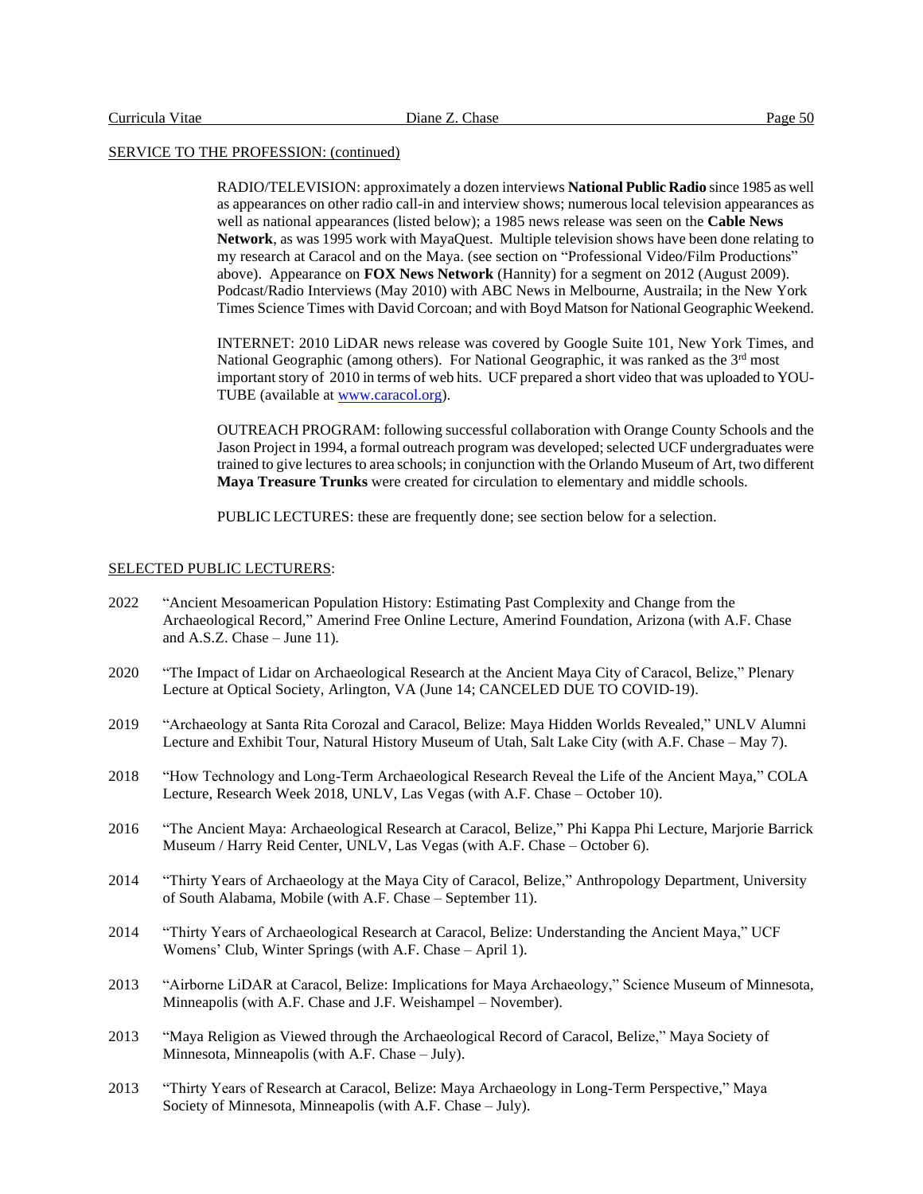SERVICE TO THE PROFESSION: (continued)

RADIO/TELEVISION: approximately a dozen interviews **National Public Radio** since 1985 as well as appearances on other radio call-in and interview shows; numerous local television appearances as well as national appearances (listed below); a 1985 news release was seen on the **Cable News Network**, as was 1995 work with MayaQuest. Multiple television shows have been done relating to my research at Caracol and on the Maya. (see section on "Professional Video/Film Productions" above). Appearance on **FOX News Network** (Hannity) for a segment on 2012 (August 2009). Podcast/Radio Interviews (May 2010) with ABC News in Melbourne, Austraila; in the New York Times Science Times with David Corcoan; and with Boyd Matson for National Geographic Weekend.

INTERNET: 2010 LiDAR news release was covered by Google Suite 101, New York Times, and National Geographic (among others). For National Geographic, it was ranked as the 3rd most important story of 2010 in terms of web hits. UCF prepared a short video that was uploaded to YOU-TUBE (available at [www.caracol.org](www.caracol.org)).

OUTREACH PROGRAM: following successful collaboration with Orange County Schools and the Jason Project in 1994, a formal outreach program was developed; selected UCF undergraduates were trained to give lectures to area schools; in conjunction with the Orlando Museum of Art, two different **Maya Treasure Trunks** were created for circulation to elementary and middle schools.

PUBLIC LECTURES: these are frequently done; see section below for a selection.

SELECTED PUBLIC LECTURERS:

2022 "Ancient Mesoamerican Population History: Estimating Past Complexity and Change from the Archaeological Record," Amerind Free Online Lecture, Amerind Foundation, Arizona (with A.F. Chase and A.S.Z. Chase – June 11).

2020 "The Impact of Lidar on Archaeological Research at the Ancient Maya City of Caracol, Belize," Plenary Lecture at Optical Society, Arlington, VA (June 14; CANCELED DUE TO COVID-19).

2019 "Archaeology at Santa Rita Corozal and Caracol, Belize: Maya Hidden Worlds Revealed," UNLV Alumni Lecture and Exhibit Tour, Natural History Museum of Utah, Salt Lake City (with A.F. Chase – May 7).

2018 "How Technology and Long-Term Archaeological Research Reveal the Life of the Ancient Maya," COLA Lecture, Research Week 2018, UNLV, Las Vegas (with A.F. Chase – October 10).

2016 "The Ancient Maya: Archaeological Research at Caracol, Belize," Phi Kappa Phi Lecture, Marjorie Barrick Museum / Harry Reid Center, UNLV, Las Vegas (with A.F. Chase – October 6).

2014 "Thirty Years of Archaeology at the Maya City of Caracol, Belize," Anthropology Department, University of South Alabama, Mobile (with A.F. Chase – September 11).

2014 "Thirty Years of Archaeological Research at Caracol, Belize: Understanding the Ancient Maya," UCF Womens' Club, Winter Springs (with A.F. Chase – April 1).

2013 "Airborne LiDAR at Caracol, Belize: Implications for Maya Archaeology," Science Museum of Minnesota, Minneapolis (with A.F. Chase and J.F. Weishampel – November).

2013 "Maya Religion as Viewed through the Archaeological Record of Caracol, Belize," Maya Society of Minnesota, Minneapolis (with A.F. Chase – July).

2013 "Thirty Years of Research at Caracol, Belize: Maya Archaeology in Long-Term Perspective," Maya Society of Minnesota, Minneapolis (with A.F. Chase – July).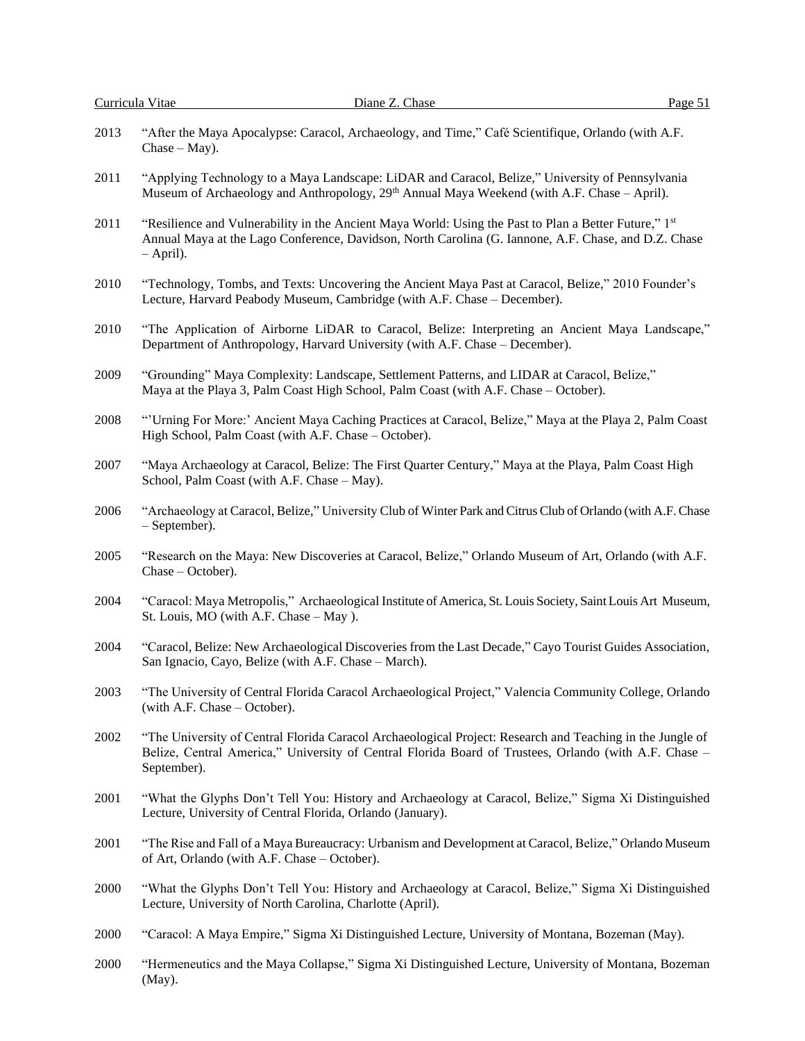2013 "After the Maya Apocalypse: Caracol, Archaeology, and Time," Café Scientifique, Orlando (with A.F. Chase – May).

2011 "Applying Technology to a Maya Landscape: LiDAR and Caracol, Belize," University of Pennsylvania Museum of Archaeology and Anthropology, 29th Annual Maya Weekend (with A.F. Chase – April).

2011 "Resilience and Vulnerability in the Ancient Maya World: Using the Past to Plan a Better Future," 1st Annual Maya at the Lago Conference, Davidson, North Carolina (G. Iannone, A.F. Chase, and D.Z. Chase – April).

2010 "Technology, Tombs, and Texts: Uncovering the Ancient Maya Past at Caracol, Belize," 2010 Founder's Lecture, Harvard Peabody Museum, Cambridge (with A.F. Chase – December).

2010 "The Application of Airborne LiDAR to Caracol, Belize: Interpreting an Ancient Maya Landscape," Department of Anthropology, Harvard University (with A.F. Chase – December).

2009 "Grounding" Maya Complexity: Landscape, Settlement Patterns, and LIDAR at Caracol, Belize," Maya at the Playa 3, Palm Coast High School, Palm Coast (with A.F. Chase – October).

2008 "'Urning For More:' Ancient Maya Caching Practices at Caracol, Belize," Maya at the Playa 2, Palm Coast High School, Palm Coast (with A.F. Chase – October).

2007 "Maya Archaeology at Caracol, Belize: The First Quarter Century," Maya at the Playa, Palm Coast High School, Palm Coast (with A.F. Chase – May).

2006 "Archaeology at Caracol, Belize," University Club of Winter Park and Citrus Club of Orlando (with A.F. Chase – September).

2005 "Research on the Maya: New Discoveries at Caracol, Belize," Orlando Museum of Art, Orlando (with A.F. Chase – October).

2004 "Caracol: Maya Metropolis," Archaeological Institute of America, St. Louis Society, Saint Louis Art Museum, St. Louis, MO (with A.F. Chase – May ).

2004 "Caracol, Belize: New Archaeological Discoveries from the Last Decade," Cayo Tourist Guides Association, San Ignacio, Cayo, Belize (with A.F. Chase – March).

2003 "The University of Central Florida Caracol Archaeological Project," Valencia Community College, Orlando (with A.F. Chase – October).

2002 "The University of Central Florida Caracol Archaeological Project: Research and Teaching in the Jungle of Belize, Central America," University of Central Florida Board of Trustees, Orlando (with A.F. Chase – September).

2001 "What the Glyphs Don't Tell You: History and Archaeology at Caracol, Belize," Sigma Xi Distinguished Lecture, University of Central Florida, Orlando (January).

2001 "The Rise and Fall of a Maya Bureaucracy: Urbanism and Development at Caracol, Belize," Orlando Museum of Art, Orlando (with A.F. Chase – October).

2000 "What the Glyphs Don't Tell You: History and Archaeology at Caracol, Belize," Sigma Xi Distinguished Lecture, University of North Carolina, Charlotte (April).

2000 "Caracol: A Maya Empire," Sigma Xi Distinguished Lecture, University of Montana, Bozeman (May).

2000 "Hermeneutics and the Maya Collapse," Sigma Xi Distinguished Lecture, University of Montana, Bozeman (May).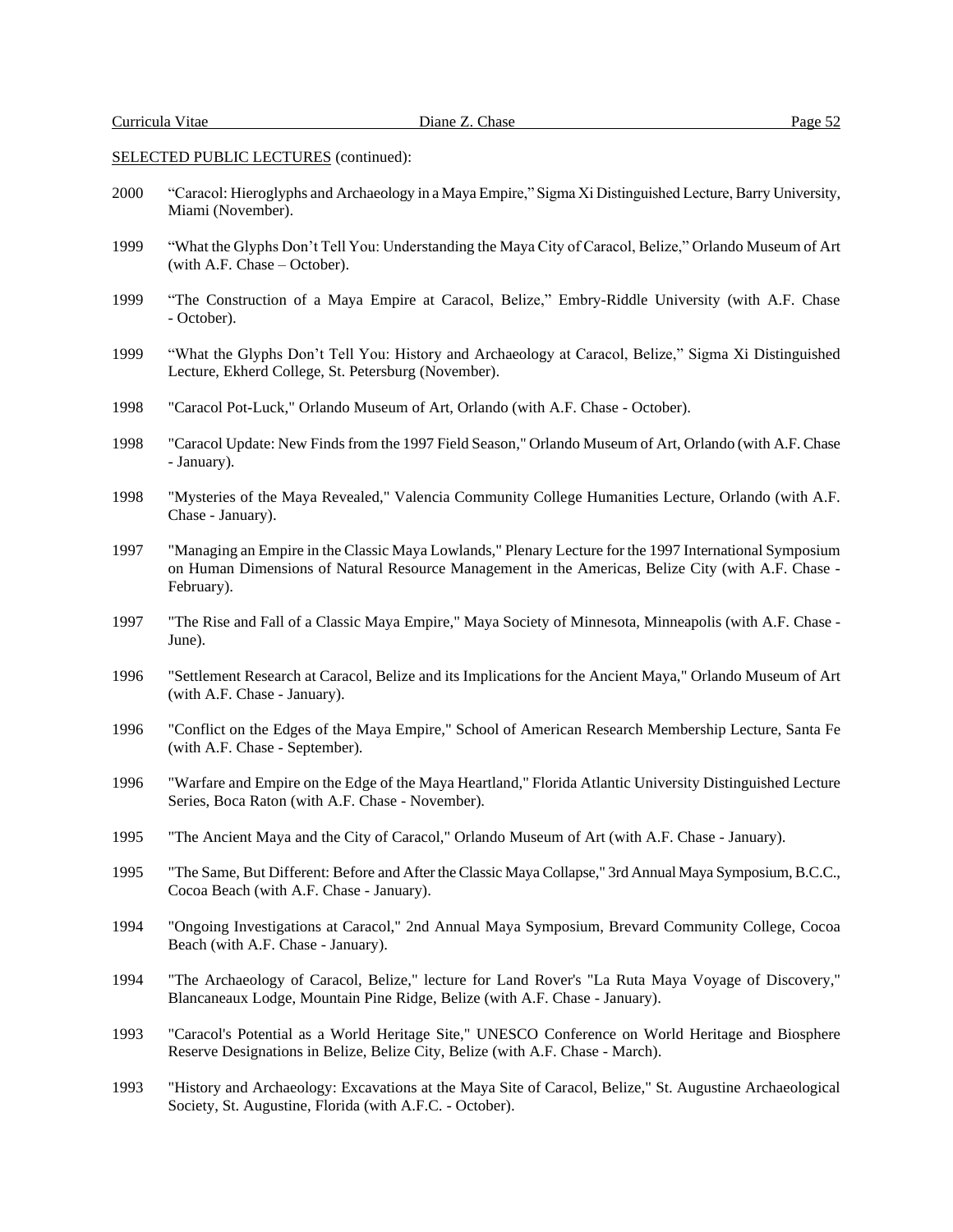SELECTED PUBLIC LECTURES (continued):

2000 "Caracol: Hieroglyphs and Archaeology in a Maya Empire," Sigma Xi Distinguished Lecture, Barry University, Miami (November).

1999 "What the Glyphs Don't Tell You: Understanding the Maya City of Caracol, Belize," Orlando Museum of Art (with A.F. Chase – October).

1999 "The Construction of a Maya Empire at Caracol, Belize," Embry-Riddle University (with A.F. Chase - October).

1999 "What the Glyphs Don't Tell You: History and Archaeology at Caracol, Belize," Sigma Xi Distinguished Lecture, Ekherd College, St. Petersburg (November).

1998 "Caracol Pot-Luck," Orlando Museum of Art, Orlando (with A.F. Chase - October).

1998 "Caracol Update: New Finds from the 1997 Field Season," Orlando Museum of Art, Orlando (with A.F. Chase - January).

1998 "Mysteries of the Maya Revealed," Valencia Community College Humanities Lecture, Orlando (with A.F. Chase - January).

1997 "Managing an Empire in the Classic Maya Lowlands," Plenary Lecture for the 1997 International Symposium on Human Dimensions of Natural Resource Management in the Americas, Belize City (with A.F. Chase - February).

1997 "The Rise and Fall of a Classic Maya Empire," Maya Society of Minnesota, Minneapolis (with A.F. Chase - June).

1996 "Settlement Research at Caracol, Belize and its Implications for the Ancient Maya," Orlando Museum of Art (with A.F. Chase - January).

1996 "Conflict on the Edges of the Maya Empire," School of American Research Membership Lecture, Santa Fe (with A.F. Chase - September).

1996 "Warfare and Empire on the Edge of the Maya Heartland," Florida Atlantic University Distinguished Lecture Series, Boca Raton (with A.F. Chase - November).

1995 "The Ancient Maya and the City of Caracol," Orlando Museum of Art (with A.F. Chase - January).

1995 "The Same, But Different: Before and After the Classic Maya Collapse," 3rd Annual Maya Symposium, B.C.C., Cocoa Beach (with A.F. Chase - January).

1994 "Ongoing Investigations at Caracol," 2nd Annual Maya Symposium, Brevard Community College, Cocoa Beach (with A.F. Chase - January).

1994 "The Archaeology of Caracol, Belize," lecture for Land Rover's "La Ruta Maya Voyage of Discovery," Blancaneaux Lodge, Mountain Pine Ridge, Belize (with A.F. Chase - January).

1993 "Caracol's Potential as a World Heritage Site," UNESCO Conference on World Heritage and Biosphere Reserve Designations in Belize, Belize City, Belize (with A.F. Chase - March).

1993 "History and Archaeology: Excavations at the Maya Site of Caracol, Belize," St. Augustine Archaeological Society, St. Augustine, Florida (with A.F.C. - October).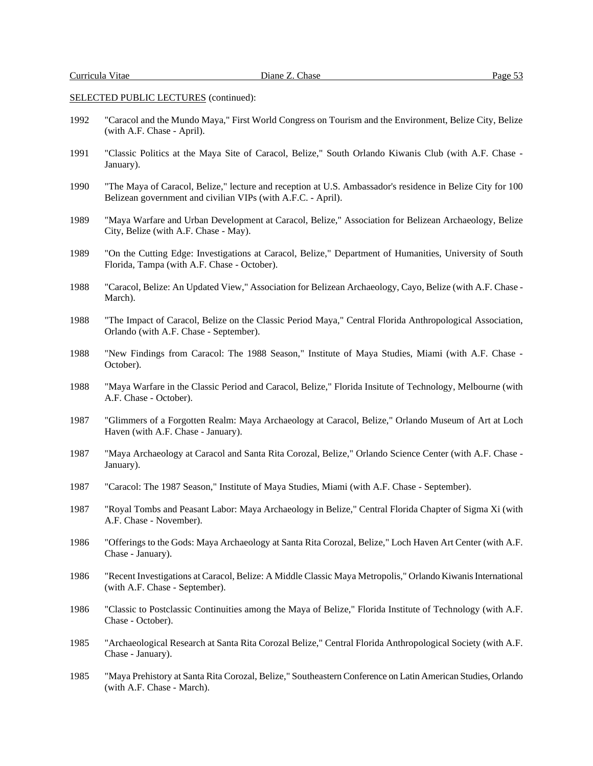SELECTED PUBLIC LECTURES (continued):

1992 "Caracol and the Mundo Maya," First World Congress on Tourism and the Environment, Belize City, Belize (with A.F. Chase - April).

1991 "Classic Politics at the Maya Site of Caracol, Belize," South Orlando Kiwanis Club (with A.F. Chase - January).

1990 "The Maya of Caracol, Belize," lecture and reception at U.S. Ambassador's residence in Belize City for 100 Belizean government and civilian VIPs (with A.F.C. - April).

1989 "Maya Warfare and Urban Development at Caracol, Belize," Association for Belizean Archaeology, Belize City, Belize (with A.F. Chase - May).

1989 "On the Cutting Edge: Investigations at Caracol, Belize," Department of Humanities, University of South Florida, Tampa (with A.F. Chase - October).

1988 "Caracol, Belize: An Updated View," Association for Belizean Archaeology, Cayo, Belize (with A.F. Chase - March).

1988 "The Impact of Caracol, Belize on the Classic Period Maya," Central Florida Anthropological Association, Orlando (with A.F. Chase - September).

1988 "New Findings from Caracol: The 1988 Season," Institute of Maya Studies, Miami (with A.F. Chase - October).

1988 "Maya Warfare in the Classic Period and Caracol, Belize," Florida Insitute of Technology, Melbourne (with A.F. Chase - October).

1987 "Glimmers of a Forgotten Realm: Maya Archaeology at Caracol, Belize," Orlando Museum of Art at Loch Haven (with A.F. Chase - January).

1987 "Maya Archaeology at Caracol and Santa Rita Corozal, Belize," Orlando Science Center (with A.F. Chase - January).

1987 "Caracol: The 1987 Season," Institute of Maya Studies, Miami (with A.F. Chase - September).

1987 "Royal Tombs and Peasant Labor: Maya Archaeology in Belize," Central Florida Chapter of Sigma Xi (with A.F. Chase - November).

1986 "Offerings to the Gods: Maya Archaeology at Santa Rita Corozal, Belize," Loch Haven Art Center (with A.F. Chase - January).

1986 "Recent Investigations at Caracol, Belize: A Middle Classic Maya Metropolis," Orlando Kiwanis International (with A.F. Chase - September).

1986 "Classic to Postclassic Continuities among the Maya of Belize," Florida Institute of Technology (with A.F. Chase - October).

1985 "Archaeological Research at Santa Rita Corozal Belize," Central Florida Anthropological Society (with A.F. Chase - January).

1985 "Maya Prehistory at Santa Rita Corozal, Belize," Southeastern Conference on Latin American Studies, Orlando (with A.F. Chase - March).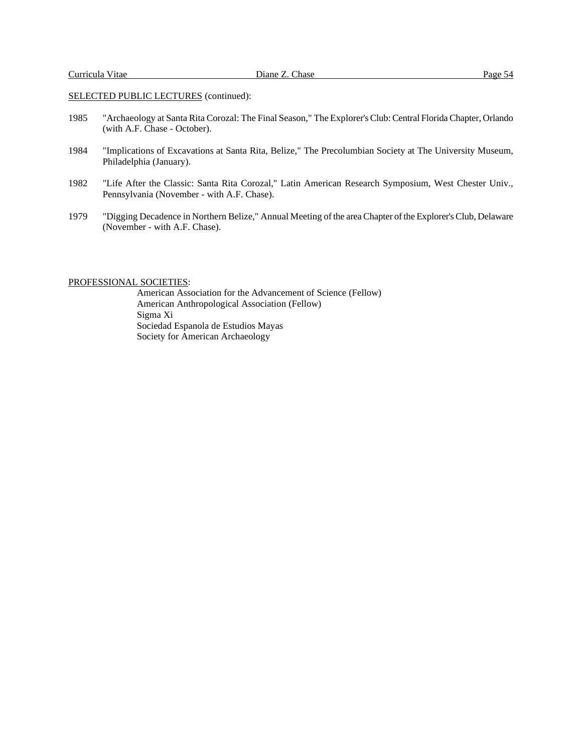SELECTED PUBLIC LECTURES (continued):

1985 "Archaeology at Santa Rita Corozal: The Final Season," The Explorer's Club: Central Florida Chapter, Orlando (with A.F. Chase - October).

1984 "Implications of Excavations at Santa Rita, Belize," The Precolumbian Society at The University Museum, Philadelphia (January).

1982 "Life After the Classic: Santa Rita Corozal," Latin American Research Symposium, West Chester Univ., Pennsylvania (November - with A.F. Chase).

1979 "Digging Decadence in Northern Belize," Annual Meeting of the area Chapter of the Explorer's Club, Delaware (November - with A.F. Chase).

PROFESSIONAL SOCIETIES:

American Association for the Advancement of Science (Fellow)
American Anthropological Association (Fellow)
Sigma Xi
Sociedad Espanola de Estudios Mayas
Society for American Archaeology